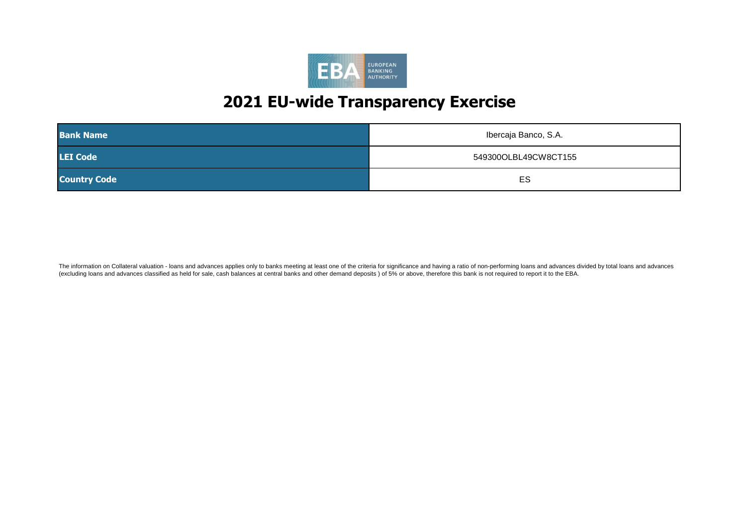# 2021 EU-wide Transparency Exercise

| | |
|---|---|
| **Bank Name** | Ibercaja Banco, S.A. |
| **LEI Code** | 549300OLBL49CW8CT155 |
| **Country Code** | ES |

The information on Collateral valuation - loans and advances applies only to banks meeting at least one of the criteria for significance and having a ratio of non-performing loans and advances divided by total loans and advances (excluding loans and advances classified as held for sale, cash balances at central banks and other demand deposits ) of 5% or above, therefore this bank is not required to report it to the EBA.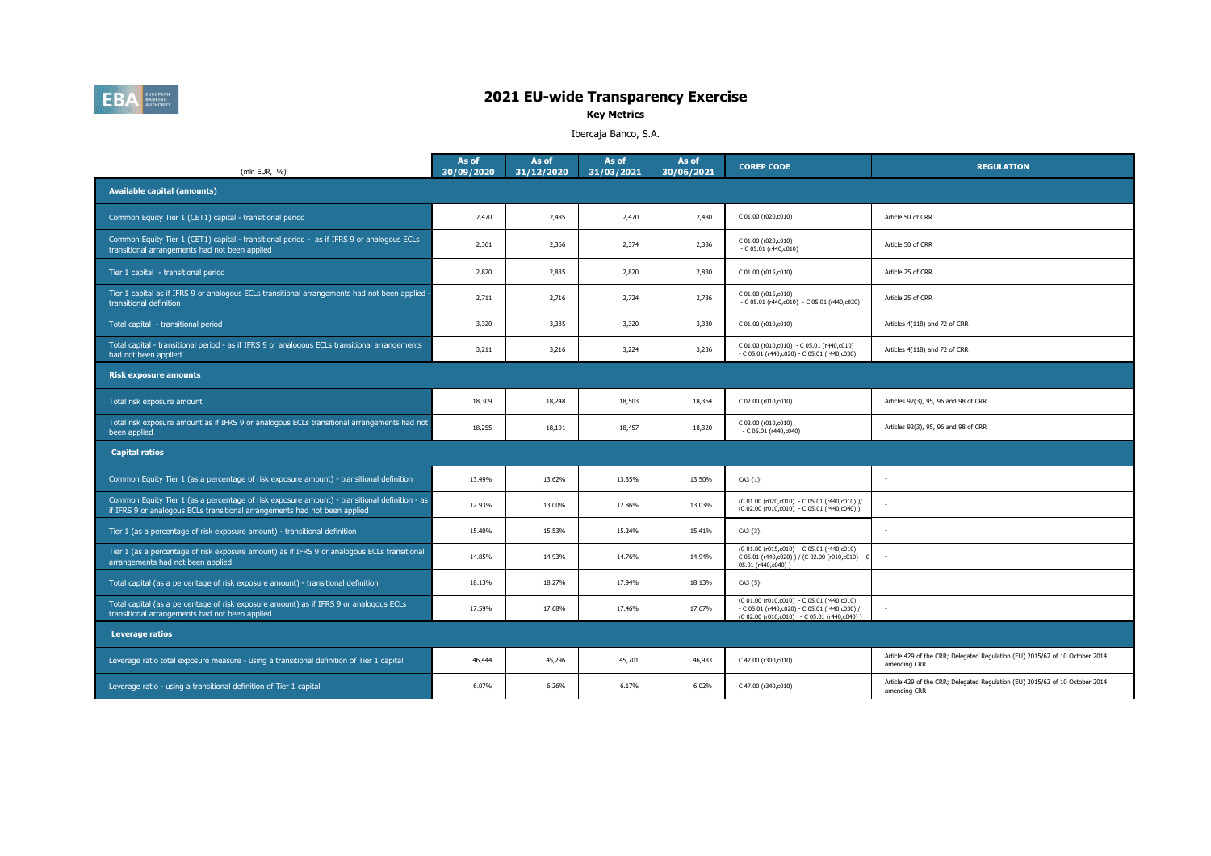# 2021 EU-wide Transparency Exercise

**Key Metrics**

Ibercaja Banco, S.A.

| (mln EUR, %) | As of 30/09/2020 | As of 31/12/2020 | As of 31/03/2021 | As of 30/06/2021 | COREP CODE | REGULATION |
|---|---|---|---|---|---|---|
| **Available capital (amounts)** | | | | | | |
| Common Equity Tier 1 (CET1) capital - transitional period | 2,470 | 2,485 | 2,470 | 2,480 | C 01.00 (r020,c010) | Article 50 of CRR |
| Common Equity Tier 1 (CET1) capital - transitional period - as if IFRS 9 or analogous ECLs transitional arrangements had not been applied | 2,361 | 2,366 | 2,374 | 2,386 | C 01.00 (r020,c010) - C 05.01 (r440,c010) | Article 50 of CRR |
| Tier 1 capital - transitional period | 2,820 | 2,835 | 2,820 | 2,830 | C 01.00 (r015,c010) | Article 25 of CRR |
| Tier 1 capital as if IFRS 9 or analogous ECLs transitional arrangements had not been applied - transitional definition | 2,711 | 2,716 | 2,724 | 2,736 | C 01.00 (r015,c010) - C 05.01 (r440,c010) - C 05.01 (r440,c020) | Article 25 of CRR |
| Total capital - transitional period | 3,320 | 3,335 | 3,320 | 3,330 | C 01.00 (r010,c010) | Articles 4(118) and 72 of CRR |
| Total capital - transitional period - as if IFRS 9 or analogous ECLs transitional arrangements had not been applied | 3,211 | 3,216 | 3,224 | 3,236 | C 01.00 (r010,c010) - C 05.01 (r440,c010) - C 05.01 (r440,c020) - C 05.01 (r440,c030) | Articles 4(118) and 72 of CRR |
| **Risk exposure amounts** | | | | | | |
| Total risk exposure amount | 18,309 | 18,248 | 18,503 | 18,364 | C 02.00 (r010,c010) | Articles 92(3), 95, 96 and 98 of CRR |
| Total risk exposure amount as if IFRS 9 or analogous ECLs transitional arrangements had not been applied | 18,255 | 18,191 | 18,457 | 18,320 | C 02.00 (r010,c010) - C 05.01 (r440,c040) | Articles 92(3), 95, 96 and 98 of CRR |
| **Capital ratios** | | | | | | |
| Common Equity Tier 1 (as a percentage of risk exposure amount) - transitional definition | 13.49% | 13.62% | 13.35% | 13.50% | CA3 {1} | - |
| Common Equity Tier 1 (as a percentage of risk exposure amount) - transitional definition - as if IFRS 9 or analogous ECLs transitional arrangements had not been applied | 12.93% | 13.00% | 12.86% | 13.03% | (C 01.00 (r020,c010) - C 05.01 (r440,c010) )/ (C 02.00 (r010,c010) - C 05.01 (r440,c040) ) | - |
| Tier 1 (as a percentage of risk exposure amount) - transitional definition | 15.40% | 15.53% | 15.24% | 15.41% | CA3 {3} | - |
| Tier 1 (as a percentage of risk exposure amount) as if IFRS 9 or analogous ECLs transitional arrangements had not been applied | 14.85% | 14.93% | 14.76% | 14.94% | (C 01.00 (r015,c010) - C 05.01 (r440,c010) - C 05.01 (r440,c020) ) / (C 02.00 (r010,c010) - C 05.01 (r440,c040) ) | - |
| Total capital (as a percentage of risk exposure amount) - transitional definition | 18.13% | 18.27% | 17.94% | 18.13% | CA3 {5} | - |
| Total capital (as a percentage of risk exposure amount) as if IFRS 9 or analogous ECLs transitional arrangements had not been applied | 17.59% | 17.68% | 17.46% | 17.67% | (C 01.00 (r010,c010) - C 05.01 (r440,c010) - C 05.01 (r440,c020) - C 05.01 (r440,c030) ) / (C 02.00 (r010,c010) - C 05.01 (r440,c040) ) | - |
| **Leverage ratios** | | | | | | |
| Leverage ratio total exposure measure - using a transitional definition of Tier 1 capital | 46,444 | 45,296 | 45,701 | 46,983 | C 47.00 (r300,c010) | Article 429 of the CRR; Delegated Regulation (EU) 2015/62 of 10 October 2014 amending CRR |
| Leverage ratio - using a transitional definition of Tier 1 capital | 6.07% | 6.26% | 6.17% | 6.02% | C 47.00 (r340,c010) | Article 429 of the CRR; Delegated Regulation (EU) 2015/62 of 10 October 2014 amending CRR |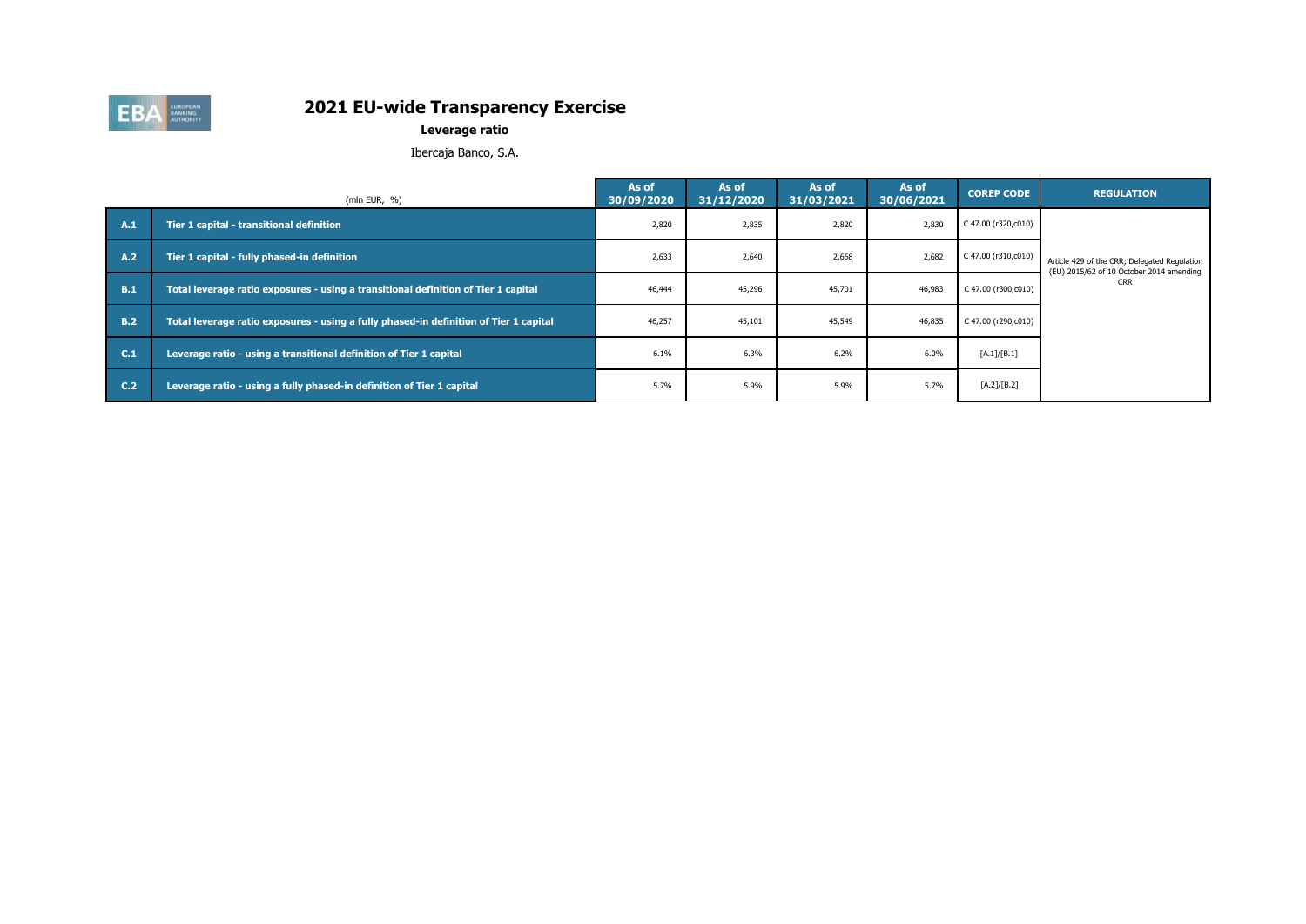# 2021 EU-wide Transparency Exercise

**Leverage ratio**

Ibercaja Banco, S.A.

| | (mln EUR, %) | As of 30/09/2020 | As of 31/12/2020 | As of 31/03/2021 | As of 30/06/2021 | COREP CODE | REGULATION |
|---|---|---|---|---|---|---|---|
| A.1 | Tier 1 capital - transitional definition | 2,820 | 2,835 | 2,820 | 2,830 | C 47.00 (r320,c010) | Article 429 of the CRR; Delegated Regulation (EU) 2015/62 of 10 October 2014 amending CRR |
| A.2 | Tier 1 capital - fully phased-in definition | 2,633 | 2,640 | 2,668 | 2,682 | C 47.00 (r310,c010) | |
| B.1 | Total leverage ratio exposures - using a transitional definition of Tier 1 capital | 46,444 | 45,296 | 45,701 | 46,983 | C 47.00 (r300,c010) | |
| B.2 | Total leverage ratio exposures - using a fully phased-in definition of Tier 1 capital | 46,257 | 45,101 | 45,549 | 46,835 | C 47.00 (r290,c010) | |
| C.1 | Leverage ratio - using a transitional definition of Tier 1 capital | 6.1% | 6.3% | 6.2% | 6.0% | [A.1]/[B.1] | |
| C.2 | Leverage ratio - using a fully phased-in definition of Tier 1 capital | 5.7% | 5.9% | 5.9% | 5.7% | [A.2]/[B.2] | |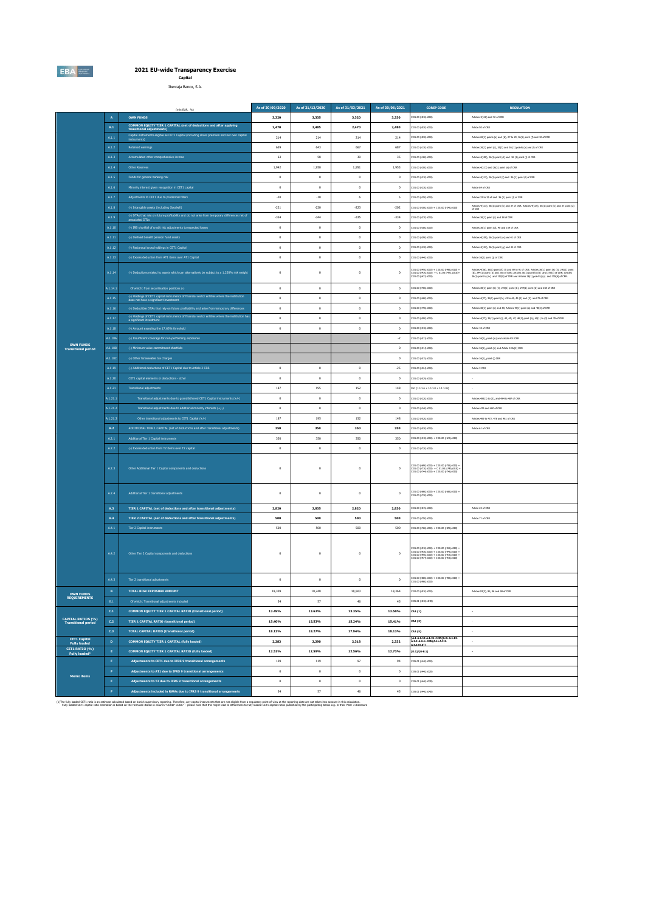# 2021 EU-wide Transparency Exercise

## Capital

Ibercaja Banco, S.A.

| | | (mln EUR, %) | As of 30/09/2020 | As of 31/12/2020 | As of 31/03/2021 | As of 30/06/2021 | COREP CODE | REGULATION |
|---|---|---|---|---|---|---|---|---|
| OWN FUNDS Transitional period | A | OWN FUNDS | 3,320 | 3,335 | 3,320 | 3,330 | C 01.00 (r010,c010) | Articles 4(118) and 72 of CRR |
| | A.1 | COMMON EQUITY TIER 1 CAPITAL (net of deductions and after applying transitional adjustments) | 2,470 | 2,485 | 2,470 | 2,480 | C 01.00 (r020,c010) | Article 50 of CRR |
| | A.1.1 | Capital instruments eligible as CET1 Capital (including share premium and net own capital instruments) | 214 | 214 | 214 | 214 | C 01.00 (r030,c010) | Articles 26(1) points (a) and (b), 27 to 29, 36(1) point (f) and 42 of CRR |
| | A.1.2 | Retained earnings | 659 | 643 | 667 | 687 | C 01.00 (r130,c010) | Articles 26(1) point (c), 26(2) and 36 (1) points (a) and (l) of CRR |
| | A.1.3 | Accumulated other comprehensive income | 63 | 58 | 39 | 35 | C 01.00 (r180,c010) | Articles 4(100), 26(1) point (d) and 36 (1) point (l) of CRR |
| | A.1.4 | Other Reserves | 1,942 | 1,950 | 1,951 | 1,953 | C 01.00 (r200,c010) | Articles 4(117) and 26(1) point (e) of CRR |
| | A.1.5 | Funds for general banking risk | 0 | 0 | 0 | 0 | C 01.00 (r210,c010) | Articles 4(112), 26(1) point (f) and 36 (1) point (l) of CRR |
| | A.1.6 | Minority interest given recognition in CET1 capital | 0 | 0 | 0 | 0 | C 01.00 (r230,c010) | Article 84 of CRR |
| | A.1.7 | Adjustments to CET1 due to prudential filters | -30 | -10 | 6 | 5 | C 01.00 (r250,c010) | Articles 32 to 35 of and 36 (1) point (l) of CRR |
| | A.1.8 | (-) Intangible assets (including Goodwill) | -221 | -220 | -223 | -202 | C 01.00 (r300,c010) + C 01.00 (r340,c010) | Articles 4(113), 36(1) point (b) and 37 of CRR. Articles 4(115), 36(1) point (b) and 37 point (a) of CCR |
| | A.1.9 | (-) DTAs that rely on future profitability and do not arise from temporary differences net of associated DTLs | -354 | -344 | -335 | -334 | C 01.00 (r370,c010) | Articles 36(1) point (c) and 38 of CRR |
| | A.1.10 | (-) IRB shortfall of credit risk adjustments to expected losses | 0 | 0 | 0 | 0 | C 01.00 (r380,c010) | Articles 36(1) point (d), 40 and 159 of CRR |
| | A.1.11 | (-) Defined benefit pension fund assets | 0 | 0 | 0 | 0 | C 01.00 (r390,c010) | Articles 4(109), 36(1) point (e) and 41 of CRR |
| | A.1.12 | (-) Reciprocal cross holdings in CET1 Capital | 0 | 0 | 0 | 0 | C 01.00 (r430,c010) | Articles 4(122), 36(1) point (g) and 44 of CRR |
| | A.1.13 | (-) Excess deduction from AT1 items over AT1 Capital | 0 | 0 | 0 | 0 | C 01.00 (r440,c010) | Article 36(1) point (j) of CRR |
| | A.1.14 | (-) Deductions related to assets which can alternatively be subject to a 1.250% risk weight | 0 | 0 | 0 | 0 | C 01.00 (r450,c010) + C 01.00 (r460,c010) + C 01.00 (r470,c010) + C 01.00 (r471,c010)+ C 01.00 (r472,c010) | Articles 4(36), 36(1) point (k) (i) and 89 to 91 of CRR; Articles 36(1) point (k) (ii), 243(1) point (b), 244(1) point (b) and 258 of CRR; Articles 36(1) point k) (iii) and 379(3) of CRR; Articles 36(1) point k) (iv) and 153(8) of CRR and Articles 36(1) point k) (v) and 155(4) of CRR. |
| | A.1.14.1 | Of which: from securitisation positions (-) | 0 | 0 | 0 | 0 | C 01.00 (r460,c010) | Articles 36(1) point (k) (ii), 243(1) point (b), 244(1) point (b) and 258 of CRR |
| | A.1.15 | (-) Holdings of CET1 capital instruments of financial sector entities where the institution does not have a significant investment | 0 | 0 | 0 | 0 | C 01.00 (r480,c010) | Articles 4(27), 36(1) point (h); 43 to 46, 49 (2) and (3) and 79 of CRR |
| | A.1.16 | (-) Deductible DTAs that rely on future profitability and arise from temporary differences | 0 | 0 | 0 | 0 | C 01.00 (r490,c010) | Articles 36(1) point (c) and 38; Articles 48(1) point (a) and 48(2) of CRR |
| | A.1.17 | (-) Holdings of CET1 capital instruments of financial sector entities where the institution has a significant investment | 0 | 0 | 0 | 0 | C 01.00 (r500,c010) | Articles 4(27); 36(1) point (i); 43, 45; 47; 48(1) point (b); 49(1) to (3) and 79 of CRR |
| | A.1.18 | (-) Amount exceeding the 17.65% threshold | 0 | 0 | 0 | 0 | C 01.00 (r510,c010) | Article 48 of CRR |
| | A.1.18A | (-) Insufficient coverage for non-performing exposures | | | | -2 | C 01.00 (r513,c010) | Article 36(1), point (m) and Article 47c CRR |
| | A.1.18B | (-) Minimum value commitment shortfalls | | | | 0 | C 01.00 (r514,c010) | Article 36(1), point (n) and Article 132c(2) CRR |
| | A.1.18C | (-) Other foreseeable tax charges | | | | 0 | C 01.00 (r515,c010) | Article 36(1), point (l) CRR |
| | A.1.19 | (-) Additional deductions of CET1 Capital due to Article 3 CRR | 0 | 0 | 0 | -25 | C 01.00 (r524,c010) | Article 3 CRR |
| | A.1.20 | CET1 capital elements or deductions - other | 0 | 0 | 0 | 0 | C 01.00 (r529,c010) | - |
| | A.1.21 | Transitional adjustments | 197 | 195 | 152 | 148 | CA1 {1.1.1.6 + 1.1.1.8 + 1.1.1.26} | - |
| | A.1.21.1 | Transitional adjustments due to grandfathered CET1 Capital instruments (+/-) | 0 | 0 | 0 | 0 | C 01.00 (r220,c010) | Articles 483(1) to (3), and 484 to 487 of CRR |
| | A.1.21.2 | Transitional adjustments due to additional minority interests (+/-) | 0 | 0 | 0 | 0 | C 01.00 (r240,c010) | Articles 479 and 480 of CRR |
| | A.1.21.3 | Other transitional adjustments to CET1 Capital (+/-) | 197 | 195 | 152 | 148 | C 01.00 (r520,c010) | Articles 469 to 472, 478 and 481 of CRR |
| | A.2 | ADDITIONAL TIER 1 CAPITAL (net of deductions and after transitional adjustments) | 350 | 350 | 350 | 350 | C 01.00 (r530,c010) | Article 61 of CRR |
| | A.2.1 | Additional Tier 1 Capital instruments | 350 | 350 | 350 | 350 | C 01.00 (r540,c010) + C 01.00 (r670,c010) | |
| | A.2.2 | (-) Excess deduction from T2 items over T2 capital | 0 | 0 | 0 | 0 | C 01.00 (r720,c010) | |
| | A.2.3 | Other Additional Tier 1 Capital components and deductions | 0 | 0 | 0 | 0 | C 01.00 (r690,c010) + C 01.00 (r700,c010) + C 01.00 (r710,c010) + C 01.00 (r740,c010) + C 01.00 (r744,c010) + C 01.00 (r748,c010) | |
| | A.2.4 | Additional Tier 1 transitional adjustments | 0 | 0 | 0 | 0 | C 01.00 (r660,c010) + C 01.00 (r680,c010) + C 01.00 (r730,c010) | |
| | A.3 | TIER 1 CAPITAL (net of deductions and after transitional adjustments) | 2,820 | 2,835 | 2,820 | 2,830 | C 01.00 (r015,c010) | Article 25 of CRR |
| | A.4 | TIER 2 CAPITAL (net of deductions and after transitional adjustments) | 500 | 500 | 500 | 500 | C 01.00 (r750,c010) | Article 71 of CRR |
| | A.4.1 | Tier 2 Capital instruments | 500 | 500 | 500 | 500 | C 01.00 (r760,c010) + C 01.00 (r890,c010) | |
| | A.4.2 | Other Tier 2 Capital components and deductions | 0 | 0 | 0 | 0 | C 01.00 (r910,c010) + C 01.00 (r920,c010) + C 01.00 (r930,c010) + C 01.00 (r940,c010) + C 01.00 (r950,c010) + C 01.00 (r970,c010) + C 01.00 (r974,c010) + C 01.00 (r978,c010) | |
| | A.4.3 | Tier 2 transitional adjustments | 0 | 0 | 0 | 0 | C 01.00 (r880,c010) + C 01.00 (r900,c010) + C 01.00 (r960,c010) | |
| OWN FUNDS REQUIREMENTS | B | TOTAL RISK EXPOSURE AMOUNT | 18,309 | 18,248 | 18,503 | 18,364 | C 02.00 (r010,c010) | Articles 92(3), 95, 96 and 98 of CRR |
| | B.1 | Of which: Transitional adjustments included | 54 | 57 | 46 | 45 | C 05.01 (r010;c040) | |
| CAPITAL RATIOS (%) Transitional period | C.1 | COMMON EQUITY TIER 1 CAPITAL RATIO (transitional period) | 13.49% | 13.62% | 13.35% | 13.50% | CA3 {1} | - |
| | C.2 | TIER 1 CAPITAL RATIO (transitional period) | 15.40% | 15.53% | 15.24% | 15.41% | CA3 {3} | - |
| | C.3 | TOTAL CAPITAL RATIO (transitional period) | 18.13% | 18.27% | 17.94% | 18.13% | CA3 {5} | - |
| CET1 Capital Fully loaded | D | COMMON EQUITY TIER 1 CAPITAL (fully loaded) | 2,283 | 2,290 | 2,318 | 2,332 | [A.1-A.1.13-A.1.21+MIN(A.2+A.1.13-A.2.2-A.2.4+MIN(A.4+A.2.2-A.4.3,0),0)] | - |
| CET1 RATIO (%) Fully loaded[1] | E | COMMON EQUITY TIER 1 CAPITAL RATIO (fully loaded) | 12.51% | 12.59% | 12.56% | 12.73% | [D.1]/[B-B.1] | - |
| Memo items | F | Adjustments to CET1 due to IFRS 9 transitional arrangements | 109 | 119 | 97 | 94 | C 05.01 (r440,c010) | |
| | F | Adjustments to AT1 due to IFRS 9 transitional arrangements | 0 | 0 | 0 | 0 | C 05.01 (r440,c020) | |
| | F | Adjustments to T2 due to IFRS 9 transitional arrangements | 0 | 0 | 0 | 0 | C 05.01 (r440,c030) | |
| | F | Adjustments included in RWAs due to IFRS 9 transitional arrangements | 54 | 57 | 46 | 45 | C 05.01 (r440,c040) | |

(1)The fully loaded CET1 ratio is an estimate calculated based on bank's supervisory reporting. Therefore, any capital instruments that are not eligible from a regulatory point of view at the reporting date are not taken into account in this calculation.
Fully loaded CET1 capital ratio estimation is based on the formulae stated in column "COREP CODE" – please note that this might lead to differences to fully loaded CET1 capital ratios published by the participating banks e.g. in their Pillar 3 disclosure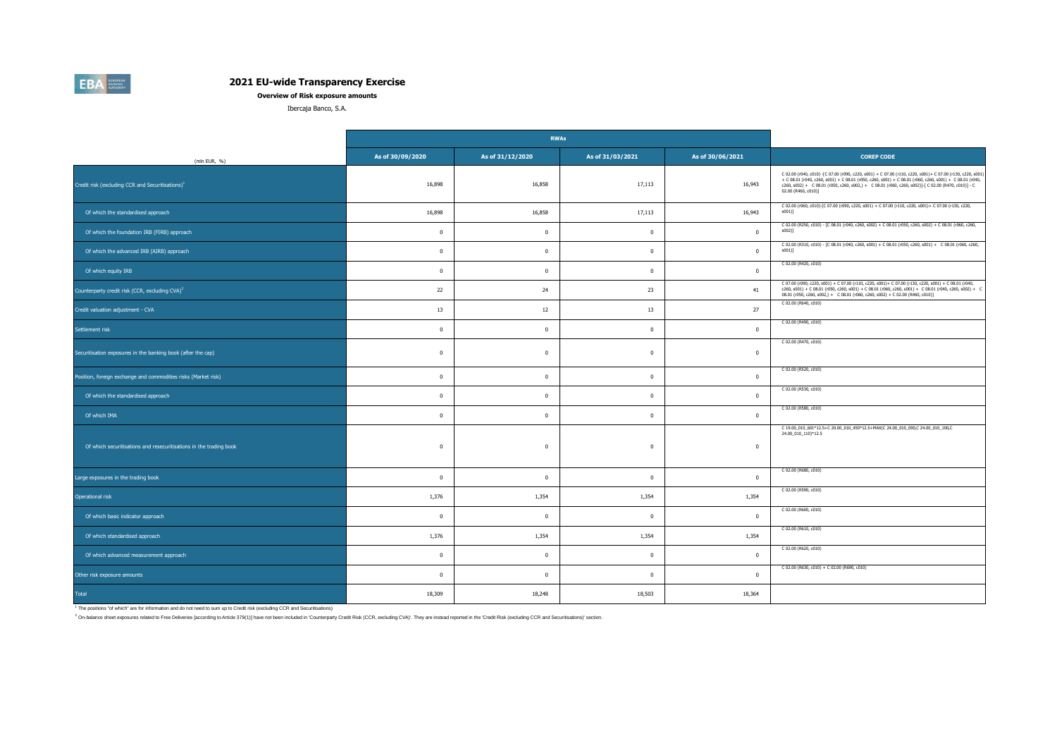# 2021 EU-wide Transparency Exercise

**Overview of Risk exposure amounts**

Ibercaja Banco, S.A.

| | RWAs | | | | |
|---|---|---|---|---|---|
| (mln EUR, %) | As of 30/09/2020 | As of 31/12/2020 | As of 31/03/2021 | As of 30/06/2021 | COREP CODE |
| Credit risk (excluding CCR and Securitisations)[1] | 16,898 | 16,858 | 17,113 | 16,943 | C 02.00 (r040, c010) -[C 07.00 (r090, c220, s001) + C 07.00 (r110, c220, s001)+ C 07.00 (r130, c220, s001) + C 08.01 (r040, c260, s001) + C 08.01 (r050, c260, s001) + C 08.01 (r060, c260, s001) + C 08.01 (r040, c260, s002) + C 08.01 (r050, c260, s002,) + C 08.01 (r060, c260, s002)]-[ C 02.00 (R470, c010)] - C 02.00 (R460, c010)] |
| Of which the standardised approach | 16,898 | 16,858 | 17,113 | 16,943 | C 02.00 (r060, c010)-[C 07.00 (r090, c220, s001) + C 07.00 (r110, c220, s001)+ C 07.00 (r130, c220, s001)] |
| Of which the foundation IRB (FIRB) approach | 0 | 0 | 0 | 0 | C 02.00 (R250, c010) - [C 08.01 (r040, c260, s002) + C 08.01 (r050, c260, s002) + C 08.01 (r060, c260, s002)] |
| Of which the advanced IRB (AIRB) approach | 0 | 0 | 0 | 0 | C 02.00 (R310, c010) - [C 08.01 (r040, c260, s001) + C 08.01 (r050, c260, s001) + C 08.01 (r060, c260, s001)] |
| Of which equity IRB | 0 | 0 | 0 | 0 | C 02.00 (R420, c010) |
| Counterparty credit risk (CCR, excluding CVA)[2] | 22 | 24 | 23 | 41 | C 07.00 (r090, c220, s001) + C 07.00 (r110, c220, s001)+ C 07.00 (r130, c220, s001) + C 08.01 (r040, c260, s001) + C 08.01 (r050, c260, s001) + C 08.01 (r060, c260, s001) + C 08.01 (r040, c260, s002) + C 08.01 (r050, c260, s002,) + C 08.01 (r060, c260, s002) + C 02.00 (R460, c010)] |
| Credit valuation adjustment - CVA | 13 | 12 | 13 | 27 | C 02.00 (R640, c010) |
| Settlement risk | 0 | 0 | 0 | 0 | C 02.00 (R490, c010) |
| Securitisation exposures in the banking book (after the cap) | 0 | 0 | 0 | 0 | C 02.00 (R470, c010) |
| Position, foreign exchange and commodities risks (Market risk) | 0 | 0 | 0 | 0 | C 02.00 (R520, c010) |
| Of which the standardised approach | 0 | 0 | 0 | 0 | C 02.00 (R530, c010) |
| Of which IMA | 0 | 0 | 0 | 0 | C 02.00 (R580, c010) |
| Of which securitisations and resecuritisations in the trading book | 0 | 0 | 0 | 0 | C 19.00_010_601*12.5+C 20.00_010_450*12.5+MAX(C 24.00_010_090,C 24.00_010_100,C 24.00_010_110)*12.5 |
| Large exposures in the trading book | 0 | 0 | 0 | 0 | C 02.00 (R680, c010) |
| Operational risk | 1,376 | 1,354 | 1,354 | 1,354 | C 02.00 (R590, c010) |
| Of which basic indicator approach | 0 | 0 | 0 | 0 | C 02.00 (R600, c010) |
| Of which standardised approach | 1,376 | 1,354 | 1,354 | 1,354 | C 02.00 (R610, c010) |
| Of which advanced measurement approach | 0 | 0 | 0 | 0 | C 02.00 (R620, c010) |
| Other risk exposure amounts | 0 | 0 | 0 | 0 | C 02.00 (R630, c010) + C 02.00 (R690, c010) |
| Total | 18,309 | 18,248 | 18,503 | 18,364 | |

[1] The positions "of which" are for information and do not need to sum up to Credit risk (excluding CCR and Securitisations)

[2] On-balance sheet exposures related to Free Deliveries [according to Article 379(1)] have not been included in 'Counterparty Credit Risk (CCR, excluding CVA)'. They are instead reported in the 'Credit Risk (excluding CCR and Securitisations)' section.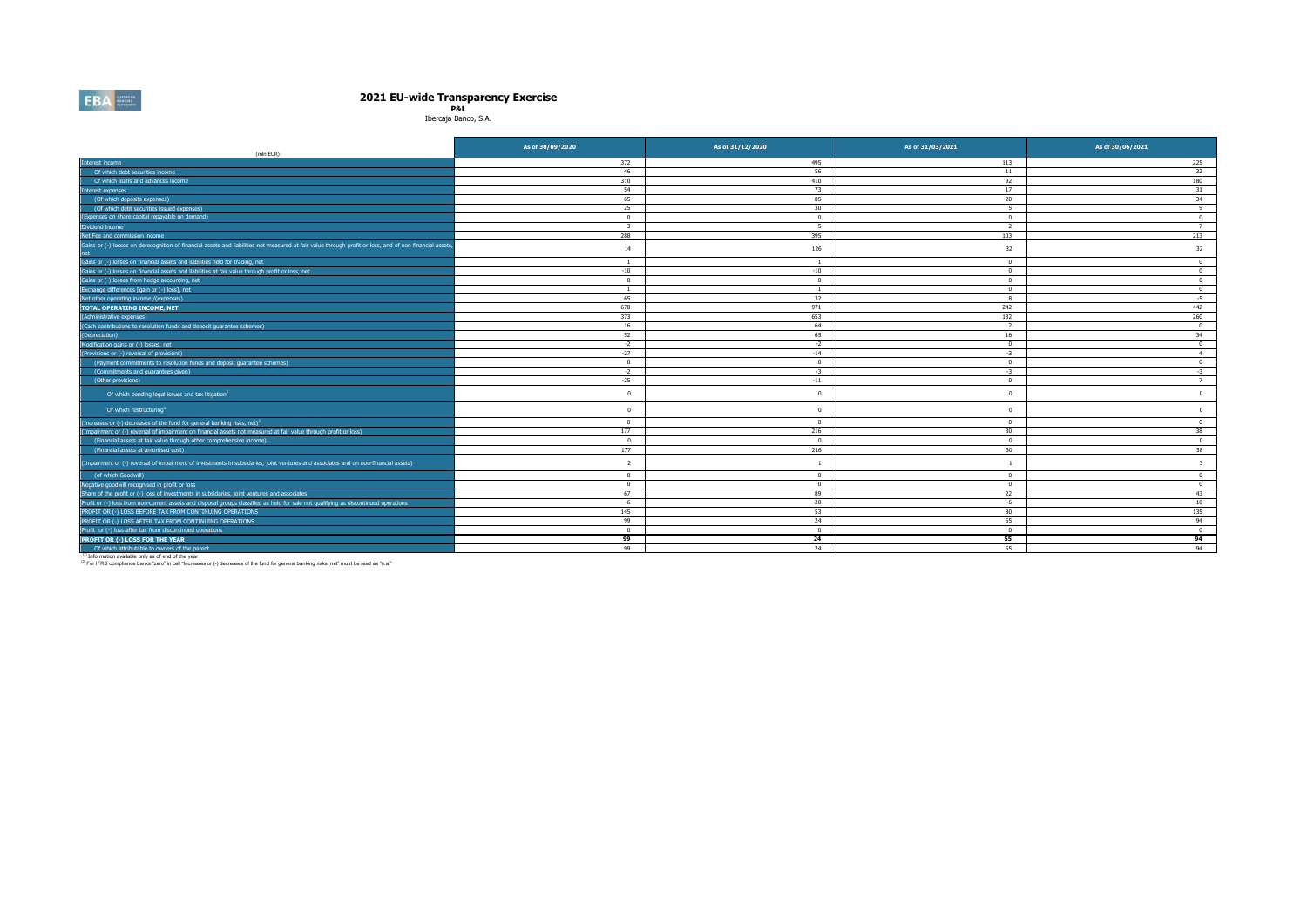# 2021 EU-wide Transparency Exercise

**P&L**

Ibercaja Banco, S.A.

| (mln EUR) | As of 30/09/2020 | As of 31/12/2020 | As of 31/03/2021 | As of 30/06/2021 |
|---|---|---|---|---|
| Interest income | 372 | 495 | 113 | 225 |
| Of which debt securities income | 46 | 56 | 11 | 32 |
| Of which loans and advances income | 310 | 410 | 92 | 180 |
| Interest expenses | 54 | 73 | 17 | 31 |
| (Of which deposits expenses) | 65 | 85 | 20 | 34 |
| (Of which debt securities issued expenses) | 25 | 30 | 5 | 9 |
| (Expenses on share capital repayable on demand) | 0 | 0 | 0 | 0 |
| Dividend income | 3 | 5 | 2 | 7 |
| Net Fee and commission income | 288 | 395 | 103 | 213 |
| Gains or (-) losses on derecognition of financial assets and liabilities not measured at fair value through profit or loss, and of non financial assets, net | 14 | 126 | 32 | 32 |
| Gains or (-) losses on financial assets and liabilities held for trading, net | 1 | 1 | 0 | 0 |
| Gains or (-) losses on financial assets and liabilities at fair value through profit or loss, net | -10 | -10 | 0 | 0 |
| Gains or (-) losses from hedge accounting, net | 0 | 0 | 0 | 0 |
| Exchange differences [gain or (-) loss], net | 1 | 1 | 0 | 0 |
| Net other operating income /(expenses) | 65 | 32 | 8 | -5 |
| **TOTAL OPERATING INCOME, NET** | 678 | 971 | 242 | 442 |
| (Administrative expenses) | 373 | 653 | 132 | 260 |
| (Cash contributions to resolution funds and deposit guarantee schemes) | 16 | 64 | 2 | 0 |
| (Depreciation) | 52 | 65 | 16 | 34 |
| Modification gains or (-) losses, net | -2 | -2 | 0 | 0 |
| (Provisions or (-) reversal of provisions) | -27 | -14 | -3 | 4 |
| (Payment commitments to resolution funds and deposit guarantee schemes) | 0 | 0 | 0 | 0 |
| (Commitments and guarantees given) | -2 | -3 | -3 | -3 |
| (Other provisions) | -25 | -11 | 0 | 7 |
| Of which pending legal issues and tax litigation[1] | 0 | 0 | 0 | 0 |
| Of which restructuring[1] | 0 | 0 | 0 | 0 |
| (Increases or (-) decreases of the fund for general banking risks, net)[2] | 0 | 0 | 0 | 0 |
| (Impairment or (-) reversal of impairment on financial assets not measured at fair value through profit or loss) | 177 | 216 | 30 | 38 |
| (Financial assets at fair value through other comprehensive income) | 0 | 0 | 0 | 0 |
| (Financial assets at amortised cost) | 177 | 216 | 30 | 38 |
| (Impairment or (-) reversal of impairment of investments in subsidaries, joint ventures and associates and on non-financial assets) | 2 | 1 | 1 | 3 |
| (of which Goodwill) | 0 | 0 | 0 | 0 |
| Negative goodwill recognised in profit or loss | 0 | 0 | 0 | 0 |
| Share of the profit or (-) loss of investments in subsidaries, joint ventures and associates | 67 | 89 | 22 | 43 |
| Profit or (-) loss from non-current assets and disposal groups classified as held for sale not qualifying as discontinued operations | -6 | -20 | -6 | -10 |
| PROFIT OR (-) LOSS BEFORE TAX FROM CONTINUING OPERATIONS | 145 | 53 | 80 | 135 |
| PROFIT OR (-) LOSS AFTER TAX FROM CONTINUING OPERATIONS | 99 | 24 | 55 | 94 |
| Profit or (-) loss after tax from discontinued operations | 0 | 0 | 0 | 0 |
| **PROFIT OR (-) LOSS FOR THE YEAR** | **99** | **24** | **55** | **94** |
| Of which attributable to owners of the parent | 99 | 24 | 55 | 94 |

[1] Information available only as of end of the year

[2] For IFRS compliance banks "zero" in cell "Increases or (-) decreases of the fund for general banking risks, net" must be read as "n.a."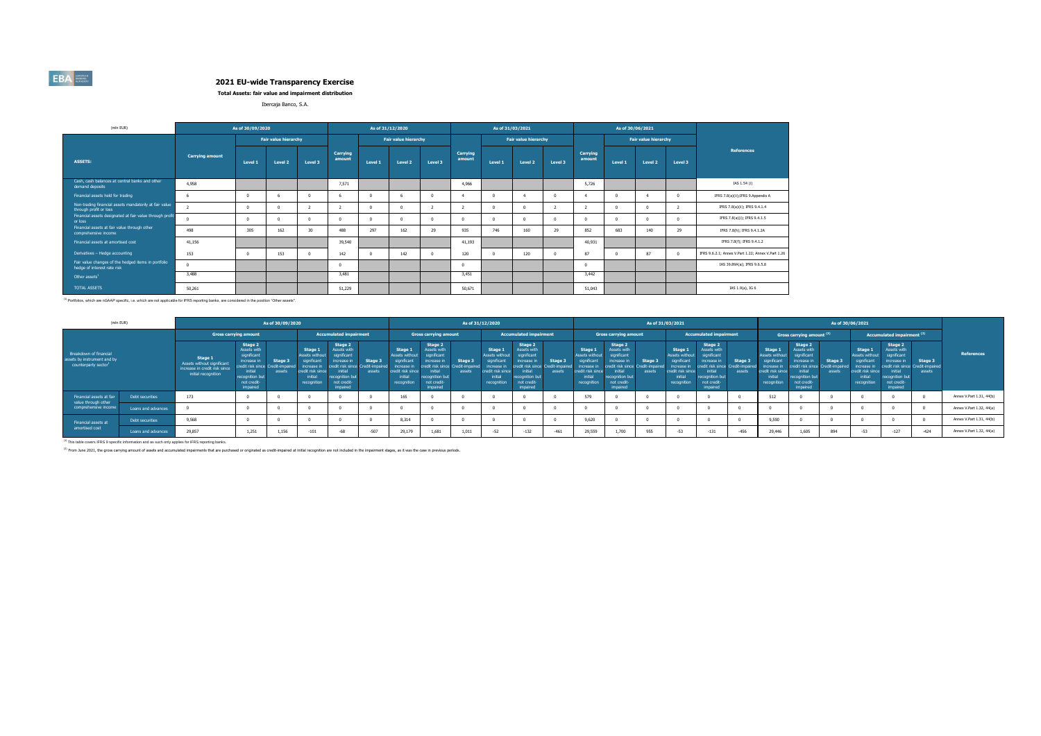# 2021 EU-wide Transparency Exercise

**Total Assets: fair value and impairment distribution**

Ibercaja Banco, S.A.

| (mln EUR) | As of 30/09/2020 | | | | As of 31/12/2020 | | | | As of 31/03/2021 | | | | As of 30/06/2021 | | | | |
|---|---|---|---|---|---|---|---|---|---|---|---|---|---|---|---|---|---|
| | | Fair value hierarchy | | | | Fair value hierarchy | | | | Fair value hierarchy | | | | Fair value hierarchy | | | |
| **ASSETS:** | Carrying amount | Level 1 | Level 2 | Level 3 | Carrying amount | Level 1 | Level 2 | Level 3 | Carrying amount | Level 1 | Level 2 | Level 3 | Carrying amount | Level 1 | Level 2 | Level 3 | References |
| Cash, cash balances at central banks and other demand deposits | 4,958 | | | | 7,571 | | | | 4,966 | | | | 5,726 | | | | IAS 1.54 (i) |
| Financial assets held for trading | 6 | 0 | 6 | 0 | 6 | 0 | 6 | 0 | 4 | 0 | 4 | 0 | 4 | 0 | 4 | 0 | IFRS 7.8(a)(ii);IFRS 9.Appendix A |
| Non-trading financial assets mandatorily at fair value through profit or loss | 2 | 0 | 0 | 2 | 2 | 0 | 0 | 2 | 2 | 0 | 0 | 2 | 2 | 0 | 0 | 2 | IFRS 7.8(a)(ii); IFRS 9.4.1.4 |
| Financial assets designated at fair value through profit or loss | 0 | 0 | 0 | 0 | 0 | 0 | 0 | 0 | 0 | 0 | 0 | 0 | 0 | 0 | 0 | 0 | IFRS 7.8(a)(i); IFRS 9.4.1.5 |
| Financial assets at fair value through other comprehensive income | 498 | 305 | 162 | 30 | 488 | 297 | 162 | 29 | 935 | 746 | 160 | 29 | 852 | 683 | 140 | 29 | IFRS 7.8(h); IFRS 9.4.1.2A |
| Financial assets at amortised cost | 41,156 | | | | 39,540 | | | | 41,193 | | | | 40,931 | | | | IFRS 7.8(f); IFRS 9.4.1.2 |
| Derivatives – Hedge accounting | 153 | 0 | 153 | 0 | 142 | 0 | 142 | 0 | 120 | 0 | 120 | 0 | 87 | 0 | 87 | 0 | IFRS 9.6.2.1; Annex V.Part 1.22; Annex V.Part 1.26 |
| Fair value changes of the hedged items in portfolio hedge of interest rate risk | 0 | | | | 0 | | | | 0 | | | | 0 | | | | IAS 39.89A(a); IFRS 9.6.5.8 |
| Other assets[1] | 3,488 | | | | 3,481 | | | | 3,451 | | | | 3,442 | | | | |
| TOTAL ASSETS | 50,261 | | | | 51,229 | | | | 50,671 | | | | 51,043 | | | | IAS 1.9(a), IG 6 |

[1] Portfolios, which are nGAAP specific, i.e. which are not applicable for IFRS reporting banks, are considered in the position "Other assets".

| (mln EUR) | | As of 30/09/2020 | | | | | | As of 31/12/2020 | | | | | | As of 31/03/2021 | | | | | | As of 30/06/2021 | | | | | | |
|---|---|---|---|---|---|---|---|---|---|---|---|---|---|---|---|---|---|---|---|---|---|---|---|---|---|---|
| | | Gross carrying amount | | | Accumulated impairment | | | Gross carrying amount | | | Accumulated impairment | | | Gross carrying amount | | | Accumulated impairment | | | Gross carrying amount [2] | | | Accumulated impairment [2] | | | |
| Breakdown of financial assets by instrument and by counterparty sector[1] | | Stage 1 Assets without significant increase in credit risk since initial recognition | Stage 2 Assets with significant increase in credit risk since initial recognition but not credit-impaired | Stage 3 Credit-impaired assets | Stage 1 Assets without significant increase in credit risk since initial recognition | Stage 2 Assets with significant increase in credit risk since initial recognition but not credit-impaired | Stage 3 Credit-impaired assets | Stage 1 Assets without significant increase in credit risk since initial recognition | Stage 2 Assets with significant increase in credit risk since initial recognition but not credit-impaired | Stage 3 Credit-impaired assets | Stage 1 Assets without significant increase in credit risk since initial recognition | Stage 2 Assets with significant increase in credit risk since initial recognition but not credit-impaired | Stage 3 Credit-impaired assets | Stage 1 Assets without significant increase in credit risk since initial recognition | Stage 2 Assets with significant increase in credit risk since initial recognition but not credit-impaired | Stage 3 Credit-impaired assets | Stage 1 Assets without significant increase in credit risk since initial recognition | Stage 2 Assets with significant increase in credit risk since initial recognition but not credit-impaired | Stage 3 Credit-impaired assets | Stage 1 Assets without significant increase in credit risk since initial recognition | Stage 2 Assets with significant increase in credit risk since initial recognition but not credit-impaired | Stage 3 Credit-impaired assets | Stage 1 Assets without significant increase in credit risk since initial recognition | Stage 2 Assets with significant increase in credit risk since initial recognition but not credit-impaired | Stage 3 Credit-impaired assets | References |
| Financial assets at fair value through other comprehensive income | Debt securities | 173 | 0 | 0 | 0 | 0 | 0 | 165 | 0 | 0 | 0 | 0 | 0 | 579 | 0 | 0 | 0 | 0 | 0 | 512 | 0 | 0 | 0 | 0 | 0 | Annex V.Part 1.31, 44(b) |
| | Loans and advances | 0 | 0 | 0 | 0 | 0 | 0 | 0 | 0 | 0 | 0 | 0 | 0 | 0 | 0 | 0 | 0 | 0 | 0 | 0 | 0 | 0 | 0 | 0 | 0 | Annex V.Part 1.32, 44(a) |
| Financial assets at amortised cost | Debt securities | 9,568 | 0 | 0 | 0 | 0 | 0 | 8,314 | 0 | 0 | 0 | 0 | 0 | 9,620 | 0 | 0 | 0 | 0 | 0 | 9,590 | 0 | 0 | 0 | 0 | 0 | Annex V.Part 1.31, 44(b) |
| | Loans and advances | 29,857 | 1,251 | 1,156 | -101 | -68 | -507 | 29,179 | 1,681 | 1,011 | -52 | -132 | -461 | 29,559 | 1,700 | 955 | -53 | -131 | -456 | 29,446 | 1,605 | 894 | -53 | -127 | -424 | Annex V.Part 1.32, 44(a) |

[1] This table covers IFRS 9 specific information and as such only applies for IFRS reporting banks.

[2] From June 2021, the gross carrying amount of assets and accumulated impairments that are purchased or originated as credit-impaired at initial recognition are not included in the impairment stages, as it was the case in previous periods.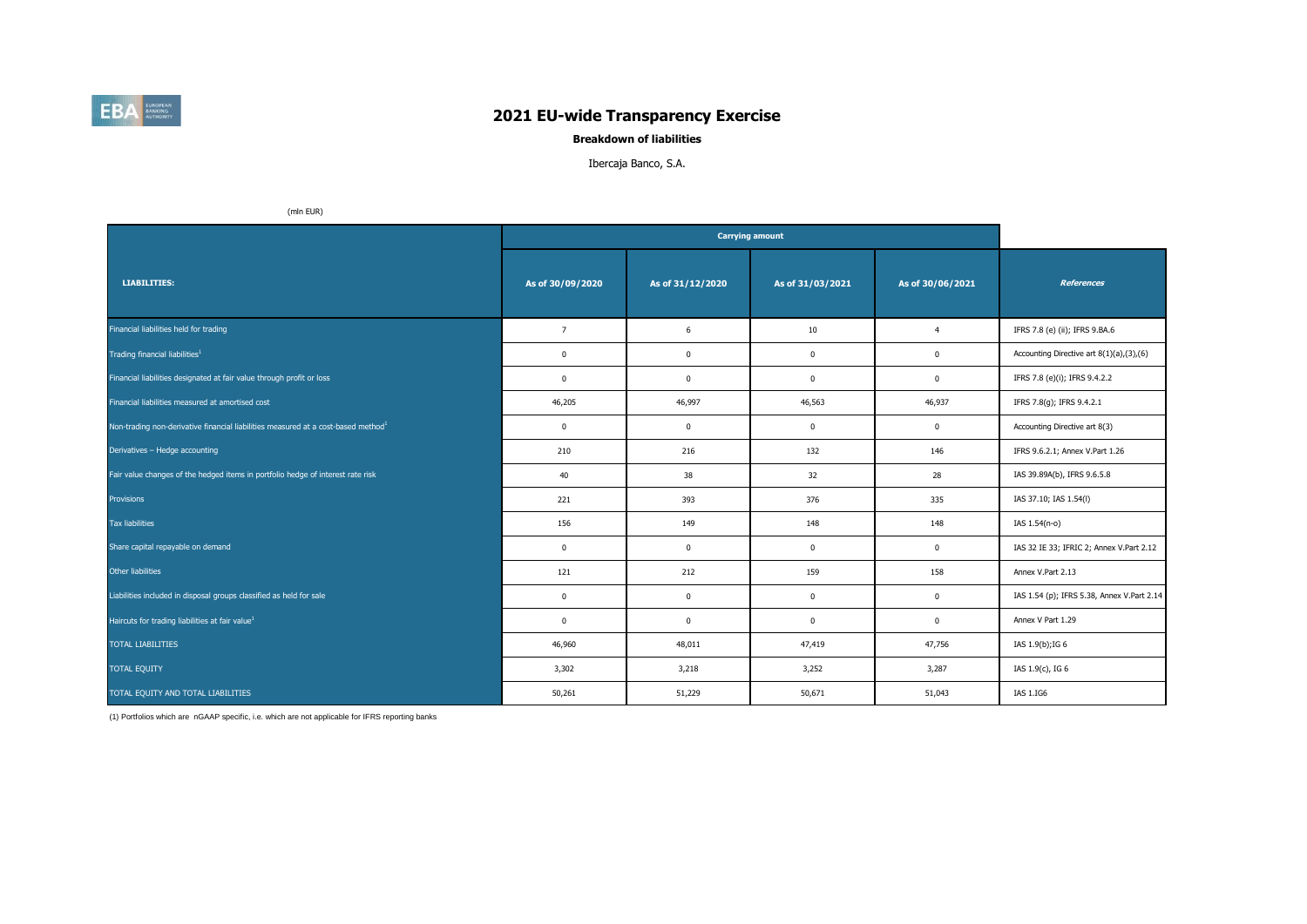# 2021 EU-wide Transparency Exercise

**Breakdown of liabilities**

Ibercaja Banco, S.A.

(mln EUR)

| LIABILITIES: | Carrying amount | | | | References |
|---|---|---|---|---|---|
| | As of 30/09/2020 | As of 31/12/2020 | As of 31/03/2021 | As of 30/06/2021 | |
| Financial liabilities held for trading | 7 | 6 | 10 | 4 | IFRS 7.8 (e) (ii); IFRS 9.BA.6 |
| Trading financial liabilities[1] | 0 | 0 | 0 | 0 | Accounting Directive art 8(1)(a),(3),(6) |
| Financial liabilities designated at fair value through profit or loss | 0 | 0 | 0 | 0 | IFRS 7.8 (e)(i); IFRS 9.4.2.2 |
| Financial liabilities measured at amortised cost | 46,205 | 46,997 | 46,563 | 46,937 | IFRS 7.8(g); IFRS 9.4.2.1 |
| Non-trading non-derivative financial liabilities measured at a cost-based method[1] | 0 | 0 | 0 | 0 | Accounting Directive art 8(3) |
| Derivatives – Hedge accounting | 210 | 216 | 132 | 146 | IFRS 9.6.2.1; Annex V.Part 1.26 |
| Fair value changes of the hedged items in portfolio hedge of interest rate risk | 40 | 38 | 32 | 28 | IAS 39.89A(b), IFRS 9.6.5.8 |
| Provisions | 221 | 393 | 376 | 335 | IAS 37.10; IAS 1.54(l) |
| Tax liabilities | 156 | 149 | 148 | 148 | IAS 1.54(n-o) |
| Share capital repayable on demand | 0 | 0 | 0 | 0 | IAS 32 IE 33; IFRIC 2; Annex V.Part 2.12 |
| Other liabilities | 121 | 212 | 159 | 158 | Annex V.Part 2.13 |
| Liabilities included in disposal groups classified as held for sale | 0 | 0 | 0 | 0 | IAS 1.54 (p); IFRS 5.38, Annex V.Part 2.14 |
| Haircuts for trading liabilities at fair value[1] | 0 | 0 | 0 | 0 | Annex V Part 1.29 |
| TOTAL LIABILITIES | 46,960 | 48,011 | 47,419 | 47,756 | IAS 1.9(b);IG 6 |
| TOTAL EQUITY | 3,302 | 3,218 | 3,252 | 3,287 | IAS 1.9(c), IG 6 |
| TOTAL EQUITY AND TOTAL LIABILITIES | 50,261 | 51,229 | 50,671 | 51,043 | IAS 1.IG6 |

(1) Portfolios which are nGAAP specific, i.e. which are not applicable for IFRS reporting banks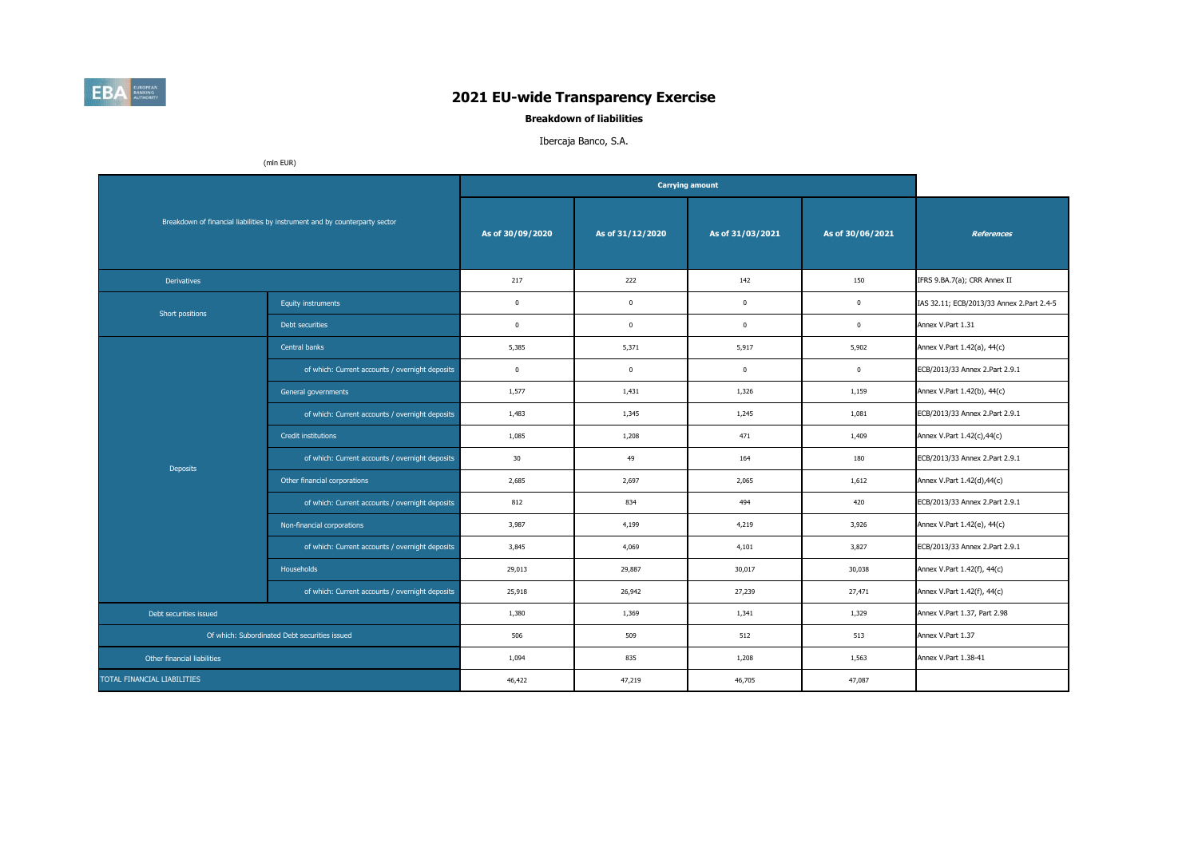# 2021 EU-wide Transparency Exercise

**Breakdown of liabilities**

Ibercaja Banco, S.A.

(mln EUR)

| Breakdown of financial liabilities by instrument and by counterparty sector | | Carrying amount | | | | References |
|---|---|---|---|---|---|---|
| | | As of 30/09/2020 | As of 31/12/2020 | As of 31/03/2021 | As of 30/06/2021 | |
| Derivatives | | 217 | 222 | 142 | 150 | IFRS 9.BA.7(a); CRR Annex II |
| Short positions | Equity instruments | 0 | 0 | 0 | 0 | IAS 32.11; ECB/2013/33 Annex 2.Part 2.4-5 |
| | Debt securities | 0 | 0 | 0 | 0 | Annex V.Part 1.31 |
| Deposits | Central banks | 5,385 | 5,371 | 5,917 | 5,902 | Annex V.Part 1.42(a), 44(c) |
| | of which: Current accounts / overnight deposits | 0 | 0 | 0 | 0 | ECB/2013/33 Annex 2.Part 2.9.1 |
| | General governments | 1,577 | 1,431 | 1,326 | 1,159 | Annex V.Part 1.42(b), 44(c) |
| | of which: Current accounts / overnight deposits | 1,483 | 1,345 | 1,245 | 1,081 | ECB/2013/33 Annex 2.Part 2.9.1 |
| | Credit institutions | 1,085 | 1,208 | 471 | 1,409 | Annex V.Part 1.42(c),44(c) |
| | of which: Current accounts / overnight deposits | 30 | 49 | 164 | 180 | ECB/2013/33 Annex 2.Part 2.9.1 |
| | Other financial corporations | 2,685 | 2,697 | 2,065 | 1,612 | Annex V.Part 1.42(d),44(c) |
| | of which: Current accounts / overnight deposits | 812 | 834 | 494 | 420 | ECB/2013/33 Annex 2.Part 2.9.1 |
| | Non-financial corporations | 3,987 | 4,199 | 4,219 | 3,926 | Annex V.Part 1.42(e), 44(c) |
| | of which: Current accounts / overnight deposits | 3,845 | 4,069 | 4,101 | 3,827 | ECB/2013/33 Annex 2.Part 2.9.1 |
| | Households | 29,013 | 29,887 | 30,017 | 30,038 | Annex V.Part 1.42(f), 44(c) |
| | of which: Current accounts / overnight deposits | 25,918 | 26,942 | 27,239 | 27,471 | Annex V.Part 1.42(f), 44(c) |
| Debt securities issued | | 1,380 | 1,369 | 1,341 | 1,329 | Annex V.Part 1.37, Part 2.98 |
| Of which: Subordinated Debt securities issued | | 506 | 509 | 512 | 513 | Annex V.Part 1.37 |
| Other financial liabilities | | 1,094 | 835 | 1,208 | 1,563 | Annex V.Part 1.38-41 |
| TOTAL FINANCIAL LIABILITIES | | 46,422 | 47,219 | 46,705 | 47,087 | |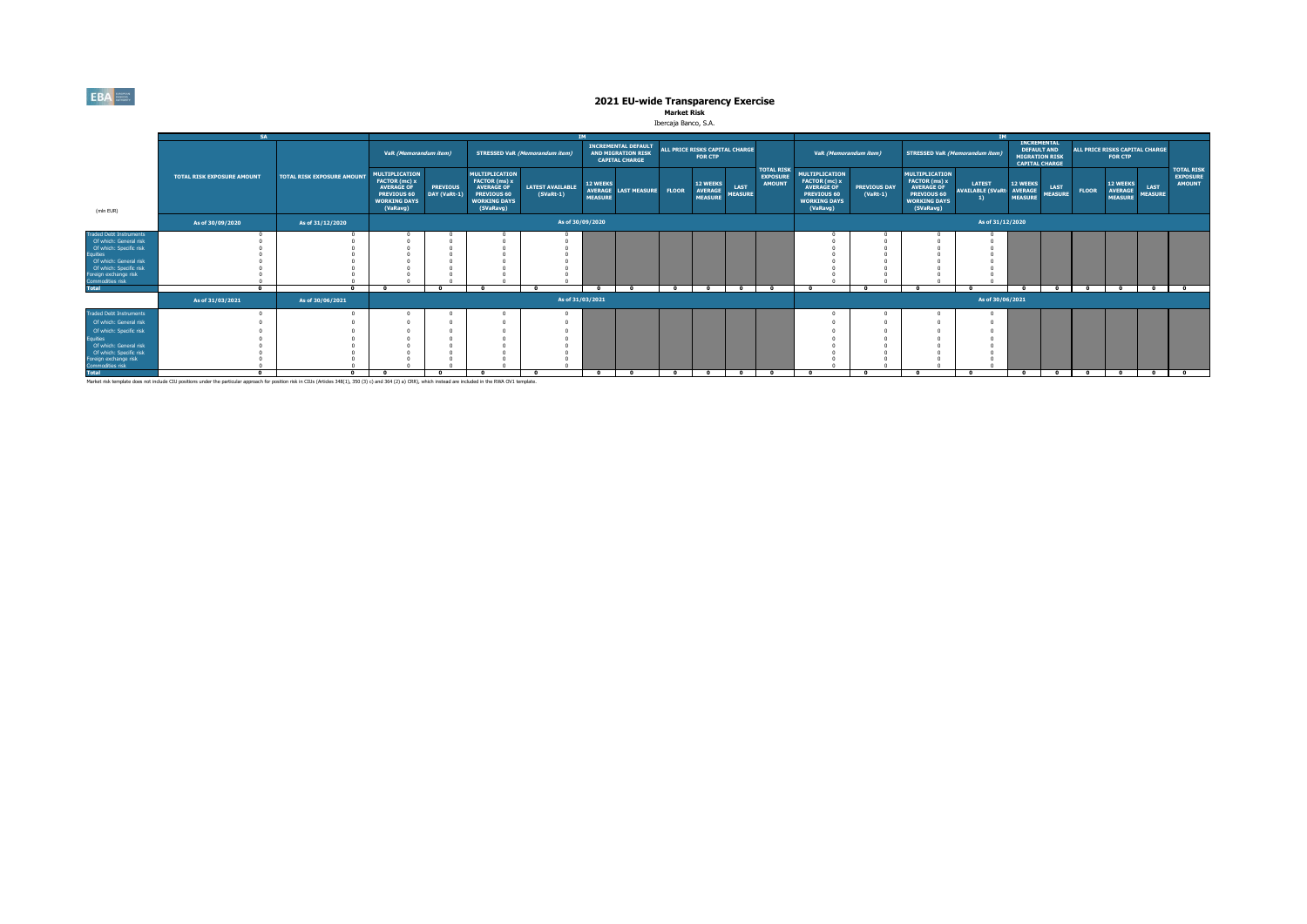# 2021 EU-wide Transparency Exercise

**Market Risk**

Ibercaja Banco, S.A.

| (mln EUR) | SA | | IM | | | | | | | | | | | IM | | | | | | | | | |
|---|---|---|---|---|---|---|---|---|---|---|---|---|---|---|---|---|---|---|---|---|---|---|
| | | | VaR *(Memorandum item)* | | STRESSED VaR *(Memorandum item)* | | INCREMENTAL DEFAULT AND MIGRATION RISK CAPITAL CHARGE | | ALL PRICE RISKS CAPITAL CHARGE FOR CTP | | | TOTAL RISK EXPOSURE AMOUNT | VaR *(Memorandum item)* | | STRESSED VaR *(Memorandum item)* | | INCREMENTAL DEFAULT AND MIGRATION RISK CAPITAL CHARGE | | ALL PRICE RISKS CAPITAL CHARGE FOR CTP | | | TOTAL RISK EXPOSURE AMOUNT |
| | TOTAL RISK EXPOSURE AMOUNT | TOTAL RISK EXPOSURE AMOUNT | MULTIPLICATION FACTOR (mc) x AVERAGE OF PREVIOUS 60 WORKING DAYS (VaRavg) | PREVIOUS DAY (VaRt-1) | MULTIPLICATION FACTOR (ms) x AVERAGE OF PREVIOUS 60 WORKING DAYS (SVaRavg) | LATEST AVAILABLE (SVaRt-1) | 12 WEEKS AVERAGE MEASURE | LAST MEASURE | FLOOR | 12 WEEKS AVERAGE MEASURE | LAST MEASURE | | MULTIPLICATION FACTOR (mc) x AVERAGE OF PREVIOUS 60 WORKING DAYS (VaRavg) | PREVIOUS DAY (VaRt-1) | MULTIPLICATION FACTOR (ms) x AVERAGE OF PREVIOUS 60 WORKING DAYS (SVaRavg) | LATEST AVAILABLE (SVaRt-1) | 12 WEEKS AVERAGE MEASURE | LAST MEASURE | FLOOR | 12 WEEKS AVERAGE MEASURE | LAST MEASURE | |
| | As of 30/09/2020 | As of 31/12/2020 | As of 30/09/2020 | | | | | | | | | | As of 31/12/2020 | | | | | | | | | |
| Traded Debt Instruments | 0 | 0 | 0 | 0 | 0 | 0 | | | | | | | 0 | 0 | 0 | 0 | | | | | | |
| Of which: General risk | 0 | 0 | 0 | 0 | 0 | 0 | | | | | | | 0 | 0 | 0 | 0 | | | | | | |
| Of which: Specific risk | 0 | 0 | 0 | 0 | 0 | 0 | | | | | | | 0 | 0 | 0 | 0 | | | | | | |
| Equities | 0 | 0 | 0 | 0 | 0 | 0 | | | | | | | 0 | 0 | 0 | 0 | | | | | | |
| Of which: General risk | 0 | 0 | 0 | 0 | 0 | 0 | | | | | | | 0 | 0 | 0 | 0 | | | | | | |
| Of which: Specific risk | 0 | 0 | 0 | 0 | 0 | 0 | | | | | | | 0 | 0 | 0 | 0 | | | | | | |
| Foreign exchange risk | 0 | 0 | 0 | 0 | 0 | 0 | | | | | | | 0 | 0 | 0 | 0 | | | | | | |
| Commodities risk | 0 | 0 | 0 | 0 | 0 | 0 | | | | | | | 0 | 0 | 0 | 0 | | | | | | |
| **Total** | **0** | **0** | **0** | **0** | **0** | **0** | **0** | **0** | **0** | **0** | **0** | **0** | **0** | **0** | **0** | **0** | **0** | **0** | **0** | **0** | **0** | **0** |
| | As of 31/03/2021 | As of 30/06/2021 | As of 31/03/2021 | | | | | | | | | | As of 30/06/2021 | | | | | | | | | |
| Traded Debt Instruments | 0 | 0 | 0 | 0 | 0 | 0 | | | | | | | 0 | 0 | 0 | 0 | | | | | | |
| Of which: General risk | 0 | 0 | 0 | 0 | 0 | 0 | | | | | | | 0 | 0 | 0 | 0 | | | | | | |
| Of which: Specific risk | 0 | 0 | 0 | 0 | 0 | 0 | | | | | | | 0 | 0 | 0 | 0 | | | | | | |
| Equities | 0 | 0 | 0 | 0 | 0 | 0 | | | | | | | 0 | 0 | 0 | 0 | | | | | | |
| Of which: General risk | 0 | 0 | 0 | 0 | 0 | 0 | | | | | | | 0 | 0 | 0 | 0 | | | | | | |
| Of which: Specific risk | 0 | 0 | 0 | 0 | 0 | 0 | | | | | | | 0 | 0 | 0 | 0 | | | | | | |
| Foreign exchange risk | 0 | 0 | 0 | 0 | 0 | 0 | | | | | | | 0 | 0 | 0 | 0 | | | | | | |
| Commodities risk | 0 | 0 | 0 | 0 | 0 | 0 | | | | | | | 0 | 0 | 0 | 0 | | | | | | |
| **Total** | **0** | **0** | **0** | **0** | **0** | **0** | **0** | **0** | **0** | **0** | **0** | **0** | **0** | **0** | **0** | **0** | **0** | **0** | **0** | **0** | **0** | **0** |

Market risk template does not include CIU positions under the particular approach for position risk in CIUs (Articles 348(1), 350 (3) c) and 364 (2) a) CRR), which instead are included in the RWA OV1 template.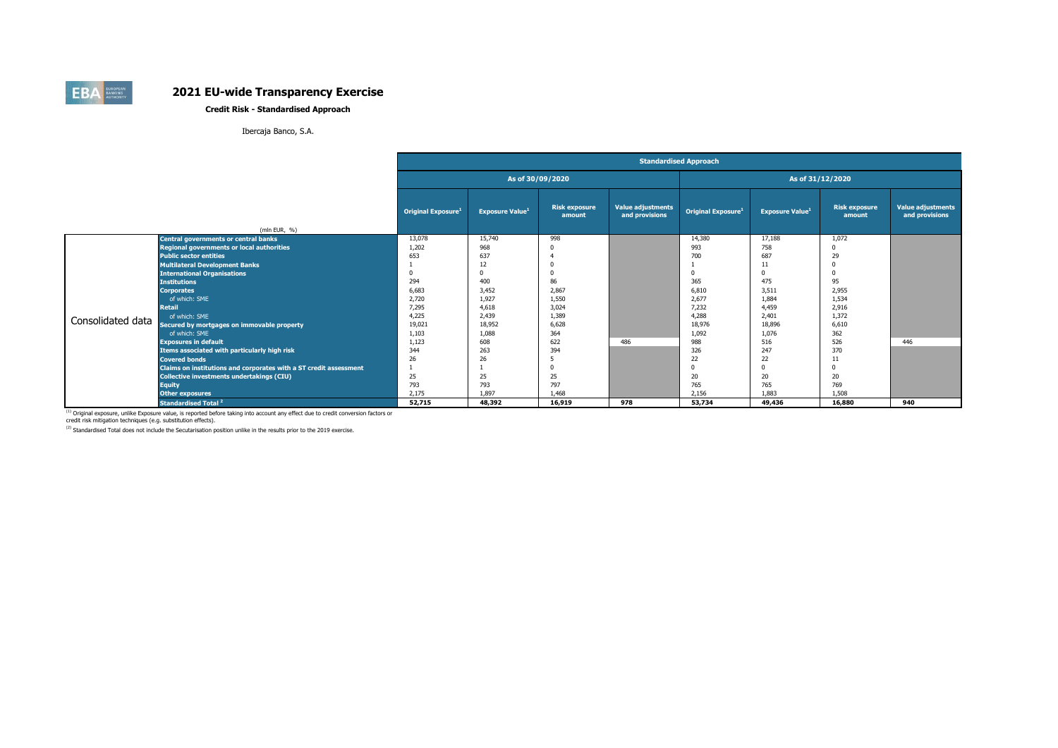# 2021 EU-wide Transparency Exercise

**Credit Risk - Standardised Approach**

Ibercaja Banco, S.A.

| | (mln EUR, %) | Standardised Approach | | | | | | | |
|---|---|---|---|---|---|---|---|---|---|
| | | As of 30/09/2020 | | | | As of 31/12/2020 | | | |
| | | Original Exposure[1] | Exposure Value[1] | Risk exposure amount | Value adjustments and provisions | Original Exposure[1] | Exposure Value[1] | Risk exposure amount | Value adjustments and provisions |
| Consolidated data | Central governments or central banks | 13,078 | 15,740 | 998 | | 14,380 | 17,188 | 1,072 | |
| | Regional governments or local authorities | 1,202 | 968 | 0 | | 993 | 758 | 0 | |
| | Public sector entities | 653 | 637 | 4 | | 700 | 687 | 29 | |
| | Multilateral Development Banks | 1 | 12 | 0 | | 1 | 11 | 0 | |
| | International Organisations | 0 | 0 | 0 | | 0 | 0 | 0 | |
| | Institutions | 294 | 400 | 86 | | 365 | 475 | 95 | |
| | Corporates | 6,683 | 3,452 | 2,867 | | 6,810 | 3,511 | 2,955 | |
| | of which: SME | 2,720 | 1,927 | 1,550 | | 2,677 | 1,884 | 1,534 | |
| | Retail | 7,295 | 4,618 | 3,024 | | 7,232 | 4,459 | 2,916 | |
| | of which: SME | 4,225 | 2,439 | 1,389 | | 4,288 | 2,401 | 1,372 | |
| | Secured by mortgages on immovable property | 19,021 | 18,952 | 6,628 | | 18,976 | 18,896 | 6,610 | |
| | of which: SME | 1,103 | 1,088 | 364 | | 1,092 | 1,076 | 362 | |
| | Exposures in default | 1,123 | 608 | 622 | 486 | 988 | 516 | 526 | 446 |
| | Items associated with particularly high risk | 344 | 263 | 394 | | 326 | 247 | 370 | |
| | Covered bonds | 26 | 26 | 5 | | 22 | 22 | 11 | |
| | Claims on institutions and corporates with a ST credit assessment | 1 | 1 | 0 | | 0 | 0 | 0 | |
| | Collective investments undertakings (CIU) | 25 | 25 | 25 | | 20 | 20 | 20 | |
| | Equity | 793 | 793 | 797 | | 765 | 765 | 769 | |
| | Other exposures | 2,175 | 1,897 | 1,468 | | 2,156 | 1,883 | 1,508 | |
| | Standardised Total[2] | 52,715 | 48,392 | 16,919 | 978 | 53,734 | 49,436 | 16,880 | 940 |

[1] Original exposure, unlike Exposure value, is reported before taking into account any effect due to credit conversion factors or credit risk mitigation techniques (e.g. substitution effects).

[2] Standardised Total does not include the Secutarisation position unlike in the results prior to the 2019 exercise.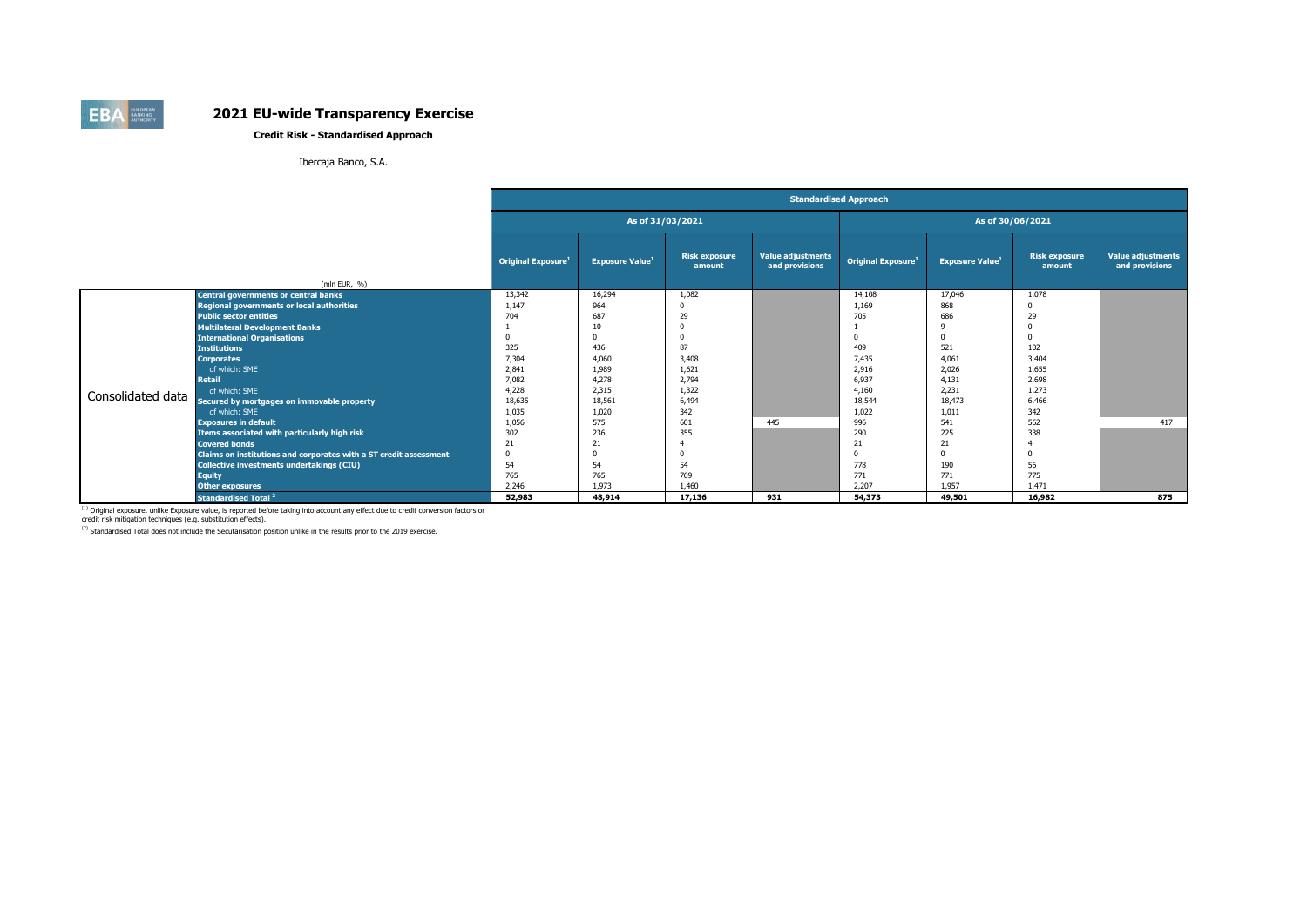# 2021 EU-wide Transparency Exercise

**Credit Risk - Standardised Approach**

Ibercaja Banco, S.A.

| | (mln EUR, %) | Standardised Approach | | | | | | | |
|---|---|---|---|---|---|---|---|---|---|
| | | As of 31/03/2021 | | | | As of 30/06/2021 | | | |
| | | Original Exposure[1] | Exposure Value[1] | Risk exposure amount | Value adjustments and provisions | Original Exposure[1] | Exposure Value[1] | Risk exposure amount | Value adjustments and provisions |
| Consolidated data | Central governments or central banks | 13,342 | 16,294 | 1,082 | | 14,108 | 17,046 | 1,078 | |
| | Regional governments or local authorities | 1,147 | 964 | 0 | | 1,169 | 868 | 0 | |
| | Public sector entities | 704 | 687 | 29 | | 705 | 686 | 29 | |
| | Multilateral Development Banks | 1 | 10 | 0 | | 1 | 9 | 0 | |
| | International Organisations | 0 | 0 | 0 | | 0 | 0 | 0 | |
| | Institutions | 325 | 436 | 87 | | 409 | 521 | 102 | |
| | Corporates | 7,304 | 4,060 | 3,408 | | 7,435 | 4,061 | 3,404 | |
| | of which: SME | 2,841 | 1,989 | 1,621 | | 2,916 | 2,026 | 1,655 | |
| | Retail | 7,082 | 4,278 | 2,794 | | 6,937 | 4,131 | 2,698 | |
| | of which: SME | 4,228 | 2,315 | 1,322 | | 4,160 | 2,231 | 1,273 | |
| | Secured by mortgages on immovable property | 18,635 | 18,561 | 6,494 | | 18,544 | 18,473 | 6,466 | |
| | of which: SME | 1,035 | 1,020 | 342 | | 1,022 | 1,011 | 342 | |
| | Exposures in default | 1,056 | 575 | 601 | 445 | 996 | 541 | 562 | 417 |
| | Items associated with particularly high risk | 302 | 236 | 355 | | 290 | 225 | 338 | |
| | Covered bonds | 21 | 21 | 4 | | 21 | 21 | 4 | |
| | Claims on institutions and corporates with a ST credit assessment | 0 | 0 | 0 | | 0 | 0 | 0 | |
| | Collective investments undertakings (CIU) | 54 | 54 | 54 | | 778 | 190 | 56 | |
| | Equity | 765 | 765 | 769 | | 771 | 771 | 775 | |
| | Other exposures | 2,246 | 1,973 | 1,460 | | 2,207 | 1,957 | 1,471 | |
| | Standardised Total[2] | 52,983 | 48,914 | 17,136 | 931 | 54,373 | 49,501 | 16,982 | 875 |

[1] Original exposure, unlike Exposure value, is reported before taking into account any effect due to credit conversion factors or credit risk mitigation techniques (e.g. substitution effects).

[2] Standardised Total does not include the Secutarisation position unlike in the results prior to the 2019 exercise.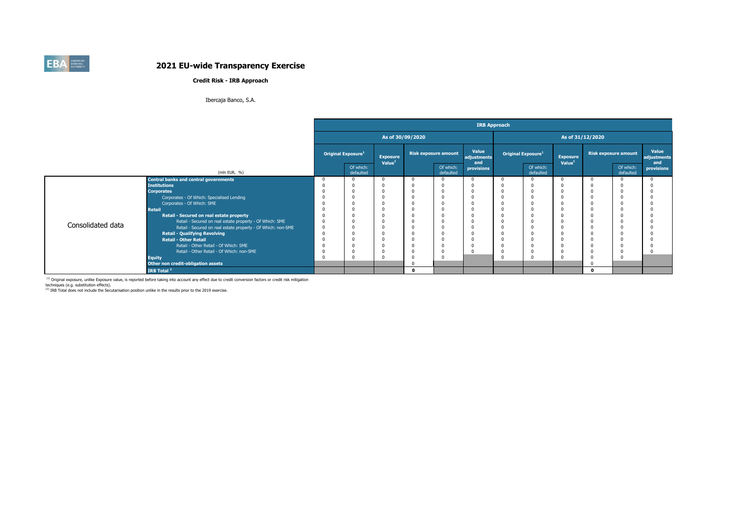# 2021 EU-wide Transparency Exercise

**Credit Risk - IRB Approach**

Ibercaja Banco, S.A.

| | | IRB Approach | | | | | | | | | | | |
|---|---|---|---|---|---|---|---|---|---|---|---|---|---|
| | | As of 30/09/2020 | | | | | | As of 31/12/2020 | | | | | |
| | | Original Exposure[1] | | Exposure Value[1] | Risk exposure amount | | Value adjustments and provisions | Original Exposure[1] | | Exposure Value[1] | Risk exposure amount | | Value adjustments and provisions |
| | (mln EUR, %) | | Of which: defaulted | | | Of which: defaulted | | | Of which: defaulted | | | Of which: defaulted | |
| Consolidated data | **Central banks and central governments** | 0 | 0 | 0 | 0 | 0 | 0 | 0 | 0 | 0 | 0 | 0 | 0 |
| | **Institutions** | 0 | 0 | 0 | 0 | 0 | 0 | 0 | 0 | 0 | 0 | 0 | 0 |
| | **Corporates** | 0 | 0 | 0 | 0 | 0 | 0 | 0 | 0 | 0 | 0 | 0 | 0 |
| | Corporates - Of Which: Specialised Lending | 0 | 0 | 0 | 0 | 0 | 0 | 0 | 0 | 0 | 0 | 0 | 0 |
| | Corporates - Of Which: SME | 0 | 0 | 0 | 0 | 0 | 0 | 0 | 0 | 0 | 0 | 0 | 0 |
| | **Retail** | 0 | 0 | 0 | 0 | 0 | 0 | 0 | 0 | 0 | 0 | 0 | 0 |
| | **Retail - Secured on real estate property** | 0 | 0 | 0 | 0 | 0 | 0 | 0 | 0 | 0 | 0 | 0 | 0 |
| | Retail - Secured on real estate property - Of Which: SME | 0 | 0 | 0 | 0 | 0 | 0 | 0 | 0 | 0 | 0 | 0 | 0 |
| | Retail - Secured on real estate property - Of Which: non-SME | 0 | 0 | 0 | 0 | 0 | 0 | 0 | 0 | 0 | 0 | 0 | 0 |
| | **Retail - Qualifying Revolving** | 0 | 0 | 0 | 0 | 0 | 0 | 0 | 0 | 0 | 0 | 0 | 0 |
| | **Retail - Other Retail** | 0 | 0 | 0 | 0 | 0 | 0 | 0 | 0 | 0 | 0 | 0 | 0 |
| | Retail - Other Retail - Of Which: SME | 0 | 0 | 0 | 0 | 0 | 0 | 0 | 0 | 0 | 0 | 0 | 0 |
| | Retail - Other Retail - Of Which: non-SME | 0 | 0 | 0 | 0 | 0 | 0 | 0 | 0 | 0 | 0 | 0 | 0 |
| | **Equity** | 0 | 0 | 0 | 0 | 0 | | 0 | 0 | 0 | 0 | 0 | |
| | **Other non credit-obligation assets** | | | | 0 | | | | | | 0 | | |
| | **IRB Total [2]** | | | | **0** | | | | | | **0** | | |

[1] Original exposure, unlike Exposure value, is reported before taking into account any effect due to credit conversion factors or credit risk mitigation techniques (e.g. substitution effects).
[2] IRB Total does not include the Secutarisation position unlike in the results prior to the 2019 exercise.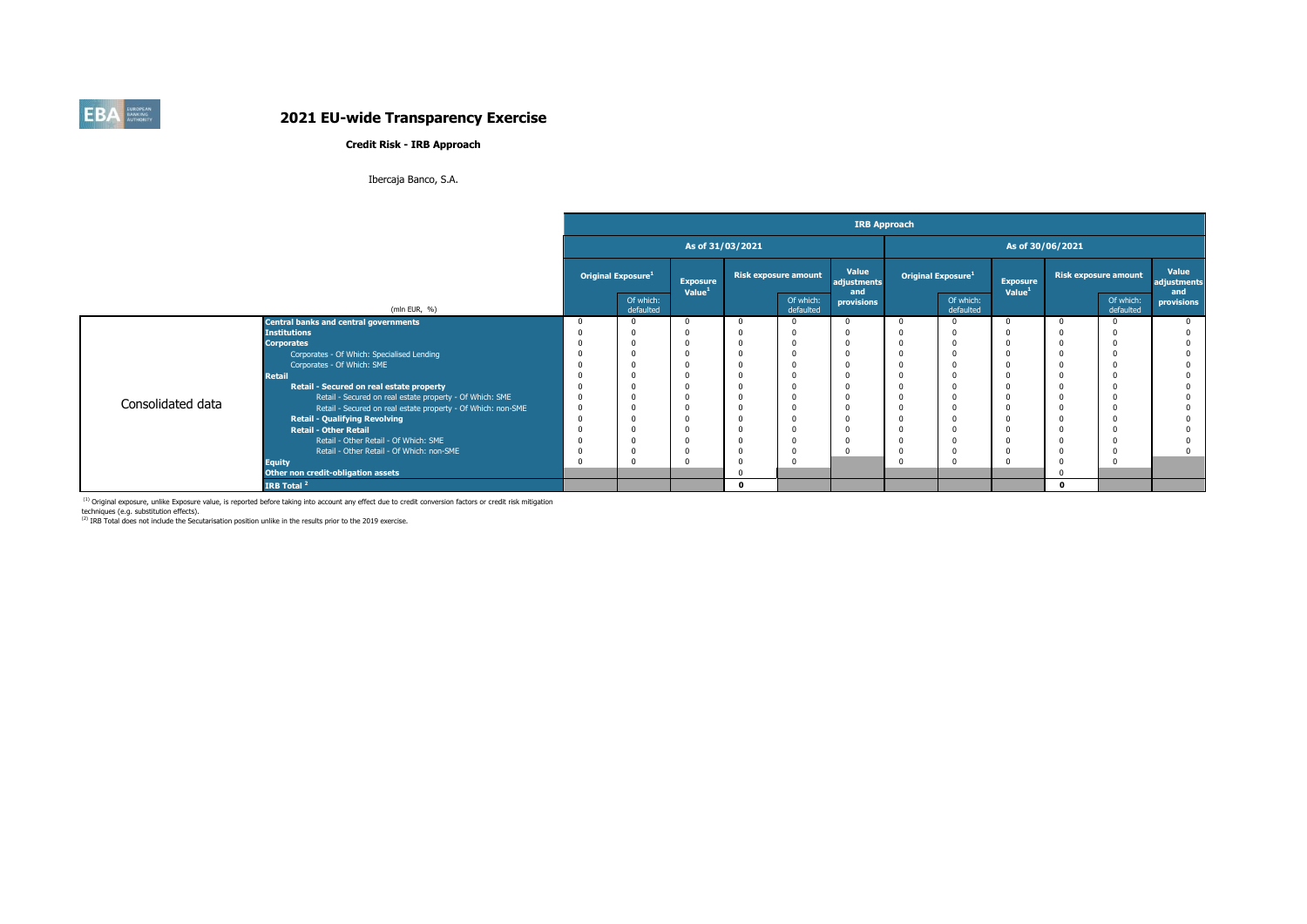# 2021 EU-wide Transparency Exercise

**Credit Risk - IRB Approach**

Ibercaja Banco, S.A.

| | | IRB Approach | | | | | | | | | | | |
|---|---|---|---|---|---|---|---|---|---|---|---|---|---|
| | | As of 31/03/2021 | | | | | | As of 30/06/2021 | | | | | |
| | | Original Exposure[1] | | Exposure Value[1] | Risk exposure amount | | Value adjustments and provisions | Original Exposure[1] | | Exposure Value[1] | Risk exposure amount | | Value adjustments and provisions |
| | (mln EUR, %) | | Of which: defaulted | | | Of which: defaulted | | | Of which: defaulted | | | Of which: defaulted | |
| Consolidated data | **Central banks and central governments** | 0 | 0 | 0 | 0 | 0 | 0 | 0 | 0 | 0 | 0 | 0 | 0 |
| | **Institutions** | 0 | 0 | 0 | 0 | 0 | 0 | 0 | 0 | 0 | 0 | 0 | 0 |
| | **Corporates** | 0 | 0 | 0 | 0 | 0 | 0 | 0 | 0 | 0 | 0 | 0 | 0 |
| | Corporates - Of Which: Specialised Lending | 0 | 0 | 0 | 0 | 0 | 0 | 0 | 0 | 0 | 0 | 0 | 0 |
| | Corporates - Of Which: SME | 0 | 0 | 0 | 0 | 0 | 0 | 0 | 0 | 0 | 0 | 0 | 0 |
| | **Retail** | 0 | 0 | 0 | 0 | 0 | 0 | 0 | 0 | 0 | 0 | 0 | 0 |
| | **Retail - Secured on real estate property** | 0 | 0 | 0 | 0 | 0 | 0 | 0 | 0 | 0 | 0 | 0 | 0 |
| | Retail - Secured on real estate property - Of Which: SME | 0 | 0 | 0 | 0 | 0 | 0 | 0 | 0 | 0 | 0 | 0 | 0 |
| | Retail - Secured on real estate property - Of Which: non-SME | 0 | 0 | 0 | 0 | 0 | 0 | 0 | 0 | 0 | 0 | 0 | 0 |
| | **Retail - Qualifying Revolving** | 0 | 0 | 0 | 0 | 0 | 0 | 0 | 0 | 0 | 0 | 0 | 0 |
| | **Retail - Other Retail** | 0 | 0 | 0 | 0 | 0 | 0 | 0 | 0 | 0 | 0 | 0 | 0 |
| | Retail - Other Retail - Of Which: SME | 0 | 0 | 0 | 0 | 0 | 0 | 0 | 0 | 0 | 0 | 0 | 0 |
| | Retail - Other Retail - Of Which: non-SME | 0 | 0 | 0 | 0 | 0 | 0 | 0 | 0 | 0 | 0 | 0 | 0 |
| | **Equity** | 0 | 0 | 0 | 0 | 0 | | 0 | 0 | 0 | 0 | 0 | |
| | **Other non credit-obligation assets** | | | | 0 | | | | | | 0 | | |
| | **IRB Total [2]** | | | | **0** | | | | | | **0** | | |

[1] Original exposure, unlike Exposure value, is reported before taking into account any effect due to credit conversion factors or credit risk mitigation techniques (e.g. substitution effects).
[2] IRB Total does not include the Secutarisation position unlike in the results prior to the 2019 exercise.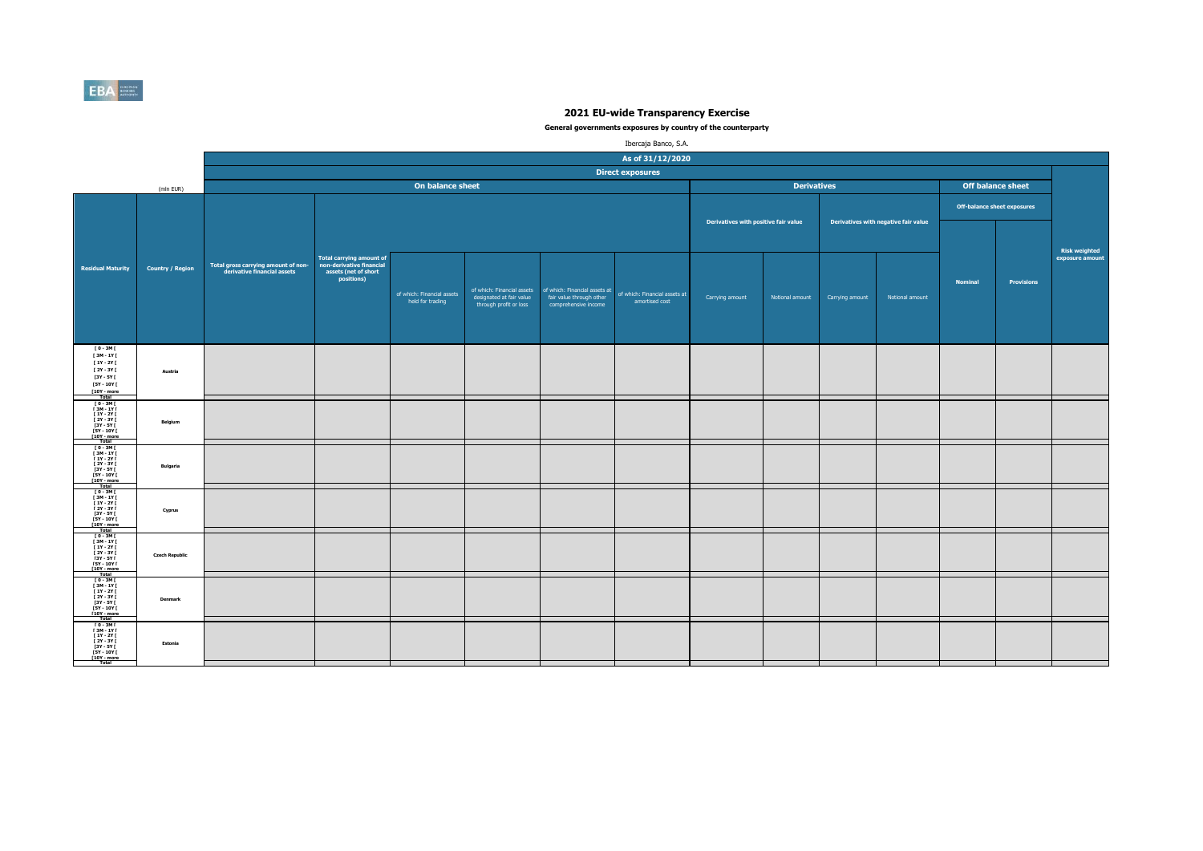# 2021 EU-wide Transparency Exercise

**General governments exposures by country of the counterparty**

Ibercaja Banco, S.A.

| | | As of 31/12/2020 | | | | | | | | | | | | |
|---|---|---|---|---|---|---|---|---|---|---|---|---|---|---|
| | | Direct exposures | | | | | | | | | | | | |
| (mln EUR) | | On balance sheet | | | | | | Derivatives | | | | Off balance sheet | | Risk weighted exposure amount |
| | | | | | | | | Derivatives with positive fair value | | Derivatives with negative fair value | | Off-balance sheet exposures | | |
| Residual Maturity | Country / Region | Total gross carrying amount of non-derivative financial assets | Total carrying amount of non-derivative financial assets (net of short positions) | of which: Financial assets held for trading | of which: Financial assets designated at fair value through profit or loss | of which: Financial assets at fair value through other comprehensive income | of which: Financial assets at amortised cost | Carrying amount | Notional amount | Carrying amount | Notional amount | Nominal | Provisions | |
| [ 0 - 3M [ | Austria | | | | | | | | | | | | | |
| [ 3M - 1Y [ | | | | | | | | | | | | | | |
| [ 1Y - 2Y [ | | | | | | | | | | | | | | |
| [ 2Y - 3Y [ | | | | | | | | | | | | | | |
| [3Y - 5Y [ | | | | | | | | | | | | | | |
| [5Y - 10Y [ | | | | | | | | | | | | | | |
| [10Y - more | | | | | | | | | | | | | | |
| Total | | | | | | | | | | | | | | |
| [ 0 - 3M [ | Belgium | | | | | | | | | | | | | |
| [ 3M - 1Y [ | | | | | | | | | | | | | | |
| [ 1Y - 2Y [ | | | | | | | | | | | | | | |
| [ 2Y - 3Y [ | | | | | | | | | | | | | | |
| [3Y - 5Y [ | | | | | | | | | | | | | | |
| [5Y - 10Y [ | | | | | | | | | | | | | | |
| [10Y - more | | | | | | | | | | | | | | |
| Total | | | | | | | | | | | | | | |
| [ 0 - 3M [ | Bulgaria | | | | | | | | | | | | | |
| [ 3M - 1Y [ | | | | | | | | | | | | | | |
| [ 1Y - 2Y [ | | | | | | | | | | | | | | |
| [ 2Y - 3Y [ | | | | | | | | | | | | | | |
| [3Y - 5Y [ | | | | | | | | | | | | | | |
| [5Y - 10Y [ | | | | | | | | | | | | | | |
| [10Y - more | | | | | | | | | | | | | | |
| Total | | | | | | | | | | | | | | |
| [ 0 - 3M [ | Cyprus | | | | | | | | | | | | | |
| [ 3M - 1Y [ | | | | | | | | | | | | | | |
| [ 1Y - 2Y [ | | | | | | | | | | | | | | |
| [ 2Y - 3Y [ | | | | | | | | | | | | | | |
| [3Y - 5Y [ | | | | | | | | | | | | | | |
| [5Y - 10Y [ | | | | | | | | | | | | | | |
| [10Y - more | | | | | | | | | | | | | | |
| Total | | | | | | | | | | | | | | |
| [ 0 - 3M [ | Czech Republic | | | | | | | | | | | | | |
| [ 3M - 1Y [ | | | | | | | | | | | | | | |
| [ 1Y - 2Y [ | | | | | | | | | | | | | | |
| [ 2Y - 3Y [ | | | | | | | | | | | | | | |
| [3Y - 5Y [ | | | | | | | | | | | | | | |
| [5Y - 10Y [ | | | | | | | | | | | | | | |
| [10Y - more | | | | | | | | | | | | | | |
| Total | | | | | | | | | | | | | | |
| [ 0 - 3M [ | Denmark | | | | | | | | | | | | | |
| [ 3M - 1Y [ | | | | | | | | | | | | | | |
| [ 1Y - 2Y [ | | | | | | | | | | | | | | |
| [ 2Y - 3Y [ | | | | | | | | | | | | | | |
| [3Y - 5Y [ | | | | | | | | | | | | | | |
| [5Y - 10Y [ | | | | | | | | | | | | | | |
| [10Y - more | | | | | | | | | | | | | | |
| Total | | | | | | | | | | | | | | |
| [ 0 - 3M [ | Estonia | | | | | | | | | | | | | |
| [ 3M - 1Y [ | | | | | | | | | | | | | | |
| [ 1Y - 2Y [ | | | | | | | | | | | | | | |
| [ 2Y - 3Y [ | | | | | | | | | | | | | | |
| [3Y - 5Y [ | | | | | | | | | | | | | | |
| [5Y - 10Y [ | | | | | | | | | | | | | | |
| [10Y - more | | | | | | | | | | | | | | |
| Total | | | | | | | | | | | | | | |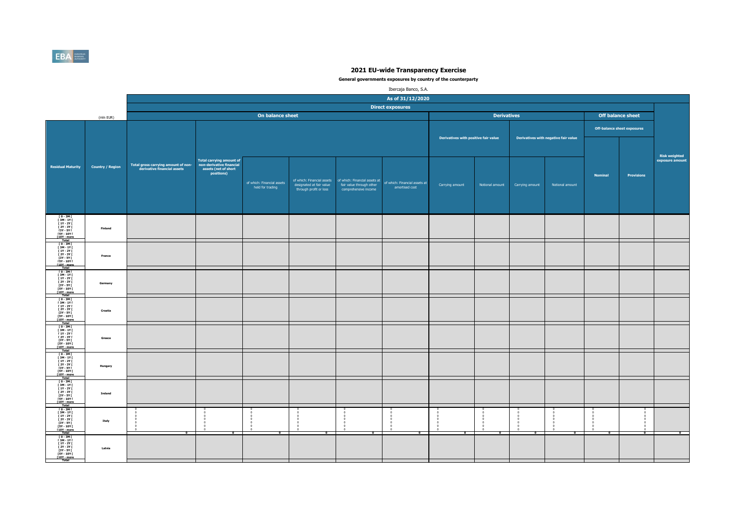# 2021 EU-wide Transparency Exercise

**General governments exposures by country of the counterparty**

Ibercaja Banco, S.A.

| | | As of 31/12/2020 | | | | | | | | | | | | |
|---|---|---|---|---|---|---|---|---|---|---|---|---|---|---|
| | | Direct exposures | | | | | | | | | | | | |
| | (mln EUR) | On balance sheet | | | | | | Derivatives | | | | Off balance sheet | | |
| | | | | | | | | Derivatives with positive fair value | | Derivatives with negative fair value | | Off-balance sheet exposures | | |
| Residual Maturity | Country / Region | Total gross carrying amount of non-derivative financial assets | Total carrying amount of non-derivative financial assets (net of short positions) | of which: Financial assets held for trading | of which: Financial assets designated at fair value through profit or loss | of which: Financial assets at fair value through other comprehensive income | of which: Financial assets at amortised cost | Carrying amount | Notional amount | Carrying amount | Notional amount | Nominal | Provisions | Risk weighted exposure amount |
| [ 0 - 3M [ | Finland | | | | | | | | | | | | | |
| [ 3M - 1Y [ | | | | | | | | | | | | | | |
| [ 1Y - 2Y [ | | | | | | | | | | | | | | |
| [ 2Y - 3Y [ | | | | | | | | | | | | | | |
| [3Y - 5Y [ | | | | | | | | | | | | | | |
| [5Y - 10Y [ | | | | | | | | | | | | | | |
| [10Y - more | | | | | | | | | | | | | | |
| Total | | | | | | | | | | | | | | |
| [ 0 - 3M [ | France | | | | | | | | | | | | | |
| [ 3M - 1Y [ | | | | | | | | | | | | | | |
| [ 1Y - 2Y [ | | | | | | | | | | | | | | |
| [ 2Y - 3Y [ | | | | | | | | | | | | | | |
| [3Y - 5Y [ | | | | | | | | | | | | | | |
| [5Y - 10Y [ | | | | | | | | | | | | | | |
| [10Y - more | | | | | | | | | | | | | | |
| Total | | | | | | | | | | | | | | |
| [ 0 - 3M [ | Germany | | | | | | | | | | | | | |
| [ 3M - 1Y [ | | | | | | | | | | | | | | |
| [ 1Y - 2Y [ | | | | | | | | | | | | | | |
| [ 2Y - 3Y [ | | | | | | | | | | | | | | |
| [3Y - 5Y [ | | | | | | | | | | | | | | |
| [5Y - 10Y [ | | | | | | | | | | | | | | |
| [10Y - more | | | | | | | | | | | | | | |
| Total | | | | | | | | | | | | | | |
| [ 0 - 3M [ | Croatia | | | | | | | | | | | | | |
| [ 3M - 1Y [ | | | | | | | | | | | | | | |
| [ 1Y - 2Y [ | | | | | | | | | | | | | | |
| [ 2Y - 3Y [ | | | | | | | | | | | | | | |
| [3Y - 5Y [ | | | | | | | | | | | | | | |
| [5Y - 10Y [ | | | | | | | | | | | | | | |
| [10Y - more | | | | | | | | | | | | | | |
| Total | | | | | | | | | | | | | | |
| [ 0 - 3M [ | Greece | | | | | | | | | | | | | |
| [ 3M - 1Y [ | | | | | | | | | | | | | | |
| [ 1Y - 2Y [ | | | | | | | | | | | | | | |
| [ 2Y - 3Y [ | | | | | | | | | | | | | | |
| [3Y - 5Y [ | | | | | | | | | | | | | | |
| [5Y - 10Y [ | | | | | | | | | | | | | | |
| [10Y - more | | | | | | | | | | | | | | |
| Total | | | | | | | | | | | | | | |
| [ 0 - 3M [ | Hungary | | | | | | | | | | | | | |
| [ 3M - 1Y [ | | | | | | | | | | | | | | |
| [ 1Y - 2Y [ | | | | | | | | | | | | | | |
| [ 2Y - 3Y [ | | | | | | | | | | | | | | |
| [3Y - 5Y [ | | | | | | | | | | | | | | |
| [5Y - 10Y [ | | | | | | | | | | | | | | |
| [10Y - more | | | | | | | | | | | | | | |
| Total | | | | | | | | | | | | | | |
| [ 0 - 3M [ | Ireland | | | | | | | | | | | | | |
| [ 3M - 1Y [ | | | | | | | | | | | | | | |
| [ 1Y - 2Y [ | | | | | | | | | | | | | | |
| [ 2Y - 3Y [ | | | | | | | | | | | | | | |
| [3Y - 5Y [ | | | | | | | | | | | | | | |
| [5Y - 10Y [ | | | | | | | | | | | | | | |
| [10Y - more | | | | | | | | | | | | | | |
| Total | | | | | | | | | | | | | | |
| [ 0 - 3M [ | Italy | 0 | 0 | 0 | 0 | 0 | 0 | 0 | 0 | 0 | 0 | 0 | 0 | |
| [ 3M - 1Y [ | | 0 | 0 | 0 | 0 | 0 | 0 | 0 | 0 | 0 | 0 | 0 | 0 | |
| [ 1Y - 2Y [ | | 0 | 0 | 0 | 0 | 0 | 0 | 0 | 0 | 0 | 0 | 0 | 0 | |
| [ 2Y - 3Y [ | | 0 | 0 | 0 | 0 | 0 | 0 | 0 | 0 | 0 | 0 | 0 | 0 | |
| [3Y - 5Y [ | | 0 | 0 | 0 | 0 | 0 | 0 | 0 | 0 | 0 | 0 | 0 | 0 | |
| [5Y - 10Y [ | | 0 | 0 | 0 | 0 | 0 | 0 | 0 | 0 | 0 | 0 | 0 | 0 | |
| [10Y - more | | 0 | 0 | 0 | 0 | 0 | 0 | 0 | 0 | 0 | 0 | 0 | 0 | |
| Total | | 0 | 0 | 0 | 0 | 0 | 0 | 0 | 0 | 0 | 0 | 0 | 0 | 0 |
| [ 0 - 3M [ | Latvia | | | | | | | | | | | | | |
| [ 3M - 1Y [ | | | | | | | | | | | | | | |
| [ 1Y - 2Y [ | | | | | | | | | | | | | | |
| [ 2Y - 3Y [ | | | | | | | | | | | | | | |
| [3Y - 5Y [ | | | | | | | | | | | | | | |
| [5Y - 10Y [ | | | | | | | | | | | | | | |
| [10Y - more | | | | | | | | | | | | | | |
| Total | | | | | | | | | | | | | | |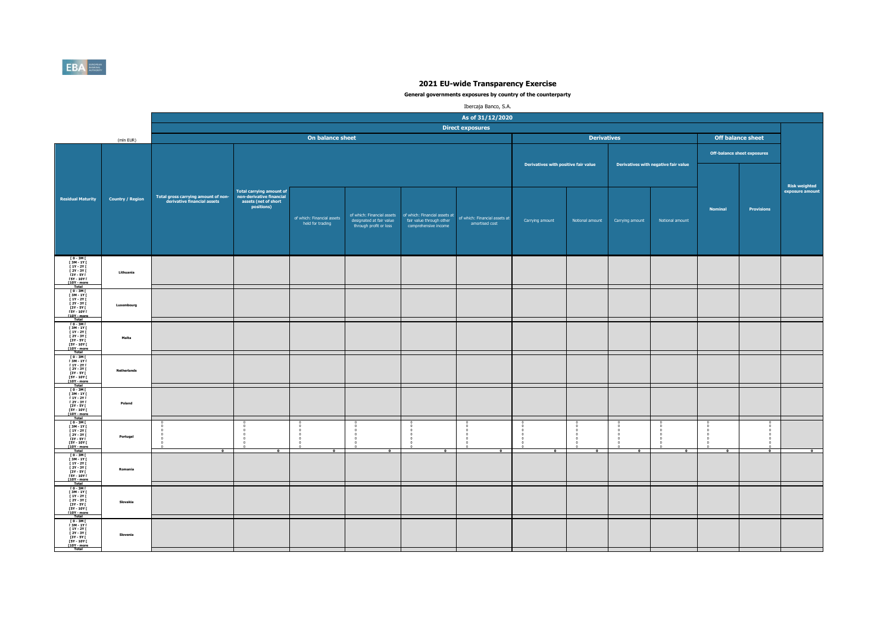# 2021 EU-wide Transparency Exercise

**General governments exposures by country of the counterparty**

Ibercaja Banco, S.A.

| | | As of 31/12/2020 | | | | | | | | | | | | |
|---|---|---|---|---|---|---|---|---|---|---|---|---|---|---|
| | | Direct exposures | | | | | | | | | | | | |
| | (mln EUR) | On balance sheet | | | | | | Derivatives | | | | Off balance sheet | | |
| | | | | | | | | Derivatives with positive fair value | | Derivatives with negative fair value | | Off-balance sheet exposures | | |
| Residual Maturity | Country / Region | Total gross carrying amount of non-derivative financial assets | Total carrying amount of non-derivative financial assets (net of short positions) | of which: Financial assets held for trading | of which: Financial assets designated at fair value through profit or loss | of which: Financial assets at fair value through other comprehensive income | of which: Financial assets at amortised cost | Carrying amount | Notional amount | Carrying amount | Notional amount | Nominal | Provisions | Risk weighted exposure amount |
| [ 0 - 3M [<br>[ 3M - 1Y [<br>[ 1Y - 2Y [<br>[ 2Y - 3Y [<br>[3Y - 5Y [<br>[5Y - 10Y [<br>[10Y - more<br>Total | Lithuania | | | | | | | | | | | | | |
| [ 0 - 3M [<br>[ 3M - 1Y [<br>[ 1Y - 2Y [<br>[ 2Y - 3Y [<br>[3Y - 5Y [<br>[5Y - 10Y [<br>[10Y - more<br>Total | Luxembourg | | | | | | | | | | | | | |
| [ 0 - 3M [<br>[ 3M - 1Y [<br>[ 1Y - 2Y [<br>[ 2Y - 3Y [<br>[3Y - 5Y [<br>[5Y - 10Y [<br>[10Y - more<br>Total | Malta | | | | | | | | | | | | | |
| [ 0 - 3M [<br>[ 3M - 1Y [<br>[ 1Y - 2Y [<br>[ 2Y - 3Y [<br>[3Y - 5Y [<br>[5Y - 10Y [<br>[10Y - more<br>Total | Netherlands | | | | | | | | | | | | | |
| [ 0 - 3M [<br>[ 3M - 1Y [<br>[ 1Y - 2Y [<br>[ 2Y - 3Y [<br>[3Y - 5Y [<br>[5Y - 10Y [<br>[10Y - more<br>Total | Poland | | | | | | | | | | | | | |
| [ 0 - 3M [ | Portugal | 0 | 0 | 0 | 0 | 0 | 0 | 0 | 0 | 0 | 0 | 0 | 0 | |
| [ 3M - 1Y [ | | 0 | 0 | 0 | 0 | 0 | 0 | 0 | 0 | 0 | 0 | 0 | 0 | |
| [ 1Y - 2Y [ | | 0 | 0 | 0 | 0 | 0 | 0 | 0 | 0 | 0 | 0 | 0 | 0 | |
| [ 2Y - 3Y [ | | 0 | 0 | 0 | 0 | 0 | 0 | 0 | 0 | 0 | 0 | 0 | 0 | |
| [3Y - 5Y [ | | 0 | 0 | 0 | 0 | 0 | 0 | 0 | 0 | 0 | 0 | 0 | 0 | |
| [5Y - 10Y [ | | 0 | 0 | 0 | 0 | 0 | 0 | 0 | 0 | 0 | 0 | 0 | 0 | |
| [10Y - more | | 0 | 0 | 0 | 0 | 0 | 0 | 0 | 0 | 0 | 0 | 0 | 0 | |
| Total | | 0 | 0 | 0 | 0 | 0 | 0 | 0 | 0 | 0 | 0 | 0 | 0 | 0 |
| [ 0 - 3M [<br>[ 3M - 1Y [<br>[ 1Y - 2Y [<br>[ 2Y - 3Y [<br>[3Y - 5Y [<br>[5Y - 10Y [<br>[10Y - more<br>Total | Romania | | | | | | | | | | | | | |
| [ 0 - 3M [<br>[ 3M - 1Y [<br>[ 1Y - 2Y [<br>[ 2Y - 3Y [<br>[3Y - 5Y [<br>[5Y - 10Y [<br>[10Y - more<br>Total | Slovakia | | | | | | | | | | | | | |
| [ 0 - 3M [<br>[ 3M - 1Y [<br>[ 1Y - 2Y [<br>[ 2Y - 3Y [<br>[3Y - 5Y [<br>[5Y - 10Y [<br>[10Y - more<br>Total | Slovenia | | | | | | | | | | | | | |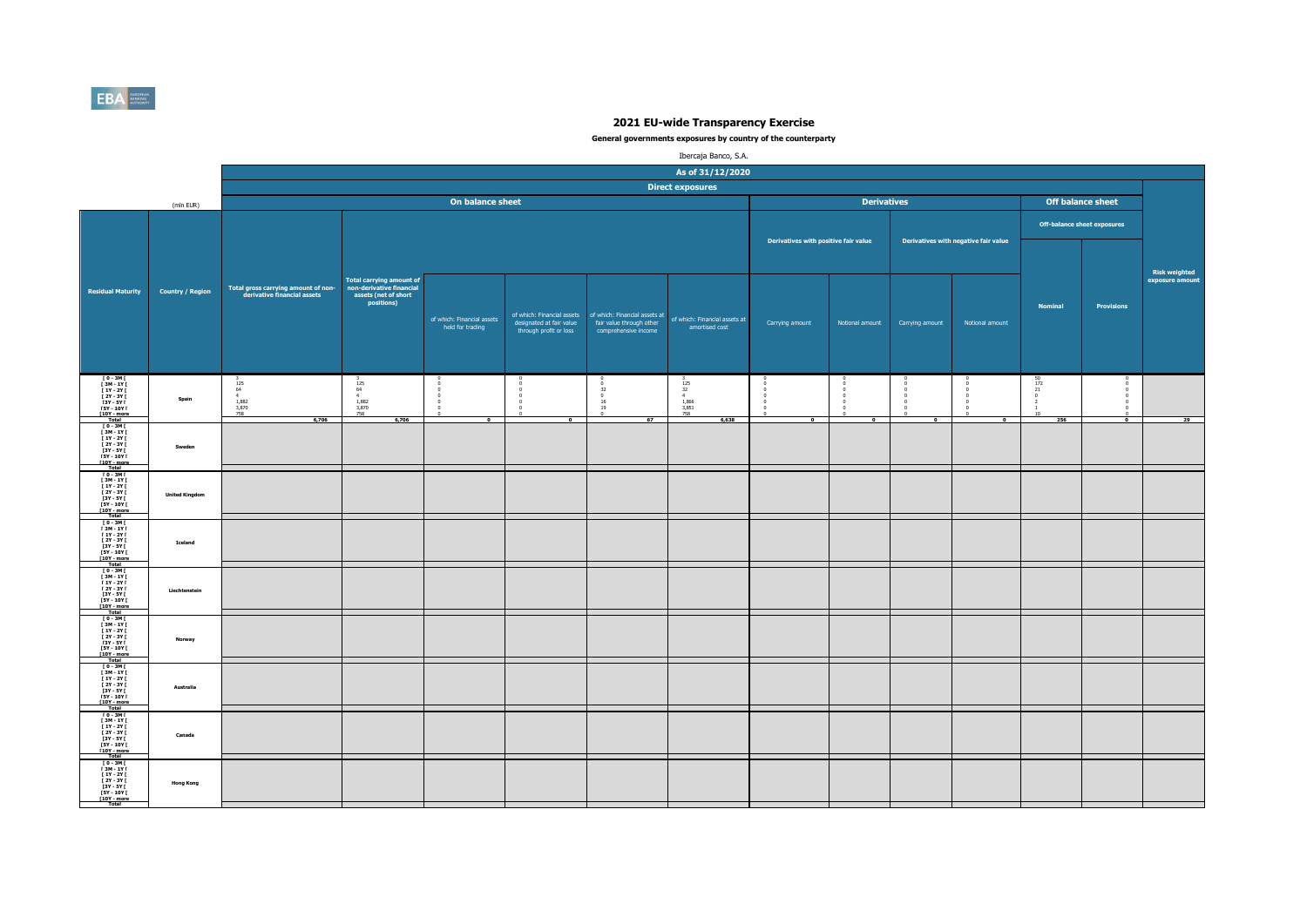# 2021 EU-wide Transparency Exercise

**General governments exposures by country of the counterparty**

Ibercaja Banco, S.A.

| | | As of 31/12/2020 | | | | | | | | | | | | |
|---|---|---|---|---|---|---|---|---|---|---|---|---|---|---|
| | | Direct exposures | | | | | | | | | | | | |
| | (mln EUR) | On balance sheet | | | | | | Derivatives | | | | Off balance sheet | | |
| | | | | | | | | Derivatives with positive fair value | | Derivatives with negative fair value | | Off-balance sheet exposures | | |
| Residual Maturity | Country / Region | Total gross carrying amount of non-derivative financial assets | Total carrying amount of non-derivative financial assets (net of short positions) | of which: Financial assets held for trading | of which: Financial assets designated at fair value through profit or loss | of which: Financial assets at fair value through other comprehensive income | of which: Financial assets at amortised cost | Carrying amount | Notional amount | Carrying amount | Notional amount | Nominal | Provisions | Risk weighted exposure amount |
| [ 0 - 3M [ | Spain | 3 | 3 | 0 | 0 | 0 | 3 | 0 | 0 | 0 | 0 | 50 | 0 | |
| [ 3M - 1Y [ | | 125 | 125 | 0 | 0 | 0 | 125 | 0 | 0 | 0 | 0 | 172 | 0 | |
| [ 1Y - 2Y [ | | 64 | 64 | 0 | 0 | 32 | 32 | 0 | 0 | 0 | 0 | 21 | 0 | |
| [ 2Y - 3Y [ | | 4 | 4 | 0 | 0 | 0 | 4 | 0 | 0 | 0 | 0 | 0 | 0 | |
| [3Y - 5Y [ | | 1,882 | 1,882 | 0 | 0 | 16 | 1,866 | 0 | 0 | 0 | 0 | 2 | 0 | |
| [5Y - 10Y [ | | 3,870 | 3,870 | 0 | 0 | 19 | 3,851 | 0 | 0 | 0 | 0 | 1 | 0 | |
| [10Y - more | | 758 | 758 | 0 | 0 | 0 | 758 | 0 | 0 | 0 | 0 | 10 | 0 | |
| Total | | 6,706 | 6,706 | 0 | 0 | 67 | 6,638 | 0 | 0 | 0 | 0 | 256 | 0 | 29 |
| [ 0 - 3M [ | Sweden | | | | | | | | | | | | | |
| [ 3M - 1Y [ | | | | | | | | | | | | | | |
| [ 1Y - 2Y [ | | | | | | | | | | | | | | |
| [ 2Y - 3Y [ | | | | | | | | | | | | | | |
| [3Y - 5Y [ | | | | | | | | | | | | | | |
| [5Y - 10Y [ | | | | | | | | | | | | | | |
| [10Y - more | | | | | | | | | | | | | | |
| Total | | | | | | | | | | | | | | |
| [ 0 - 3M [ | United Kingdom | | | | | | | | | | | | | |
| [ 3M - 1Y [ | | | | | | | | | | | | | | |
| [ 1Y - 2Y [ | | | | | | | | | | | | | | |
| [ 2Y - 3Y [ | | | | | | | | | | | | | | |
| [3Y - 5Y [ | | | | | | | | | | | | | | |
| [5Y - 10Y [ | | | | | | | | | | | | | | |
| [10Y - more | | | | | | | | | | | | | | |
| Total | | | | | | | | | | | | | | |
| [ 0 - 3M [ | Iceland | | | | | | | | | | | | | |
| [ 3M - 1Y [ | | | | | | | | | | | | | | |
| [ 1Y - 2Y [ | | | | | | | | | | | | | | |
| [ 2Y - 3Y [ | | | | | | | | | | | | | | |
| [3Y - 5Y [ | | | | | | | | | | | | | | |
| [5Y - 10Y [ | | | | | | | | | | | | | | |
| [10Y - more | | | | | | | | | | | | | | |
| Total | | | | | | | | | | | | | | |
| [ 0 - 3M [ | Liechtenstein | | | | | | | | | | | | | |
| [ 3M - 1Y [ | | | | | | | | | | | | | | |
| [ 1Y - 2Y [ | | | | | | | | | | | | | | |
| [ 2Y - 3Y [ | | | | | | | | | | | | | | |
| [3Y - 5Y [ | | | | | | | | | | | | | | |
| [5Y - 10Y [ | | | | | | | | | | | | | | |
| [10Y - more | | | | | | | | | | | | | | |
| Total | | | | | | | | | | | | | | |
| [ 0 - 3M [ | Norway | | | | | | | | | | | | | |
| [ 3M - 1Y [ | | | | | | | | | | | | | | |
| [ 1Y - 2Y [ | | | | | | | | | | | | | | |
| [ 2Y - 3Y [ | | | | | | | | | | | | | | |
| [3Y - 5Y [ | | | | | | | | | | | | | | |
| [5Y - 10Y [ | | | | | | | | | | | | | | |
| [10Y - more | | | | | | | | | | | | | | |
| Total | | | | | | | | | | | | | | |
| [ 0 - 3M [ | Australia | | | | | | | | | | | | | |
| [ 3M - 1Y [ | | | | | | | | | | | | | | |
| [ 1Y - 2Y [ | | | | | | | | | | | | | | |
| [ 2Y - 3Y [ | | | | | | | | | | | | | | |
| [3Y - 5Y [ | | | | | | | | | | | | | | |
| [5Y - 10Y [ | | | | | | | | | | | | | | |
| [10Y - more | | | | | | | | | | | | | | |
| Total | | | | | | | | | | | | | | |
| [ 0 - 3M [ | Canada | | | | | | | | | | | | | |
| [ 3M - 1Y [ | | | | | | | | | | | | | | |
| [ 1Y - 2Y [ | | | | | | | | | | | | | | |
| [ 2Y - 3Y [ | | | | | | | | | | | | | | |
| [3Y - 5Y [ | | | | | | | | | | | | | | |
| [5Y - 10Y [ | | | | | | | | | | | | | | |
| [10Y - more | | | | | | | | | | | | | | |
| Total | | | | | | | | | | | | | | |
| [ 0 - 3M [ | Hong Kong | | | | | | | | | | | | | |
| [ 3M - 1Y [ | | | | | | | | | | | | | | |
| [ 1Y - 2Y [ | | | | | | | | | | | | | | |
| [ 2Y - 3Y [ | | | | | | | | | | | | | | |
| [3Y - 5Y [ | | | | | | | | | | | | | | |
| [5Y - 10Y [ | | | | | | | | | | | | | | |
| [10Y - more | | | | | | | | | | | | | | |
| Total | | | | | | | | | | | | | | |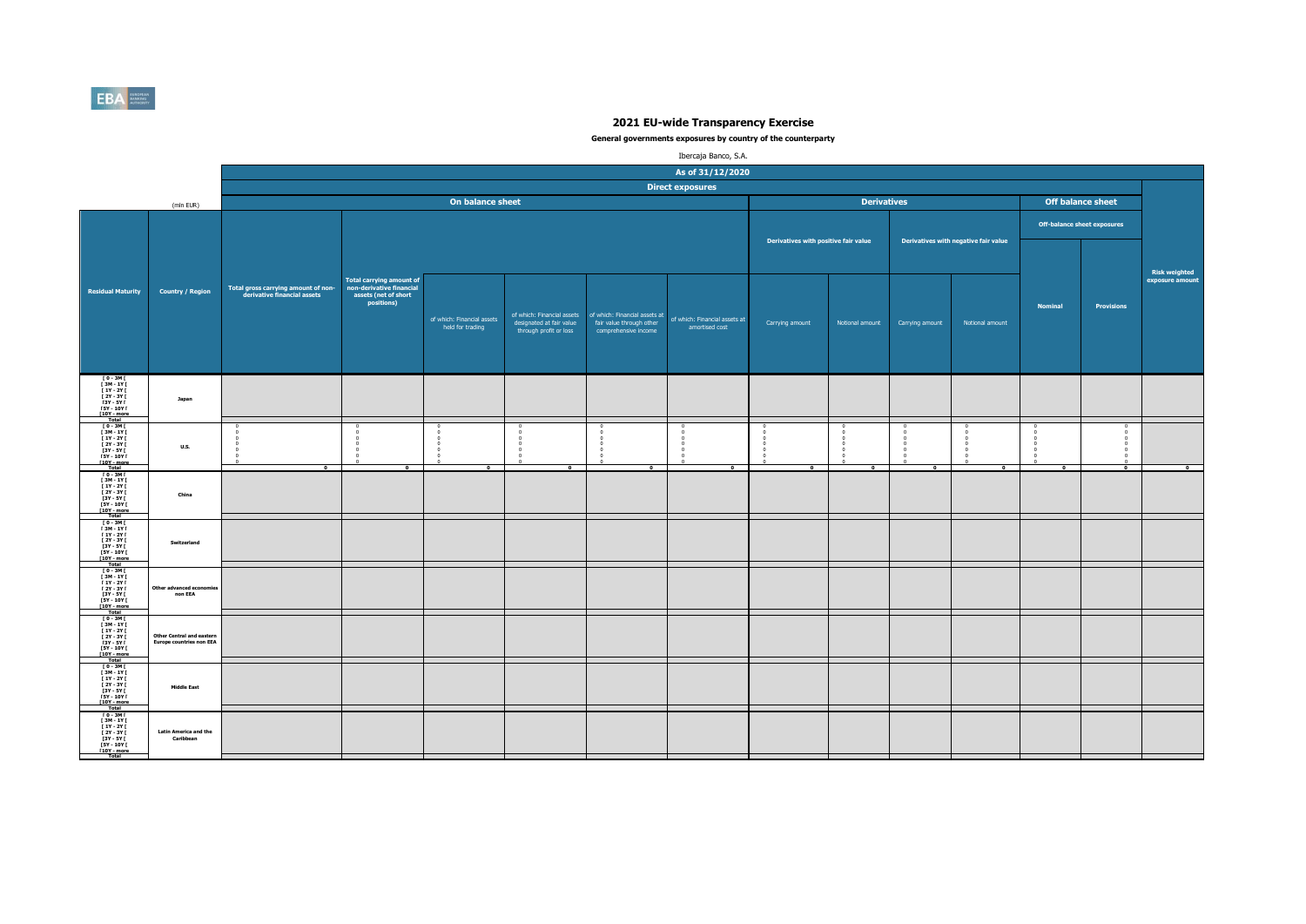# 2021 EU-wide Transparency Exercise

**General governments exposures by country of the counterparty**

Ibercaja Banco, S.A.

| | | As of 31/12/2020 | | | | | | | | | | | | |
|---|---|---|---|---|---|---|---|---|---|---|---|---|---|---|
| | | Direct exposures | | | | | | | | | | | | |
| | (mln EUR) | On balance sheet | | | | | | Derivatives | | | | Off balance sheet | | |
| | | | | | | | | Derivatives with positive fair value | | Derivatives with negative fair value | | Off-balance sheet exposures | | |
| Residual Maturity | Country / Region | Total gross carrying amount of non-derivative financial assets | Total carrying amount of non-derivative financial assets (net of short positions) | of which: Financial assets held for trading | of which: Financial assets designated at fair value through profit or loss | of which: Financial assets at fair value through other comprehensive income | of which: Financial assets at amortised cost | Carrying amount | Notional amount | Carrying amount | Notional amount | Nominal | Provisions | Risk weighted exposure amount |
| [ 0 - 3M [ | Japan | | | | | | | | | | | | | |
| [ 3M - 1Y [ | | | | | | | | | | | | | | |
| [ 1Y - 2Y [ | | | | | | | | | | | | | | |
| [ 2Y - 3Y [ | | | | | | | | | | | | | | |
| [3Y - 5Y [ | | | | | | | | | | | | | | |
| [5Y - 10Y [ | | | | | | | | | | | | | | |
| [10Y - more | | | | | | | | | | | | | | |
| Total | | | | | | | | | | | | | | |
| [ 0 - 3M [ | U.S. | 0 | 0 | 0 | 0 | 0 | 0 | 0 | 0 | 0 | 0 | 0 | 0 | |
| [ 3M - 1Y [ | | 0 | 0 | 0 | 0 | 0 | 0 | 0 | 0 | 0 | 0 | 0 | 0 | |
| [ 1Y - 2Y [ | | 0 | 0 | 0 | 0 | 0 | 0 | 0 | 0 | 0 | 0 | 0 | 0 | |
| [ 2Y - 3Y [ | | 0 | 0 | 0 | 0 | 0 | 0 | 0 | 0 | 0 | 0 | 0 | 0 | |
| [3Y - 5Y [ | | 0 | 0 | 0 | 0 | 0 | 0 | 0 | 0 | 0 | 0 | 0 | 0 | |
| [5Y - 10Y [ | | 0 | 0 | 0 | 0 | 0 | 0 | 0 | 0 | 0 | 0 | 0 | 0 | |
| [10Y - more | | 0 | 0 | 0 | 0 | 0 | 0 | 0 | 0 | 0 | 0 | 0 | 0 | |
| Total | | 0 | 0 | 0 | 0 | 0 | 0 | 0 | 0 | 0 | 0 | 0 | 0 | 0 |
| [ 0 - 3M [ | China | | | | | | | | | | | | | |
| [ 3M - 1Y [ | | | | | | | | | | | | | | |
| [ 1Y - 2Y [ | | | | | | | | | | | | | | |
| [ 2Y - 3Y [ | | | | | | | | | | | | | | |
| [3Y - 5Y [ | | | | | | | | | | | | | | |
| [5Y - 10Y [ | | | | | | | | | | | | | | |
| [10Y - more | | | | | | | | | | | | | | |
| Total | | | | | | | | | | | | | | |
| [ 0 - 3M [ | Switzerland | | | | | | | | | | | | | |
| [ 3M - 1Y [ | | | | | | | | | | | | | | |
| [ 1Y - 2Y [ | | | | | | | | | | | | | | |
| [ 2Y - 3Y [ | | | | | | | | | | | | | | |
| [3Y - 5Y [ | | | | | | | | | | | | | | |
| [5Y - 10Y [ | | | | | | | | | | | | | | |
| [10Y - more | | | | | | | | | | | | | | |
| Total | | | | | | | | | | | | | | |
| [ 0 - 3M [ | Other advanced economies non EEA | | | | | | | | | | | | | |
| [ 3M - 1Y [ | | | | | | | | | | | | | | |
| [ 1Y - 2Y [ | | | | | | | | | | | | | | |
| [ 2Y - 3Y [ | | | | | | | | | | | | | | |
| [3Y - 5Y [ | | | | | | | | | | | | | | |
| [5Y - 10Y [ | | | | | | | | | | | | | | |
| [10Y - more | | | | | | | | | | | | | | |
| Total | | | | | | | | | | | | | | |
| [ 0 - 3M [ | Other Central and eastern Europe countries non EEA | | | | | | | | | | | | | |
| [ 3M - 1Y [ | | | | | | | | | | | | | | |
| [ 1Y - 2Y [ | | | | | | | | | | | | | | |
| [ 2Y - 3Y [ | | | | | | | | | | | | | | |
| [3Y - 5Y [ | | | | | | | | | | | | | | |
| [5Y - 10Y [ | | | | | | | | | | | | | | |
| [10Y - more | | | | | | | | | | | | | | |
| Total | | | | | | | | | | | | | | |
| [ 0 - 3M [ | Middle East | | | | | | | | | | | | | |
| [ 3M - 1Y [ | | | | | | | | | | | | | | |
| [ 1Y - 2Y [ | | | | | | | | | | | | | | |
| [ 2Y - 3Y [ | | | | | | | | | | | | | | |
| [3Y - 5Y [ | | | | | | | | | | | | | | |
| [5Y - 10Y [ | | | | | | | | | | | | | | |
| [10Y - more | | | | | | | | | | | | | | |
| Total | | | | | | | | | | | | | | |
| [ 0 - 3M [ | Latin America and the Caribbean | | | | | | | | | | | | | |
| [ 3M - 1Y [ | | | | | | | | | | | | | | |
| [ 1Y - 2Y [ | | | | | | | | | | | | | | |
| [ 2Y - 3Y [ | | | | | | | | | | | | | | |
| [3Y - 5Y [ | | | | | | | | | | | | | | |
| [5Y - 10Y [ | | | | | | | | | | | | | | |
| [10Y - more | | | | | | | | | | | | | | |
| Total | | | | | | | | | | | | | | |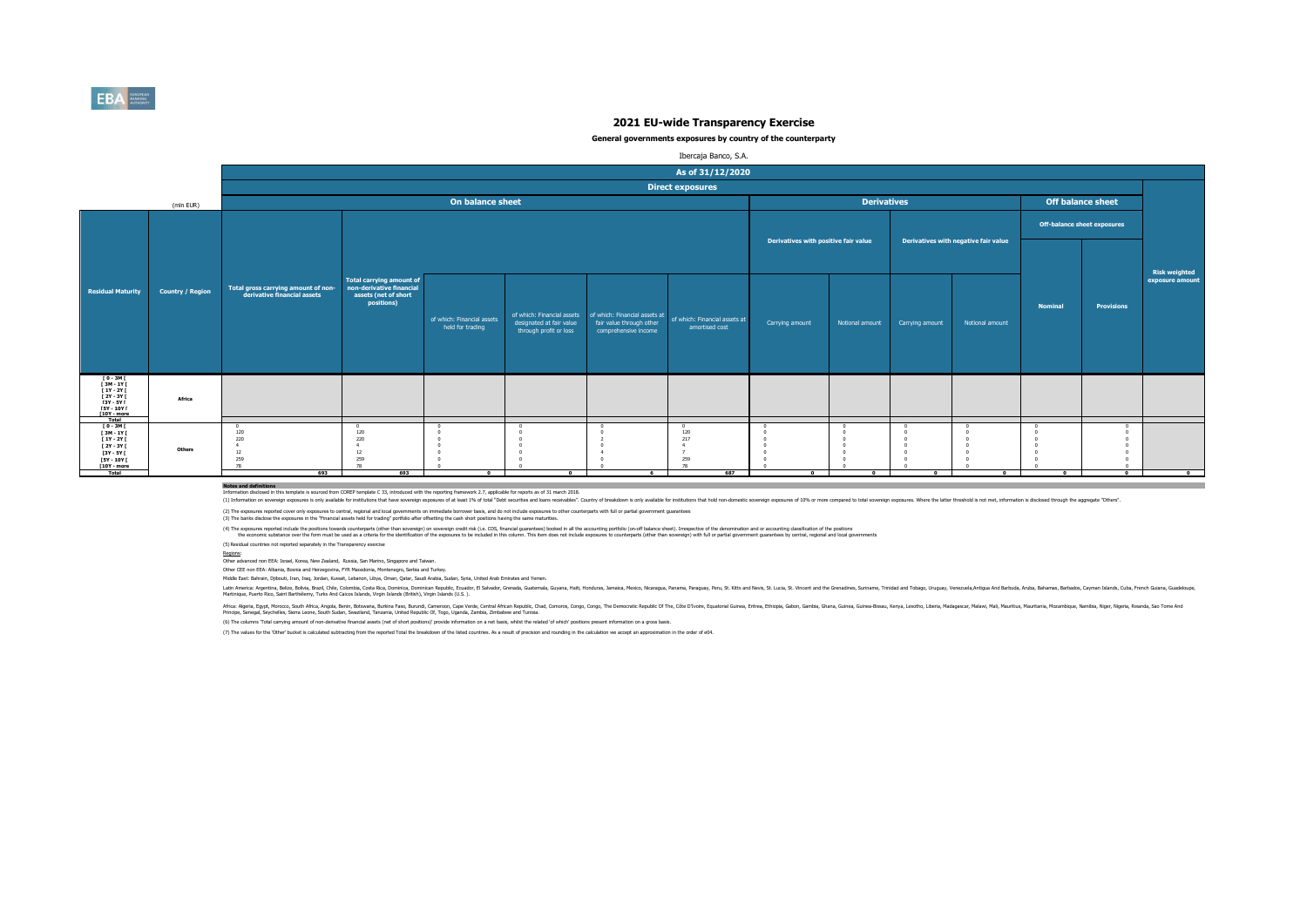# 2021 EU-wide Transparency Exercise

**General governments exposures by country of the counterparty**

Ibercaja Banco, S.A.

| | | As of 31/12/2020 | | | | | | | | | | | | |
|---|---|---|---|---|---|---|---|---|---|---|---|---|---|---|
| | | Direct exposures | | | | | | | | | | | | |
| (mln EUR) | | On balance sheet | | | | | | Derivatives | | | | Off balance sheet | | |
| | | | | | | | | Derivatives with positive fair value | | Derivatives with negative fair value | | Off-balance sheet exposures | | |
| Residual Maturity | Country / Region | Total gross carrying amount of non-derivative financial assets | Total carrying amount of non-derivative financial assets (net of short positions) | of which: Financial assets held for trading | of which: Financial assets designated at fair value through profit or loss | of which: Financial assets at fair value through other comprehensive income | of which: Financial assets at amortised cost | Carrying amount | Notional amount | Carrying amount | Notional amount | Nominal | Provisions | Risk weighted exposure amount |
| [ 0 - 3M [ | Africa | | | | | | | | | | | | | |
| [ 3M - 1Y [ | | | | | | | | | | | | | | |
| [ 1Y - 2Y [ | | | | | | | | | | | | | | |
| [ 2Y - 3Y [ | | | | | | | | | | | | | | |
| [3Y - 5Y [ | | | | | | | | | | | | | | |
| [5Y - 10Y [ | | | | | | | | | | | | | | |
| [10Y - more | | | | | | | | | | | | | | |
| Total | | | | | | | | | | | | | | |
| [ 0 - 3M [ | Others | 0 | 0 | 0 | 0 | 0 | 0 | 0 | 0 | 0 | 0 | 0 | 0 | |
| [ 3M - 1Y [ | | 120 | 120 | 0 | 0 | 0 | 120 | 0 | 0 | 0 | 0 | 0 | 0 | |
| [ 1Y - 2Y [ | | 220 | 220 | 0 | 0 | 2 | 217 | 0 | 0 | 0 | 0 | 0 | 0 | |
| [ 2Y - 3Y [ | | 4 | 4 | 0 | 0 | 0 | 4 | 0 | 0 | 0 | 0 | 0 | 0 | |
| [3Y - 5Y [ | | 12 | 12 | 0 | 0 | 4 | 7 | 0 | 0 | 0 | 0 | 0 | 0 | |
| [5Y - 10Y [ | | 259 | 259 | 0 | 0 | 0 | 259 | 0 | 0 | 0 | 0 | 0 | 0 | |
| [10Y - more | | 78 | 78 | 0 | 0 | 0 | 78 | 0 | 0 | 0 | 0 | 0 | 0 | |
| Total | | 693 | 693 | 0 | 0 | 6 | 687 | 0 | 0 | 0 | 0 | 0 | 0 | 0 |

**Notes and definitions**

Information disclosed in this template is sourced from COREP template C 33, introduced with the reporting framework 2.7, applicable for reports as of 31 march 2018.

(1) Information on sovereign exposures is only available for institutions that have sovereign exposures of at least 1% of total "Debt securities and loans receivables". Country of breakdown is only available for institutions that hold non-domestic sovereign exposures of 10% or more compared to total sovereign exposures. Where the latter threshold is not met, information is disclosed through the aggregate "Others".

(2) The exposures reported cover only exposures to central, regional and local governments on immediate borrower basis, and do not include exposures to other counterparts with full or partial government guarantees

(3) The banks disclose the exposures in the "Financial assets held for trading" portfolio after offsetting the cash short positions having the same maturities.

(4) The exposures reported include the positions towards counterparts (other than sovereign) on sovereign credit risk (i.e. CDS, financial guarantees) booked in all the accounting portfolio (on-off balance sheet). Irrespective of the denomination and or accounting classification of the positions the economic substance over the form must be used as a criteria for the identification of the exposures to be included in this column. This item does not include exposures to counterparts (other than sovereign) with full or partial government guarantees by central, regional and local governments

(5) Residual countries not reported separately in the Transparency exercise

Regions:

Other advanced non EEA: Israel, Korea, New Zealand, Russia, San Marino, Singapore and Taiwan.

Other CEE non EEA: Albania, Bosnia and Herzegovina, FYR Macedonia, Montenegro, Serbia and Turkey.

Middle East: Bahrain, Djibouti, Iran, Iraq, Jordan, Kuwait, Lebanon, Libya, Oman, Qatar, Saudi Arabia, Sudan, Syria, United Arab Emirates and Yemen.

Latin America: Argentina, Belize, Bolivia, Brazil, Chile, Colombia, Costa Rica, Dominica, Dominican Republic, Ecuador, El Salvador, Grenada, Guatemala, Guyana, Haiti, Honduras, Jamaica, Mexico, Nicaragua, Panama, Paraguay, Peru, St. Kitts and Nevis, St. Lucia, St. Vincent and the Grenadines, Suriname, Trinidad and Tobago, Uruguay, Venezuela,Antigua And Barbuda, Aruba, Bahamas, Barbados, Cayman Islands, Cuba, French Guiana, Guadeloupe, Martinique, Puerto Rico, Saint Barthélemy, Turks And Caicos Islands, Virgin Islands (British), Virgin Islands (U.S.).

Africa: Algeria, Egypt, Morocco, South Africa, Angola, Benin, Botswana, Burkina Faso, Burundi, Cameroon, Cape Verde, Central African Republic, Chad, Comoros, Congo, Congo, The Democratic Republic Of The, Côte D'Ivoire, Equatorial Guinea, Eritrea, Ethiopia, Gabon, Gambia, Ghana, Guinea, Guinea-Bissau, Kenya, Lesotho, Liberia, Madagascar, Malawi, Mali, Mauritius, Mauritania, Mozambique, Namibia, Niger, Nigeria, Rwanda, Sao Tome And Principe, Senegal, Seychelles, Sierra Leone, South Sudan, Swaziland, Tanzania, United Republic Of, Togo, Uganda, Zambia, Zimbabwe and Tunisia.

(6) The columns 'Total carrying amount of non-derivative financial assets (net of short positions)' provide information on a net basis, whilst the related 'of which' positions present information on a gross basis.

(7) The values for the 'Other' bucket is calculated subtracting from the reported Total the breakdown of the listed countries. As a result of precision and rounding in the calculation we accept an approximation in the order of ±04.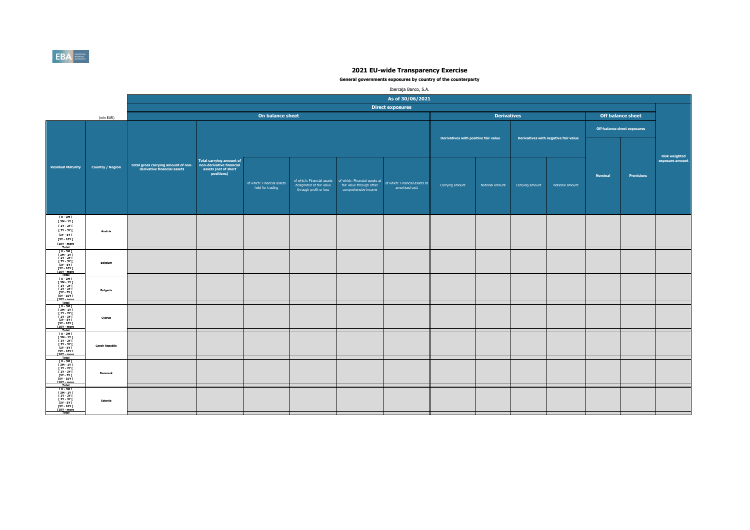# 2021 EU-wide Transparency Exercise

**General governments exposures by country of the counterparty**

Ibercaja Banco, S.A.

(mln EUR)

| Residual Maturity | Country / Region | As of 30/06/2021 | | | | | | | | | | | | |
|---|---|---|---|---|---|---|---|---|---|---|---|---|---|---|
| | | Direct exposures | | | | | | | | | | | | |
| | | On balance sheet | | | | | | Derivatives | | | | Off balance sheet | | Risk weighted exposure amount |
| | | | | | | | | Derivatives with positive fair value | | Derivatives with negative fair value | | Off-balance sheet exposures | | |
| | | Total gross carrying amount of non-derivative financial assets | Total carrying amount of non-derivative financial assets (net of short positions) | of which: Financial assets held for trading | of which: Financial assets designated at fair value through profit or loss | of which: Financial assets at fair value through other comprehensive income | of which: Financial assets at amortised cost | Carrying amount | Notional amount | Carrying amount | Notional amount | Nominal | Provisions | |
| [ 0 - 3M [ | Austria | | | | | | | | | | | | | |
| [ 3M - 1Y [ | | | | | | | | | | | | | | |
| [ 1Y - 2Y [ | | | | | | | | | | | | | | |
| [ 2Y - 3Y [ | | | | | | | | | | | | | | |
| [3Y - 5Y [ | | | | | | | | | | | | | | |
| [5Y - 10Y [ | | | | | | | | | | | | | | |
| [10Y - more | | | | | | | | | | | | | | |
| Total | | | | | | | | | | | | | | |
| [ 0 - 3M [ | Belgium | | | | | | | | | | | | | |
| [ 3M - 1Y [ | | | | | | | | | | | | | | |
| [ 1Y - 2Y [ | | | | | | | | | | | | | | |
| [ 2Y - 3Y [ | | | | | | | | | | | | | | |
| [3Y - 5Y [ | | | | | | | | | | | | | | |
| [5Y - 10Y [ | | | | | | | | | | | | | | |
| [10Y - more | | | | | | | | | | | | | | |
| Total | | | | | | | | | | | | | | |
| [ 0 - 3M [ | Bulgaria | | | | | | | | | | | | | |
| [ 3M - 1Y [ | | | | | | | | | | | | | | |
| [ 1Y - 2Y [ | | | | | | | | | | | | | | |
| [ 2Y - 3Y [ | | | | | | | | | | | | | | |
| [3Y - 5Y [ | | | | | | | | | | | | | | |
| [5Y - 10Y [ | | | | | | | | | | | | | | |
| [10Y - more | | | | | | | | | | | | | | |
| Total | | | | | | | | | | | | | | |
| [ 0 - 3M [ | Cyprus | | | | | | | | | | | | | |
| [ 3M - 1Y [ | | | | | | | | | | | | | | |
| [ 1Y - 2Y [ | | | | | | | | | | | | | | |
| [ 2Y - 3Y [ | | | | | | | | | | | | | | |
| [3Y - 5Y [ | | | | | | | | | | | | | | |
| [5Y - 10Y [ | | | | | | | | | | | | | | |
| [10Y - more | | | | | | | | | | | | | | |
| Total | | | | | | | | | | | | | | |
| [ 0 - 3M [ | Czech Republic | | | | | | | | | | | | | |
| [ 3M - 1Y [ | | | | | | | | | | | | | | |
| [ 1Y - 2Y [ | | | | | | | | | | | | | | |
| [ 2Y - 3Y [ | | | | | | | | | | | | | | |
| [3Y - 5Y [ | | | | | | | | | | | | | | |
| [5Y - 10Y [ | | | | | | | | | | | | | | |
| [10Y - more | | | | | | | | | | | | | | |
| Total | | | | | | | | | | | | | | |
| [ 0 - 3M [ | Denmark | | | | | | | | | | | | | |
| [ 3M - 1Y [ | | | | | | | | | | | | | | |
| [ 1Y - 2Y [ | | | | | | | | | | | | | | |
| [ 2Y - 3Y [ | | | | | | | | | | | | | | |
| [3Y - 5Y [ | | | | | | | | | | | | | | |
| [5Y - 10Y [ | | | | | | | | | | | | | | |
| [10Y - more | | | | | | | | | | | | | | |
| Total | | | | | | | | | | | | | | |
| [ 0 - 3M [ | Estonia | | | | | | | | | | | | | |
| [ 3M - 1Y [ | | | | | | | | | | | | | | |
| [ 1Y - 2Y [ | | | | | | | | | | | | | | |
| [ 2Y - 3Y [ | | | | | | | | | | | | | | |
| [3Y - 5Y [ | | | | | | | | | | | | | | |
| [5Y - 10Y [ | | | | | | | | | | | | | | |
| [10Y - more | | | | | | | | | | | | | | |
| Total | | | | | | | | | | | | | | |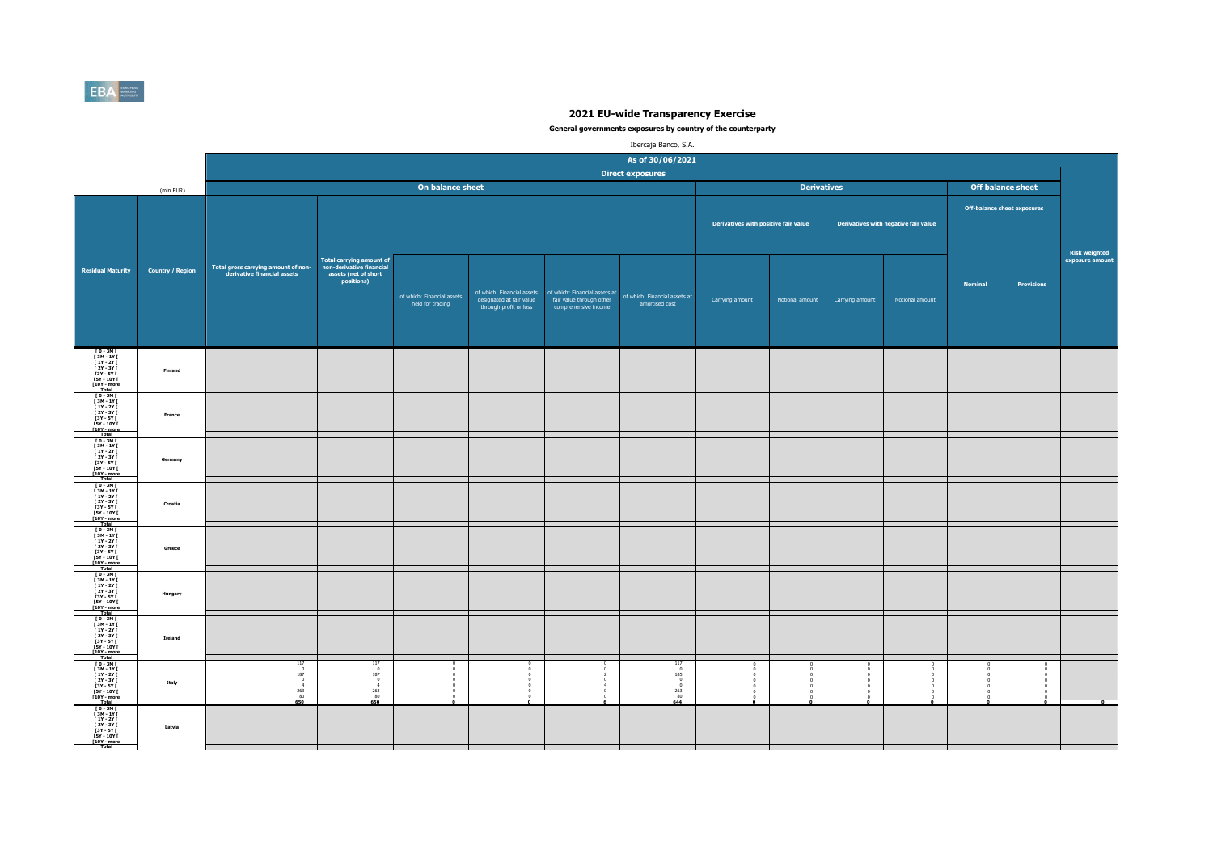# 2021 EU-wide Transparency Exercise

**General governments exposures by country of the counterparty**

Ibercaja Banco, S.A.

| (mln EUR) | | As of 30/06/2021 | | | | | | | | | | | | |
|---|---|---|---|---|---|---|---|---|---|---|---|---|---|---|
| | | Direct exposures | | | | | | | | | | | | |
| | | On balance sheet | | | | | | Derivatives | | | | Off balance sheet | | |
| | | | | | | | | Derivatives with positive fair value | | Derivatives with negative fair value | | Off-balance sheet exposures | | |
| Residual Maturity | Country / Region | Total gross carrying amount of non-derivative financial assets | Total carrying amount of non-derivative financial assets (net of short positions) | of which: Financial assets held for trading | of which: Financial assets designated at fair value through profit or loss | of which: Financial assets at fair value through other comprehensive income | of which: Financial assets at amortised cost | Carrying amount | Notional amount | Carrying amount | Notional amount | Nominal | Provisions | Risk weighted exposure amount |
| [ 0 - 3M [ | Finland | | | | | | | | | | | | | |
| [ 3M - 1Y [ | | | | | | | | | | | | | | |
| [ 1Y - 2Y [ | | | | | | | | | | | | | | |
| [ 2Y - 3Y [ | | | | | | | | | | | | | | |
| [3Y - 5Y [ | | | | | | | | | | | | | | |
| [5Y - 10Y [ | | | | | | | | | | | | | | |
| [10Y - more | | | | | | | | | | | | | | |
| Total | | | | | | | | | | | | | | |
| [ 0 - 3M [ | France | | | | | | | | | | | | | |
| [ 3M - 1Y [ | | | | | | | | | | | | | | |
| [ 1Y - 2Y [ | | | | | | | | | | | | | | |
| [ 2Y - 3Y [ | | | | | | | | | | | | | | |
| [3Y - 5Y [ | | | | | | | | | | | | | | |
| [5Y - 10Y [ | | | | | | | | | | | | | | |
| [10Y - more | | | | | | | | | | | | | | |
| Total | | | | | | | | | | | | | | |
| [ 0 - 3M [ | Germany | | | | | | | | | | | | | |
| [ 3M - 1Y [ | | | | | | | | | | | | | | |
| [ 1Y - 2Y [ | | | | | | | | | | | | | | |
| [ 2Y - 3Y [ | | | | | | | | | | | | | | |
| [3Y - 5Y [ | | | | | | | | | | | | | | |
| [5Y - 10Y [ | | | | | | | | | | | | | | |
| [10Y - more | | | | | | | | | | | | | | |
| Total | | | | | | | | | | | | | | |
| [ 0 - 3M [ | Croatia | | | | | | | | | | | | | |
| [ 3M - 1Y [ | | | | | | | | | | | | | | |
| [ 1Y - 2Y [ | | | | | | | | | | | | | | |
| [ 2Y - 3Y [ | | | | | | | | | | | | | | |
| [3Y - 5Y [ | | | | | | | | | | | | | | |
| [5Y - 10Y [ | | | | | | | | | | | | | | |
| [10Y - more | | | | | | | | | | | | | | |
| Total | | | | | | | | | | | | | | |
| [ 0 - 3M [ | Greece | | | | | | | | | | | | | |
| [ 3M - 1Y [ | | | | | | | | | | | | | | |
| [ 1Y - 2Y [ | | | | | | | | | | | | | | |
| [ 2Y - 3Y [ | | | | | | | | | | | | | | |
| [3Y - 5Y [ | | | | | | | | | | | | | | |
| [5Y - 10Y [ | | | | | | | | | | | | | | |
| [10Y - more | | | | | | | | | | | | | | |
| Total | | | | | | | | | | | | | | |
| [ 0 - 3M [ | Hungary | | | | | | | | | | | | | |
| [ 3M - 1Y [ | | | | | | | | | | | | | | |
| [ 1Y - 2Y [ | | | | | | | | | | | | | | |
| [ 2Y - 3Y [ | | | | | | | | | | | | | | |
| [3Y - 5Y [ | | | | | | | | | | | | | | |
| [5Y - 10Y [ | | | | | | | | | | | | | | |
| [10Y - more | | | | | | | | | | | | | | |
| Total | | | | | | | | | | | | | | |
| [ 0 - 3M [ | Ireland | | | | | | | | | | | | | |
| [ 3M - 1Y [ | | | | | | | | | | | | | | |
| [ 1Y - 2Y [ | | | | | | | | | | | | | | |
| [ 2Y - 3Y [ | | | | | | | | | | | | | | |
| [3Y - 5Y [ | | | | | | | | | | | | | | |
| [5Y - 10Y [ | | | | | | | | | | | | | | |
| [10Y - more | | | | | | | | | | | | | | |
| Total | | | | | | | | | | | | | | |
| [ 0 - 3M [ | Italy | 117 | 117 | 0 | 0 | 0 | 117 | 0 | 0 | 0 | 0 | 0 | 0 | |
| [ 3M - 1Y [ | | 0 | 0 | 0 | 0 | 0 | 0 | 0 | 0 | 0 | 0 | 0 | 0 | |
| [ 1Y - 2Y [ | | 187 | 187 | 0 | 0 | 2 | 185 | 0 | 0 | 0 | 0 | 0 | 0 | |
| [ 2Y - 3Y [ | | 0 | 0 | 0 | 0 | 0 | 0 | 0 | 0 | 0 | 0 | 0 | 0 | |
| [3Y - 5Y [ | | 4 | 4 | 0 | 0 | 4 | 0 | 0 | 0 | 0 | 0 | 0 | 0 | |
| [5Y - 10Y [ | | 263 | 263 | 0 | 0 | 0 | 263 | 0 | 0 | 0 | 0 | 0 | 0 | |
| [10Y - more | | 80 | 80 | 0 | 0 | 0 | 80 | 0 | 0 | 0 | 0 | 0 | 0 | |
| Total | | 650 | 650 | 0 | 0 | 6 | 644 | 0 | 0 | 0 | 0 | 0 | 0 | 0 |
| [ 0 - 3M [ | Latvia | | | | | | | | | | | | | |
| [ 3M - 1Y [ | | | | | | | | | | | | | | |
| [ 1Y - 2Y [ | | | | | | | | | | | | | | |
| [ 2Y - 3Y [ | | | | | | | | | | | | | | |
| [3Y - 5Y [ | | | | | | | | | | | | | | |
| [5Y - 10Y [ | | | | | | | | | | | | | | |
| [10Y - more | | | | | | | | | | | | | | |
| Total | | | | | | | | | | | | | | |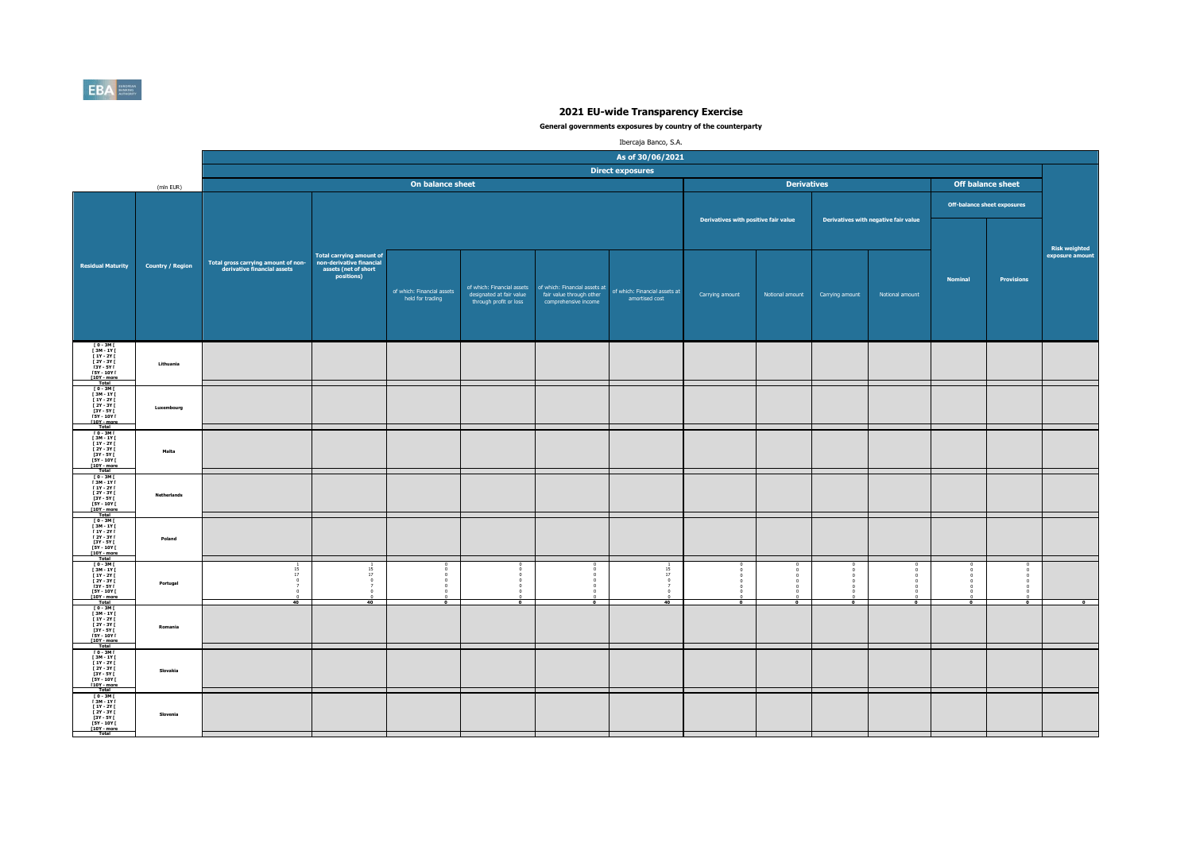# 2021 EU-wide Transparency Exercise

**General governments exposures by country of the counterparty**

Ibercaja Banco, S.A.

| | | As of 30/06/2021 | | | | | | | | | | | | |
|---|---|---|---|---|---|---|---|---|---|---|---|---|---|---|
| | | Direct exposures | | | | | | | | | | | | |
| | (mln EUR) | On balance sheet | | | | | | Derivatives | | | | Off balance sheet | | |
| | | | | | | | | Derivatives with positive fair value | | Derivatives with negative fair value | | Off-balance sheet exposures | | |
| Residual Maturity | Country / Region | Total gross carrying amount of non-derivative financial assets | Total carrying amount of non-derivative financial assets (net of short positions) | of which: Financial assets held for trading | of which: Financial assets designated at fair value through profit or loss | of which: Financial assets at fair value through other comprehensive income | of which: Financial assets at amortised cost | Carrying amount | Notional amount | Carrying amount | Notional amount | Nominal | Provisions | Risk weighted exposure amount |
| [ 0 - 3M [ | Lithuania | | | | | | | | | | | | | |
| [ 3M - 1Y [ | | | | | | | | | | | | | | |
| [ 1Y - 2Y [ | | | | | | | | | | | | | | |
| [ 2Y - 3Y [ | | | | | | | | | | | | | | |
| [3Y - 5Y [ | | | | | | | | | | | | | | |
| [5Y - 10Y [ | | | | | | | | | | | | | | |
| [10Y - more | | | | | | | | | | | | | | |
| Total | | | | | | | | | | | | | | |
| [ 0 - 3M [ | Luxembourg | | | | | | | | | | | | | |
| [ 3M - 1Y [ | | | | | | | | | | | | | | |
| [ 1Y - 2Y [ | | | | | | | | | | | | | | |
| [ 2Y - 3Y [ | | | | | | | | | | | | | | |
| [3Y - 5Y [ | | | | | | | | | | | | | | |
| [5Y - 10Y [ | | | | | | | | | | | | | | |
| [10Y - more | | | | | | | | | | | | | | |
| Total | | | | | | | | | | | | | | |
| [ 0 - 3M [ | Malta | | | | | | | | | | | | | |
| [ 3M - 1Y [ | | | | | | | | | | | | | | |
| [ 1Y - 2Y [ | | | | | | | | | | | | | | |
| [ 2Y - 3Y [ | | | | | | | | | | | | | | |
| [3Y - 5Y [ | | | | | | | | | | | | | | |
| [5Y - 10Y [ | | | | | | | | | | | | | | |
| [10Y - more | | | | | | | | | | | | | | |
| Total | | | | | | | | | | | | | | |
| [ 0 - 3M [ | Netherlands | | | | | | | | | | | | | |
| [ 3M - 1Y [ | | | | | | | | | | | | | | |
| [ 1Y - 2Y [ | | | | | | | | | | | | | | |
| [ 2Y - 3Y [ | | | | | | | | | | | | | | |
| [3Y - 5Y [ | | | | | | | | | | | | | | |
| [5Y - 10Y [ | | | | | | | | | | | | | | |
| [10Y - more | | | | | | | | | | | | | | |
| Total | | | | | | | | | | | | | | |
| [ 0 - 3M [ | Poland | | | | | | | | | | | | | |
| [ 3M - 1Y [ | | | | | | | | | | | | | | |
| [ 1Y - 2Y [ | | | | | | | | | | | | | | |
| [ 2Y - 3Y [ | | | | | | | | | | | | | | |
| [3Y - 5Y [ | | | | | | | | | | | | | | |
| [5Y - 10Y [ | | | | | | | | | | | | | | |
| [10Y - more | | | | | | | | | | | | | | |
| Total | | | | | | | | | | | | | | |
| [ 0 - 3M [ | Portugal | 1 | 1 | 0 | 0 | 0 | 1 | 0 | 0 | 0 | 0 | 0 | 0 | |
| [ 3M - 1Y [ | | 15 | 15 | 0 | 0 | 0 | 15 | 0 | 0 | 0 | 0 | 0 | 0 | |
| [ 1Y - 2Y [ | | 17 | 17 | 0 | 0 | 0 | 17 | 0 | 0 | 0 | 0 | 0 | 0 | |
| [ 2Y - 3Y [ | | 0 | 0 | 0 | 0 | 0 | 0 | 0 | 0 | 0 | 0 | 0 | 0 | |
| [3Y - 5Y [ | | 7 | 7 | 0 | 0 | 0 | 7 | 0 | 0 | 0 | 0 | 0 | 0 | |
| [5Y - 10Y [ | | 0 | 0 | 0 | 0 | 0 | 0 | 0 | 0 | 0 | 0 | 0 | 0 | |
| [10Y - more | | 0 | 0 | 0 | 0 | 0 | 0 | 0 | 0 | 0 | 0 | 0 | 0 | |
| Total | | 40 | 40 | 0 | 0 | 0 | 40 | 0 | 0 | 0 | 0 | 0 | 0 | 0 |
| [ 0 - 3M [ | Romania | | | | | | | | | | | | | |
| [ 3M - 1Y [ | | | | | | | | | | | | | | |
| [ 1Y - 2Y [ | | | | | | | | | | | | | | |
| [ 2Y - 3Y [ | | | | | | | | | | | | | | |
| [3Y - 5Y [ | | | | | | | | | | | | | | |
| [5Y - 10Y [ | | | | | | | | | | | | | | |
| [10Y - more | | | | | | | | | | | | | | |
| Total | | | | | | | | | | | | | | |
| [ 0 - 3M [ | Slovakia | | | | | | | | | | | | | |
| [ 3M - 1Y [ | | | | | | | | | | | | | | |
| [ 1Y - 2Y [ | | | | | | | | | | | | | | |
| [ 2Y - 3Y [ | | | | | | | | | | | | | | |
| [3Y - 5Y [ | | | | | | | | | | | | | | |
| [5Y - 10Y [ | | | | | | | | | | | | | | |
| [10Y - more | | | | | | | | | | | | | | |
| Total | | | | | | | | | | | | | | |
| [ 0 - 3M [ | Slovenia | | | | | | | | | | | | | |
| [ 3M - 1Y [ | | | | | | | | | | | | | | |
| [ 1Y - 2Y [ | | | | | | | | | | | | | | |
| [ 2Y - 3Y [ | | | | | | | | | | | | | | |
| [3Y - 5Y [ | | | | | | | | | | | | | | |
| [5Y - 10Y [ | | | | | | | | | | | | | | |
| [10Y - more | | | | | | | | | | | | | | |
| Total | | | | | | | | | | | | | | |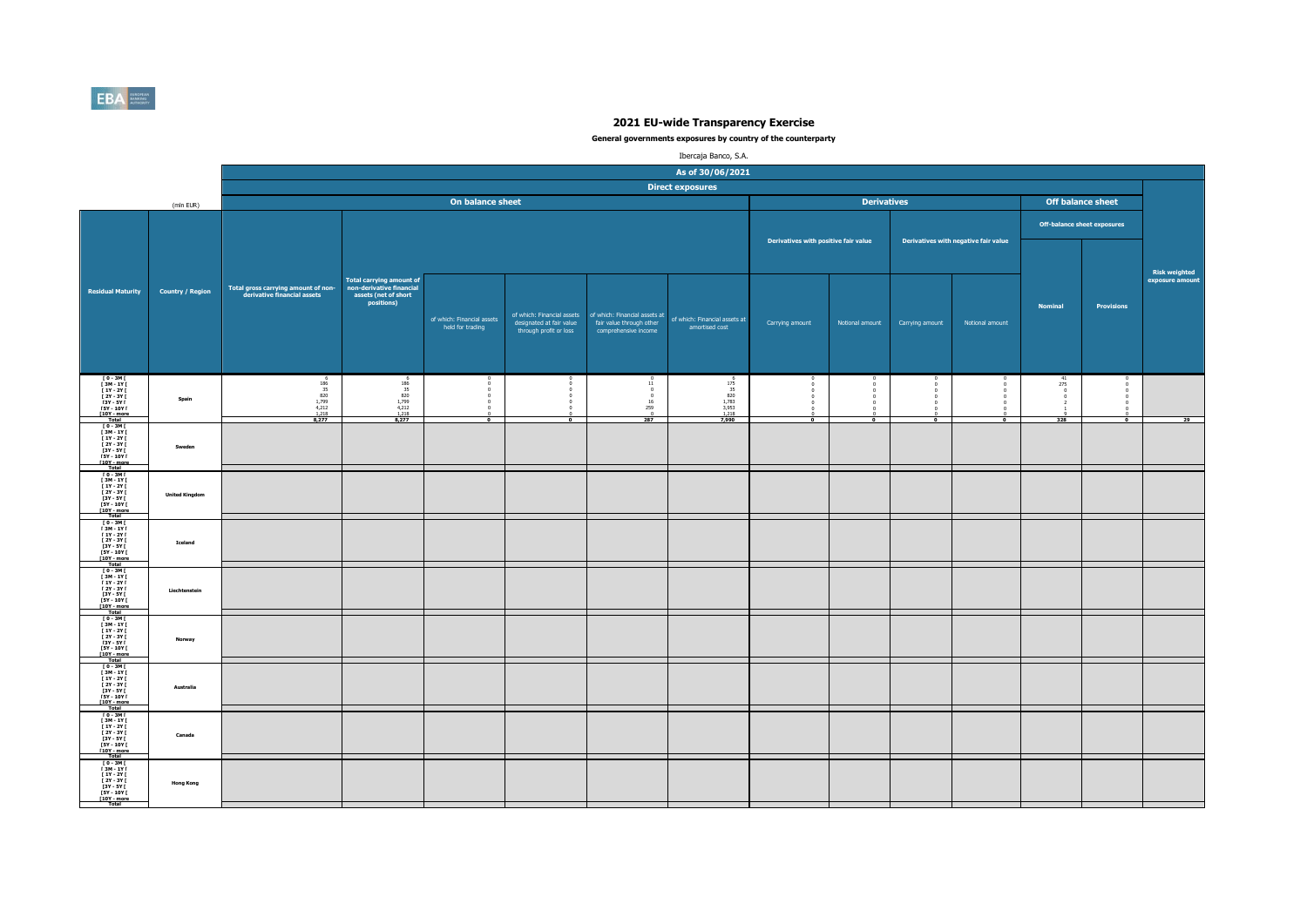# 2021 EU-wide Transparency Exercise

**General governments exposures by country of the counterparty**

Ibercaja Banco, S.A.

| | | As of 30/06/2021 | | | | | | | | | | | | |
|---|---|---|---|---|---|---|---|---|---|---|---|---|---|---|
| | | Direct exposures | | | | | | | | | | | | |
| | (mln EUR) | On balance sheet | | | | | | Derivatives | | | | Off balance sheet | | |
| | | | | | | | | Derivatives with positive fair value | | Derivatives with negative fair value | | Off-balance sheet exposures | | |
| Residual Maturity | Country / Region | Total gross carrying amount of non-derivative financial assets | Total carrying amount of non-derivative financial assets (net of short positions) | of which: Financial assets held for trading | of which: Financial assets designated at fair value through profit or loss | of which: Financial assets at fair value through other comprehensive income | of which: Financial assets at amortised cost | Carrying amount | Notional amount | Carrying amount | Notional amount | Nominal | Provisions | Risk weighted exposure amount |
| [ 0 - 3M [ | Spain | 6 | 6 | 0 | 0 | 0 | 6 | 0 | 0 | 0 | 0 | 41 | 0 | |
| [ 3M - 1Y [ | | 186 | 186 | 0 | 0 | 11 | 175 | 0 | 0 | 0 | 0 | 275 | 0 | |
| [ 1Y - 2Y [ | | 35 | 35 | 0 | 0 | 0 | 35 | 0 | 0 | 0 | 0 | 0 | 0 | |
| [ 2Y - 3Y [ | | 820 | 820 | 0 | 0 | 0 | 820 | 0 | 0 | 0 | 0 | 0 | 0 | |
| [3Y - 5Y [ | | 1,799 | 1,799 | 0 | 0 | 16 | 1,783 | 0 | 0 | 0 | 0 | 2 | 0 | |
| [5Y - 10Y [ | | 4,212 | 4,212 | 0 | 0 | 259 | 3,953 | 0 | 0 | 0 | 0 | 1 | 0 | |
| [10Y - more | | 1,218 | 1,218 | 0 | 0 | 0 | 1,218 | 0 | 0 | 0 | 0 | 9 | 0 | |
| Total | | 8,277 | 8,277 | 0 | 0 | 287 | 7,990 | 0 | 0 | 0 | 0 | 328 | 0 | 29 |
| [ 0 - 3M [ | Sweden | | | | | | | | | | | | | |
| [ 3M - 1Y [ | | | | | | | | | | | | | | |
| [ 1Y - 2Y [ | | | | | | | | | | | | | | |
| [ 2Y - 3Y [ | | | | | | | | | | | | | | |
| [3Y - 5Y [ | | | | | | | | | | | | | | |
| [5Y - 10Y [ | | | | | | | | | | | | | | |
| [10Y - more | | | | | | | | | | | | | | |
| Total | | | | | | | | | | | | | | |
| [ 0 - 3M [ | United Kingdom | | | | | | | | | | | | | |
| [ 3M - 1Y [ | | | | | | | | | | | | | | |
| [ 1Y - 2Y [ | | | | | | | | | | | | | | |
| [ 2Y - 3Y [ | | | | | | | | | | | | | | |
| [3Y - 5Y [ | | | | | | | | | | | | | | |
| [5Y - 10Y [ | | | | | | | | | | | | | | |
| [10Y - more | | | | | | | | | | | | | | |
| Total | | | | | | | | | | | | | | |
| [ 0 - 3M [ | Iceland | | | | | | | | | | | | | |
| [ 3M - 1Y [ | | | | | | | | | | | | | | |
| [ 1Y - 2Y [ | | | | | | | | | | | | | | |
| [ 2Y - 3Y [ | | | | | | | | | | | | | | |
| [3Y - 5Y [ | | | | | | | | | | | | | | |
| [5Y - 10Y [ | | | | | | | | | | | | | | |
| [10Y - more | | | | | | | | | | | | | | |
| Total | | | | | | | | | | | | | | |
| [ 0 - 3M [ | Liechtenstein | | | | | | | | | | | | | |
| [ 3M - 1Y [ | | | | | | | | | | | | | | |
| [ 1Y - 2Y [ | | | | | | | | | | | | | | |
| [ 2Y - 3Y [ | | | | | | | | | | | | | | |
| [3Y - 5Y [ | | | | | | | | | | | | | | |
| [5Y - 10Y [ | | | | | | | | | | | | | | |
| [10Y - more | | | | | | | | | | | | | | |
| Total | | | | | | | | | | | | | | |
| [ 0 - 3M [ | Norway | | | | | | | | | | | | | |
| [ 3M - 1Y [ | | | | | | | | | | | | | | |
| [ 1Y - 2Y [ | | | | | | | | | | | | | | |
| [ 2Y - 3Y [ | | | | | | | | | | | | | | |
| [3Y - 5Y [ | | | | | | | | | | | | | | |
| [5Y - 10Y [ | | | | | | | | | | | | | | |
| [10Y - more | | | | | | | | | | | | | | |
| Total | | | | | | | | | | | | | | |
| [ 0 - 3M [ | Australia | | | | | | | | | | | | | |
| [ 3M - 1Y [ | | | | | | | | | | | | | | |
| [ 1Y - 2Y [ | | | | | | | | | | | | | | |
| [ 2Y - 3Y [ | | | | | | | | | | | | | | |
| [3Y - 5Y [ | | | | | | | | | | | | | | |
| [5Y - 10Y [ | | | | | | | | | | | | | | |
| [10Y - more | | | | | | | | | | | | | | |
| Total | | | | | | | | | | | | | | |
| [ 0 - 3M [ | Canada | | | | | | | | | | | | | |
| [ 3M - 1Y [ | | | | | | | | | | | | | | |
| [ 1Y - 2Y [ | | | | | | | | | | | | | | |
| [ 2Y - 3Y [ | | | | | | | | | | | | | | |
| [3Y - 5Y [ | | | | | | | | | | | | | | |
| [5Y - 10Y [ | | | | | | | | | | | | | | |
| [10Y - more | | | | | | | | | | | | | | |
| Total | | | | | | | | | | | | | | |
| [ 0 - 3M [ | Hong Kong | | | | | | | | | | | | | |
| [ 3M - 1Y [ | | | | | | | | | | | | | | |
| [ 1Y - 2Y [ | | | | | | | | | | | | | | |
| [ 2Y - 3Y [ | | | | | | | | | | | | | | |
| [3Y - 5Y [ | | | | | | | | | | | | | | |
| [5Y - 10Y [ | | | | | | | | | | | | | | |
| [10Y - more | | | | | | | | | | | | | | |
| Total | | | | | | | | | | | | | | |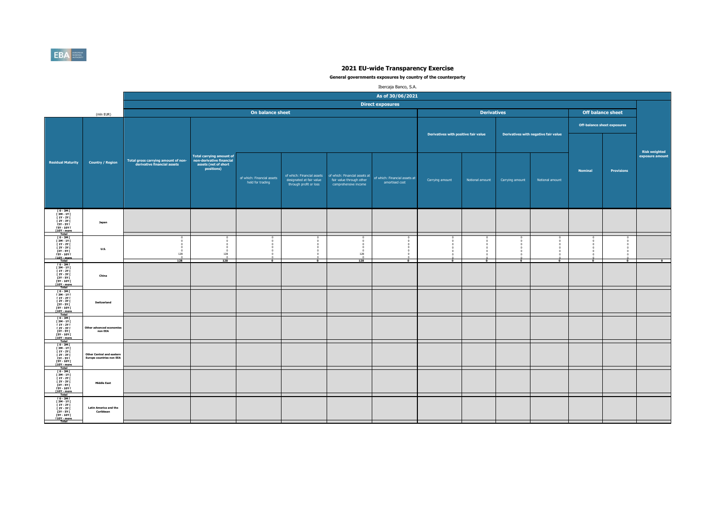# 2021 EU-wide Transparency Exercise

**General governments exposures by country of the counterparty**

Ibercaja Banco, S.A.

| | | As of 30/06/2021 | | | | | | | | | | | | |
|---|---|---|---|---|---|---|---|---|---|---|---|---|---|---|
| | | Direct exposures | | | | | | | | | | | | |
| | (mln EUR) | On balance sheet | | | | | | Derivatives | | | | Off balance sheet | | |
| | | | | | | | | Derivatives with positive fair value | | Derivatives with negative fair value | | Off-balance sheet exposures | | |
| Residual Maturity | Country / Region | Total gross carrying amount of non-derivative financial assets | Total carrying amount of non-derivative financial assets (net of short positions) | of which: Financial assets held for trading | of which: Financial assets designated at fair value through profit or loss | of which: Financial assets at fair value through other comprehensive income | of which: Financial assets at amortised cost | Carrying amount | Notional amount | Carrying amount | Notional amount | Nominal | Provisions | Risk weighted exposure amount |
| [ 0 - 3M [ | Japan | | | | | | | | | | | | | |
| [ 3M - 1Y [ | | | | | | | | | | | | | | |
| [ 1Y - 2Y [ | | | | | | | | | | | | | | |
| [ 2Y - 3Y [ | | | | | | | | | | | | | | |
| [3Y - 5Y [ | | | | | | | | | | | | | | |
| [5Y - 10Y [ | | | | | | | | | | | | | | |
| [10Y - more | | | | | | | | | | | | | | |
| Total | | | | | | | | | | | | | | |
| [ 0 - 3M [ | U.S. | 0 | 0 | 0 | 0 | 0 | 0 | 0 | 0 | 0 | 0 | 0 | 0 | |
| [ 3M - 1Y [ | | 0 | 0 | 0 | 0 | 0 | 0 | 0 | 0 | 0 | 0 | 0 | 0 | |
| [ 1Y - 2Y [ | | 0 | 0 | 0 | 0 | 0 | 0 | 0 | 0 | 0 | 0 | 0 | 0 | |
| [ 2Y - 3Y [ | | 0 | 0 | 0 | 0 | 0 | 0 | 0 | 0 | 0 | 0 | 0 | 0 | |
| [3Y - 5Y [ | | 0 | 0 | 0 | 0 | 0 | 0 | 0 | 0 | 0 | 0 | 0 | 0 | |
| [5Y - 10Y [ | | 128 | 128 | 0 | 0 | 128 | 0 | 0 | 0 | 0 | 0 | 0 | 0 | |
| [10Y - more | | 0 | 0 | 0 | 0 | 0 | 0 | 0 | 0 | 0 | 0 | 0 | 0 | |
| Total | | 128 | 128 | 0 | 0 | 128 | 0 | 0 | 0 | 0 | 0 | 0 | 0 | 0 |
| [ 0 - 3M [ | China | | | | | | | | | | | | | |
| [ 3M - 1Y [ | | | | | | | | | | | | | | |
| [ 1Y - 2Y [ | | | | | | | | | | | | | | |
| [ 2Y - 3Y [ | | | | | | | | | | | | | | |
| [3Y - 5Y [ | | | | | | | | | | | | | | |
| [5Y - 10Y [ | | | | | | | | | | | | | | |
| [10Y - more | | | | | | | | | | | | | | |
| Total | | | | | | | | | | | | | | |
| [ 0 - 3M [ | Switzerland | | | | | | | | | | | | | |
| [ 3M - 1Y [ | | | | | | | | | | | | | | |
| [ 1Y - 2Y [ | | | | | | | | | | | | | | |
| [ 2Y - 3Y [ | | | | | | | | | | | | | | |
| [3Y - 5Y [ | | | | | | | | | | | | | | |
| [5Y - 10Y [ | | | | | | | | | | | | | | |
| [10Y - more | | | | | | | | | | | | | | |
| Total | | | | | | | | | | | | | | |
| [ 0 - 3M [ | Other advanced economies non EEA | | | | | | | | | | | | | |
| [ 3M - 1Y [ | | | | | | | | | | | | | | |
| [ 1Y - 2Y [ | | | | | | | | | | | | | | |
| [ 2Y - 3Y [ | | | | | | | | | | | | | | |
| [3Y - 5Y [ | | | | | | | | | | | | | | |
| [5Y - 10Y [ | | | | | | | | | | | | | | |
| [10Y - more | | | | | | | | | | | | | | |
| Total | | | | | | | | | | | | | | |
| [ 0 - 3M [ | Other Central and eastern Europe countries non EEA | | | | | | | | | | | | | |
| [ 3M - 1Y [ | | | | | | | | | | | | | | |
| [ 1Y - 2Y [ | | | | | | | | | | | | | | |
| [ 2Y - 3Y [ | | | | | | | | | | | | | | |
| [3Y - 5Y [ | | | | | | | | | | | | | | |
| [5Y - 10Y [ | | | | | | | | | | | | | | |
| [10Y - more | | | | | | | | | | | | | | |
| Total | | | | | | | | | | | | | | |
| [ 0 - 3M [ | Middle East | | | | | | | | | | | | | |
| [ 3M - 1Y [ | | | | | | | | | | | | | | |
| [ 1Y - 2Y [ | | | | | | | | | | | | | | |
| [ 2Y - 3Y [ | | | | | | | | | | | | | | |
| [3Y - 5Y [ | | | | | | | | | | | | | | |
| [5Y - 10Y [ | | | | | | | | | | | | | | |
| [10Y - more | | | | | | | | | | | | | | |
| Total | | | | | | | | | | | | | | |
| [ 0 - 3M [ | Latin America and the Caribbean | | | | | | | | | | | | | |
| [ 3M - 1Y [ | | | | | | | | | | | | | | |
| [ 1Y - 2Y [ | | | | | | | | | | | | | | |
| [ 2Y - 3Y [ | | | | | | | | | | | | | | |
| [3Y - 5Y [ | | | | | | | | | | | | | | |
| [5Y - 10Y [ | | | | | | | | | | | | | | |
| [10Y - more | | | | | | | | | | | | | | |
| Total | | | | | | | | | | | | | | |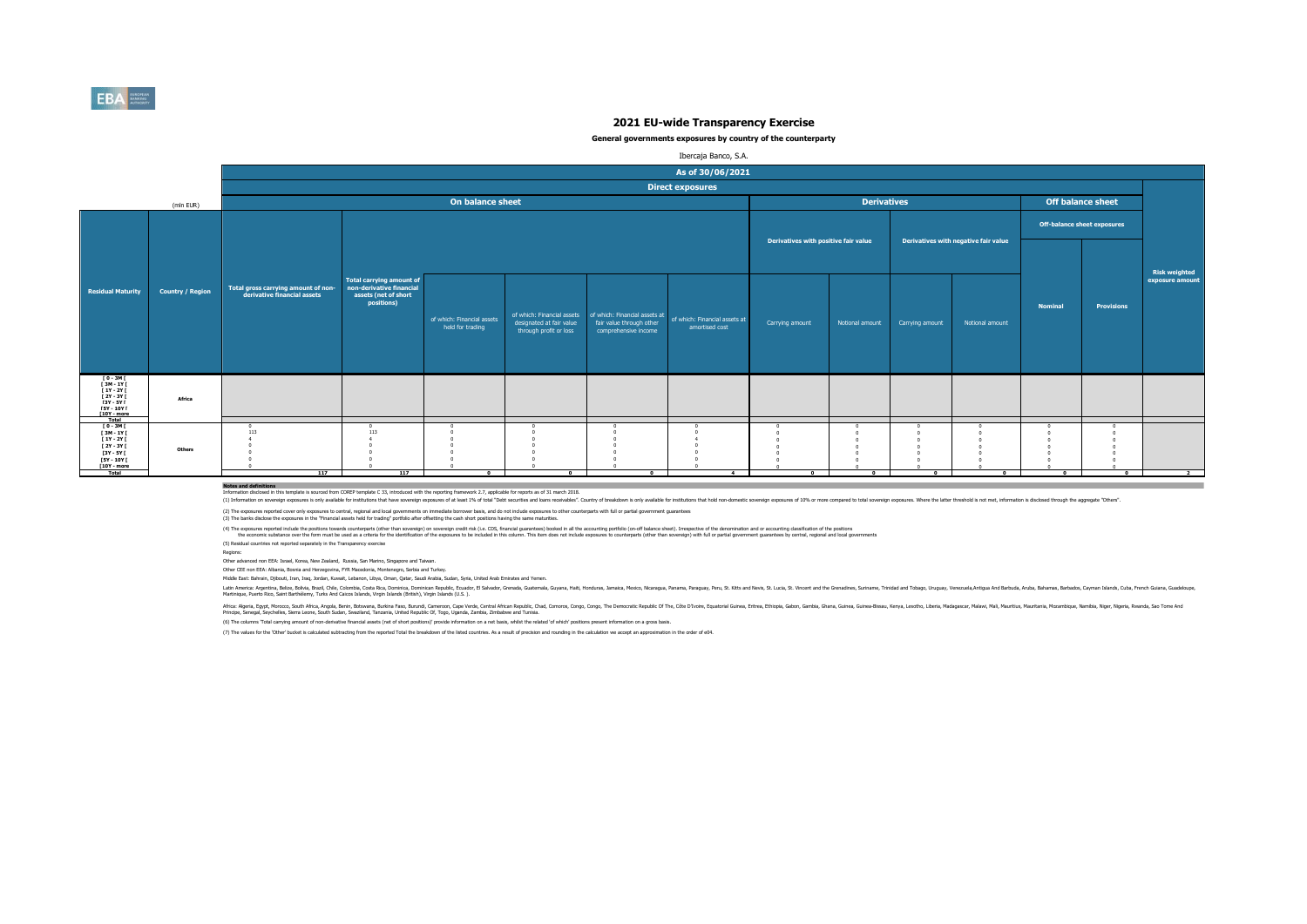# 2021 EU-wide Transparency Exercise

**General governments exposures by country of the counterparty**

Ibercaja Banco, S.A.

| | | As of 30/06/2021 | | | | | | | | | | | | |
|---|---|---|---|---|---|---|---|---|---|---|---|---|---|---|
| | | Direct exposures | | | | | | | | | | | | |
| (mln EUR) | | On balance sheet | | | | | | Derivatives | | | | Off balance sheet | | |
| | | | | | | | | Derivatives with positive fair value | | Derivatives with negative fair value | | Off-balance sheet exposures | | |
| Residual Maturity | Country / Region | Total gross carrying amount of non-derivative financial assets | Total carrying amount of non-derivative financial assets (net of short positions) | of which: Financial assets held for trading | of which: Financial assets designated at fair value through profit or loss | of which: Financial assets at fair value through other comprehensive income | of which: Financial assets at amortised cost | Carrying amount | Notional amount | Carrying amount | Notional amount | Nominal | Provisions | Risk weighted exposure amount |
| [ 0 - 3M [ | Africa | | | | | | | | | | | | | |
| [ 3M - 1Y [ | | | | | | | | | | | | | | |
| [ 1Y - 2Y [ | | | | | | | | | | | | | | |
| [ 2Y - 3Y [ | | | | | | | | | | | | | | |
| [3Y - 5Y [ | | | | | | | | | | | | | | |
| [5Y - 10Y [ | | | | | | | | | | | | | | |
| [10Y - more | | | | | | | | | | | | | | |
| Total | | | | | | | | | | | | | | |
| [ 0 - 3M [ | Others | 0 | 0 | 0 | 0 | 0 | 0 | 0 | 0 | 0 | 0 | 0 | 0 | |
| [ 3M - 1Y [ | | 113 | 113 | 0 | 0 | 0 | 0 | 0 | 0 | 0 | 0 | 0 | 0 | |
| [ 1Y - 2Y [ | | 4 | 4 | 0 | 0 | 0 | 4 | 0 | 0 | 0 | 0 | 0 | 0 | |
| [ 2Y - 3Y [ | | 0 | 0 | 0 | 0 | 0 | 0 | 0 | 0 | 0 | 0 | 0 | 0 | |
| [3Y - 5Y [ | | 0 | 0 | 0 | 0 | 0 | 0 | 0 | 0 | 0 | 0 | 0 | 0 | |
| [5Y - 10Y [ | | 0 | 0 | 0 | 0 | 0 | 0 | 0 | 0 | 0 | 0 | 0 | 0 | |
| [10Y - more | | 0 | 0 | 0 | 0 | 0 | 0 | 0 | 0 | 0 | 0 | 0 | 0 | |
| Total | | 117 | 117 | 0 | 0 | 0 | 4 | 0 | 0 | 0 | 0 | 0 | 0 | 2 |

**Notes and definitions**

Information disclosed in this template is sourced from COREP template C 33, introduced with the reporting framework 2.7, applicable for reports as of 31 march 2018.

(1) Information on sovereign exposures is only available for institutions that have sovereign exposures of at least 1% of total "Debt securities and loans receivables". Country of breakdown is only available for institutions that hold non-domestic sovereign exposures of 10% or more compared to total sovereign exposures. Where the latter threshold is not met, information is disclosed through the aggregate "Others".

(2) The exposures reported cover only exposures to central, regional and local governments on immediate borrower basis, and do not include exposures to other counterparts with full or partial government guarantees

(3) The banks disclose the exposures in the "Financial assets held for trading" portfolio after offsetting the cash short positions having the same maturities.

(4) The exposures reported include the positions towards counterparts (other than sovereign) on sovereign credit risk (i.e. CDS, financial guarantees) booked in all the accounting portfolio (on-off balance sheet). Irrespective of the denomination and or accounting classification of the positions the economic substance over the form must be used as a criteria for the identification of the exposures to be included in this column. This item does not include exposures to counterparts (other than sovereign) with full or partial government guarantees by central, regional and local governments

(5) Residual countries not reported separately in the Transparency exercise

Regions:

Other advanced non EEA: Israel, Korea, New Zealand, Russia, San Marino, Singapore and Taiwan.

Other CEE non EEA: Albania, Bosnia and Herzegovina, FYR Macedonia, Montenegro, Serbia and Turkey.

Middle East: Bahrain, Djibouti, Iran, Iraq, Jordan, Kuwait, Lebanon, Libya, Oman, Qatar, Saudi Arabia, Sudan, Syria, United Arab Emirates and Yemen.

Latin America: Argentina, Belize, Bolivia, Brazil, Chile, Colombia, Costa Rica, Dominica, Dominican Republic, Ecuador, El Salvador, Grenada, Guatemala, Guyana, Haiti, Honduras, Jamaica, Mexico, Nicaragua, Panama, Paraguay, Peru, St. Kitts and Nevis, St. Lucia, St. Vincent and the Grenadines, Suriname, Trinidad and Tobago, Uruguay, Venezuela,Antigua And Barbuda, Aruba, Bahamas, Barbados, Cayman Islands, Cuba, French Guiana, Guadeloupe, Martinique, Puerto Rico, Saint Barthélemy, Turks And Caicos Islands, Virgin Islands (British), Virgin Islands (U.S.).

Africa: Algeria, Egypt, Morocco, South Africa, Angola, Benin, Botswana, Burkina Faso, Burundi, Cameroon, Cape Verde, Central African Republic, Chad, Comoros, Congo, Congo, The Democratic Republic Of The, Côte D'Ivoire, Equatorial Guinea, Eritrea, Ethiopia, Gabon, Gambia, Ghana, Guinea, Guinea-Bissau, Kenya, Lesotho, Liberia, Madagascar, Malawi, Mali, Mauritius, Mauritania, Mozambique, Namibia, Niger, Nigeria, Rwanda, Sao Tome And Principe, Senegal, Seychelles, Sierra Leone, South Sudan, Swaziland, Tanzania, United Republic Of, Togo, Uganda, Zambia, Zimbabwe and Tunisia.

(6) The columns 'Total carrying amount of non-derivative financial assets (net of short positions)' provide information on a net basis, whilst the related 'of which' positions present information on a gross basis.

(7) The values for the 'Other' bucket is calculated subtracting from the reported Total the breakdown of the listed countries. As a result of precision and rounding in the calculation we accept an approximation in the order of e04.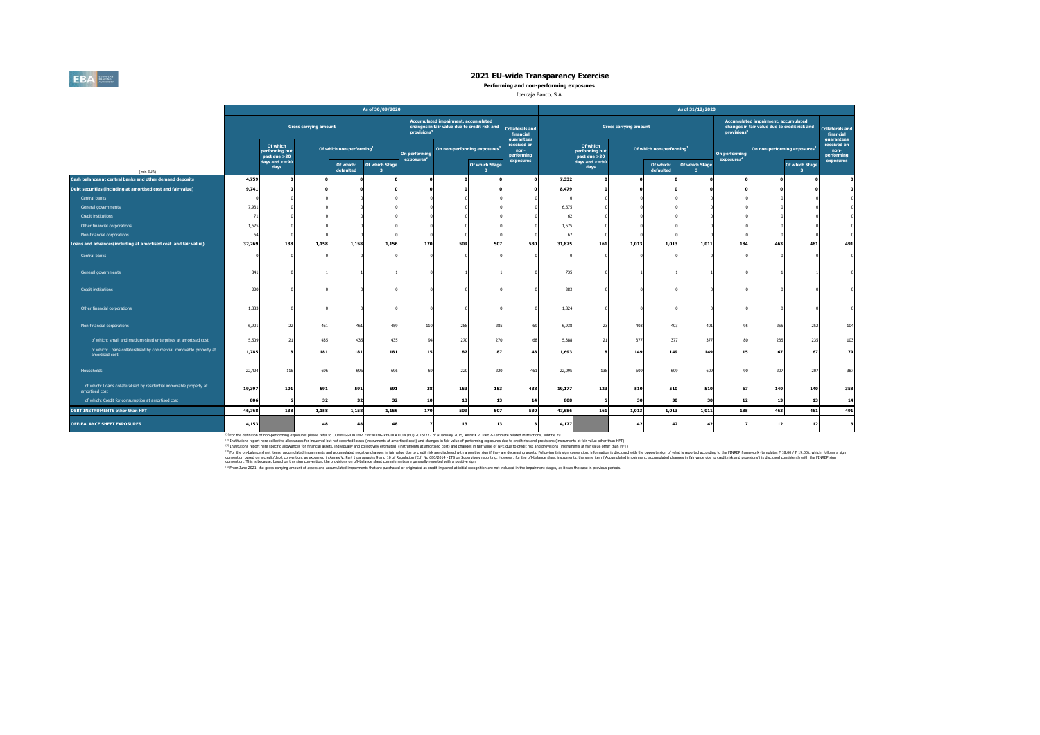## 2021 EU-wide Transparency Exercise

**Performing and non-performing exposures**

Ibercaja Banco, S.A.

| (mln EUR) | As of 30/09/2020 | | | | | | | | | As of 31/12/2020 | | | | | | | | |
|---|---|---|---|---|---|---|---|---|---|---|---|---|---|---|---|---|---|---|
| | Gross carrying amount | | | | | Accumulated impairment, accumulated changes in fair value due to credit risk and provisions[4] | | | Collaterals and financial guarantees received on non-performing exposures | Gross carrying amount | | | | | Accumulated impairment, accumulated changes in fair value due to credit risk and provisions[4] | | | Collaterals and financial guarantees received on non-performing exposures |
| | | Of which performing but past due >30 days and <=90 days | Of which non-performing[1] | | | On performing exposures[2] | On non-performing exposures[3] | | | | Of which performing but past due >30 days and <=90 days | Of which non-performing[1] | | | On performing exposures[2] | On non-performing exposures[3] | | |
| | | | | Of which: defaulted | Of which Stage 3 | | | Of which Stage 3 | | | | | Of which: defaulted | Of which Stage 3 | | | Of which Stage 3 | |
| **Cash balances at central banks and other demand deposits** | **4,759** | **0** | **0** | **0** | **0** | **0** | **0** | **0** | **0** | **7,332** | **0** | **0** | **0** | **0** | **0** | **0** | **0** | **0** |
| **Debt securities (including at amortised cost and fair value)** | **9,741** | **0** | **0** | **0** | **0** | **0** | **0** | **0** | **0** | **8,479** | **0** | **0** | **0** | **0** | **0** | **0** | **0** | **0** |
| Central banks | 0 | 0 | 0 | 0 | 0 | 0 | 0 | 0 | 0 | 0 | 0 | 0 | 0 | 0 | 0 | 0 | 0 | 0 |
| General governments | 7,931 | 0 | 0 | 0 | 0 | 0 | 0 | 0 | 0 | 6,675 | 0 | 0 | 0 | 0 | 0 | 0 | 0 | 0 |
| Credit institutions | 71 | 0 | 0 | 0 | 0 | 0 | 0 | 0 | 0 | 62 | 0 | 0 | 0 | 0 | 0 | 0 | 0 | 0 |
| Other financial corporations | 1,675 | 0 | 0 | 0 | 0 | 0 | 0 | 0 | 0 | 1,675 | 0 | 0 | 0 | 0 | 0 | 0 | 0 | 0 |
| Non-financial corporations | 64 | 0 | 0 | 0 | 0 | 0 | 0 | 0 | 0 | 67 | 0 | 0 | 0 | 0 | 0 | 0 | 0 | 0 |
| **Loans and advances(including at amortised cost and fair value)** | **32,269** | **138** | **1,158** | **1,158** | **1,156** | **170** | **509** | **507** | **530** | **31,875** | **161** | **1,013** | **1,013** | **1,011** | **184** | **463** | **461** | **491** |
| Central banks | 0 | 0 | 0 | 0 | 0 | 0 | 0 | 0 | 0 | 0 | 0 | 0 | 0 | 0 | 0 | 0 | 0 | 0 |
| General governments | 841 | 0 | 1 | 1 | 1 | 0 | 1 | 1 | 0 | 735 | 0 | 1 | 1 | 1 | 0 | 1 | 1 | 0 |
| Credit institutions | 220 | 0 | 0 | 0 | 0 | 0 | 0 | 0 | 0 | 283 | 0 | 0 | 0 | 0 | 0 | 0 | 0 | 0 |
| Other financial corporations | 1,883 | 0 | 0 | 0 | 0 | 0 | 0 | 0 | 0 | 1,824 | 0 | 0 | 0 | 0 | 0 | 0 | 0 | 0 |
| Non-financial corporations | 6,901 | 22 | 461 | 461 | 459 | 110 | 288 | 285 | 69 | 6,938 | 23 | 403 | 403 | 401 | 95 | 255 | 252 | 104 |
| of which: small and medium-sized enterprises at amortised cost | 5,509 | 21 | 435 | 435 | 435 | 94 | 270 | 270 | 68 | 5,388 | 21 | 377 | 377 | 377 | 80 | 235 | 235 | 103 |
| of which: Loans collateralised by commercial immovable property at amortised cost | **1,785** | **8** | **181** | **181** | **181** | **15** | **87** | **87** | **48** | **1,693** | **8** | **149** | **149** | **149** | **15** | **67** | **67** | **79** |
| Households | 22,424 | 116 | 696 | 696 | 696 | 59 | 220 | 220 | 461 | 22,095 | 138 | 609 | 609 | 609 | 90 | 207 | 207 | 387 |
| of which: Loans collateralised by residential immovable property at amortised cost | **19,397** | **101** | **591** | **591** | **591** | **38** | **153** | **153** | **438** | **19,177** | **123** | **510** | **510** | **510** | **67** | **140** | **140** | **358** |
| of which: Credit for consumption at amortised cost | **806** | **6** | **32** | **32** | **32** | **10** | **13** | **13** | **14** | **808** | **5** | **30** | **30** | **30** | **12** | **13** | **13** | **14** |
| **DEBT INSTRUMENTS other than HFT** | **46,768** | **138** | **1,158** | **1,158** | **1,156** | **170** | **509** | **507** | **530** | **47,686** | **161** | **1,013** | **1,013** | **1,011** | **185** | **463** | **461** | **491** |
| **OFF-BALANCE SHEET EXPOSURES** | **4,153** | | **48** | **48** | **48** | **7** | **13** | **13** | **3** | **4,177** | | **42** | **42** | **42** | **7** | **12** | **12** | **3** |

[1] For the definition of non-performing exposures please refer to COMMISSION IMPLEMENTING REGULATION (EU) 2015/227 of 9 January 2015, ANNEX V, Part 2-Template related instructions, subtitle 29

[2] Institutions report here collective allowances for incurrred but not reported losses (instruments at amortised cost) and changes in fair value of performing exposures due to credit risk and provisions (instruments at fair value other than HFT)

[3] Institutions report here specific allowances for financial assets, individually and collectively estimated (instruments at amortised cost) and changes in fair value of NPE due to credit risk and provisions (instruments at fair value other than HFT)

[4] For the on-balance sheet items, accumulated impairments and accumulated negative changes in fair value due to credit risk are disclosed with a positive sign if they are decreasing assets. Following this sign convention, information is disclosed with the opposite sign of what is reported according to the FINREP framework (templates F 18.00 / F 19.00), which follows a sign convention based on a credit/debit convention, as explained in Annex V, Part 1 paragraphs 9 and 10 of Regulation (EU) No 680/2014 - ITS on Supervisory reporting. However, for the off-balance sheet instruments, the same item ('Accumulated impairment, accumulated changes in fair value due to credit risk and provisions') is disclosed consistently with the FINREP sign convention. This is because, based on this sign convention, the provisions on off-balance sheet commitments are generally reported with a positive sign.

[5] From June 2021, the gross carrying amount of assets and accumulated impairments that are purchased or originated as credit-impaired at initial recognition are not included in the impairment stages, as it was the case in previous periods.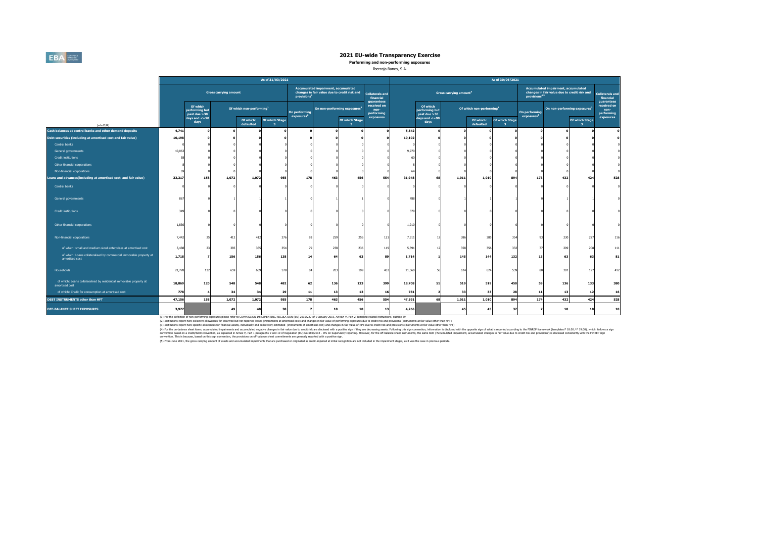# 2021 EU-wide Transparency Exercise

**Performing and non-performing exposures**

Ibercaja Banco, S.A.

| (mln EUR) | As of 31/03/2021 | | | | | | | | | As of 30/06/2021 | | | | | | | | |
|---|---|---|---|---|---|---|---|---|---|---|---|---|---|---|---|---|---|---|
| | Gross carrying amount | | | | | Accumulated impairment, accumulated changes in fair value due to credit risk and provisions[4] | | | Collaterals and financial guarantees received on non-performing exposures | Gross carrying amount[5] | | | | | Accumulated impairment, accumulated changes in fair value due to credit risk and provisions[4,5] | | | Collaterals and financial guarantees received on non-performing exposures |
| | | Of which performing but past due >30 days and <=90 days | Of which non-performing[1] | | | On performing exposures[2] | On non-performing exposures[3] | | | | Of which performing but past due >30 days and <=90 days | Of which non-performing[1] | | | On performing exposures[2] | On non-performing exposures[3] | | |
| | | | | Of which: defaulted | Of which Stage 3 | | | Of which Stage 3 | | | | | Of which: defaulted | Of which Stage 3 | | | Of which Stage 3 | |
| **Cash balances at central banks and other demand deposits** | **4,741** | **0** | **0** | **0** | **0** | **0** | **0** | **0** | **0** | **5,542** | **0** | **0** | **0** | **0** | **0** | **0** | **0** | **0** |
| **Debt securities (including at amortised cost and fair value)** | **10,198** | **0** | **0** | **0** | **0** | **0** | **0** | **0** | **0** | **10,102** | **0** | **0** | **0** | **0** | **0** | **0** | **0** | **0** |
| Central banks | 0 | 0 | 0 | 0 | 0 | 0 | 0 | 0 | 0 | 0 | 0 | 0 | 0 | 0 | 0 | 0 | 0 | 0 |
| General governments | 10,063 | 0 | 0 | 0 | 0 | 0 | 0 | 0 | 0 | 9,970 | 0 | 0 | 0 | 0 | 0 | 0 | 0 | 0 |
| Credit institutions | 58 | 0 | 0 | 0 | 0 | 0 | 0 | 0 | 0 | 60 | 0 | 0 | 0 | 0 | 0 | 0 | 0 | 0 |
| Other financial corporations | 8 | 0 | 0 | 0 | 0 | 0 | 0 | 0 | 0 | 8 | 0 | 0 | 0 | 0 | 0 | 0 | 0 | 0 |
| Non-financial corporations | 69 | 0 | 0 | 0 | 0 | 0 | 0 | 0 | 0 | 64 | 0 | 0 | 0 | 0 | 0 | 0 | 0 | 0 |
| **Loans and advances(including at amortised cost and fair value)** | **32,217** | **158** | **1,072** | **1,072** | **955** | **178** | **463** | **456** | **554** | **31,948** | **68** | **1,011** | **1,010** | **894** | **173** | **432** | **424** | **528** |
| Central banks | 0 | 0 | 0 | 0 | 0 | 0 | 0 | 0 | 0 | 0 | 0 | 0 | 0 | 0 | 0 | 0 | 0 | 0 |
| General governments | 867 | 0 | 1 | 1 | 1 | 0 | 1 | 1 | 0 | 788 | 0 | 1 | 1 | 1 | 0 | 1 | 1 | 0 |
| Credit institutions | 349 | 0 | 0 | 0 | 0 | 0 | 0 | 0 | 0 | 379 | 0 | 0 | 0 | 0 | 0 | 0 | 0 | 0 |
| Other financial corporations | 1,830 | 0 | 0 | 0 | 0 | 0 | 0 | 0 | 0 | 1,910 | 0 | 0 | 0 | 0 | 0 | 0 | 0 | 0 |
| Non-financial corporations | 7,442 | 25 | 412 | 412 | 376 | 93 | 259 | 256 | 121 | 7,311 | 12 | 386 | 385 | 354 | 93 | 230 | 227 | 116 |
| of which: small and medium-sized enterprises at amortised cost | 5,488 | 23 | 385 | 385 | 354 | 79 | 238 | 236 | 119 | 5,391 | 12 | 358 | 356 | 332 | 77 | 209 | 208 | 111 |
| of which: Loans collateralised by commercial immovable property at amortised cost | **1,718** | **7** | **156** | **156** | **138** | **14** | **64** | **63** | **89** | **1,714** | **1** | **145** | **144** | **132** | **13** | **63** | **63** | **81** |
| Households | 21,728 | 132 | 659 | 659 | 578 | 84 | 203 | 199 | 433 | 21,560 | 56 | 624 | 624 | 539 | 80 | 201 | 197 | 412 |
| of which: Loans collateralised by residential immovable property at amortised cost | **18,869** | **120** | **548** | **548** | **482** | **62** | **136** | **133** | **399** | **18,708** | **51** | **519** | **519** | **450** | **59** | **136** | **133** | **380** |
| of which: Credit for consumption at amortised cost | **778** | **4** | **34** | **34** | **29** | **11** | **13** | **12** | **16** | **781** | **2** | **33** | **33** | **28** | **11** | **13** | **12** | **16** |
| **DEBT INSTRUMENTS other than HFT** | **47,156** | **158** | **1,072** | **1,072** | **955** | **178** | **463** | **456** | **554** | **47,591** | **68** | **1,011** | **1,010** | **894** | **174** | **432** | **424** | **528** |
| **OFF-BALANCE SHEET EXPOSURES** | **3,977** | | **49** | **48** | **38** | **7** | **10** | **10** | **13** | **4,266** | | **45** | **45** | **37** | **7** | **10** | **10** | **10** |

(1) For the definition of non-performing exposures please refer to COMMISSION IMPLEMENTING REGULATION (EU) 2015/227 of 9 January 2015, ANNEX V, Part 2-Template related instructions, subtitle 29

(2) Institutions report here collective allowances for incurred but not reported losses (instruments at amortised cost) and changes in fair value of performing exposures due to credit risk and provisions (instruments at fair value other than HFT)

(3) Institutions report here specific allowances for financial assets, individually and collectively estimated (instruments at amortised cost) and changes in fair value of NPE due to credit risk and provisions (instruments at fair value other than HFT)

(4) For the on-balance sheet items, accumulated impairments and accumulated negative changes in fair value due to credit risk are disclosed with a positive sign if they are decreasing assets. Following this sign convention, information is disclosed with the opposite sign of what is reported according to the FINREP framework (templates F 18.00 / F 19.00), which follows a sign convention based on a credit/debit convention, as explained in Annex V, Part 1 paragraphs 9 and 10 of Regulation (EU) No 680/2014 - ITS on Supervisory reporting. However, for the off-balance sheet instruments, the same item ('Accumulated impairment, accumulated changes in fair value due to credit risk and provisions') is disclosed consistently with the FINREP sign convention. This is because, based on this sign convention, the provisions on off-balance sheet commitments are generally reported with a positive sign.

(5) From June 2021, the gross carrying amount of assets and accumulated impairments that are purchased or originated as credit-impaired at initial recognition are not included in the impairment stages, as it was the case in previous periods.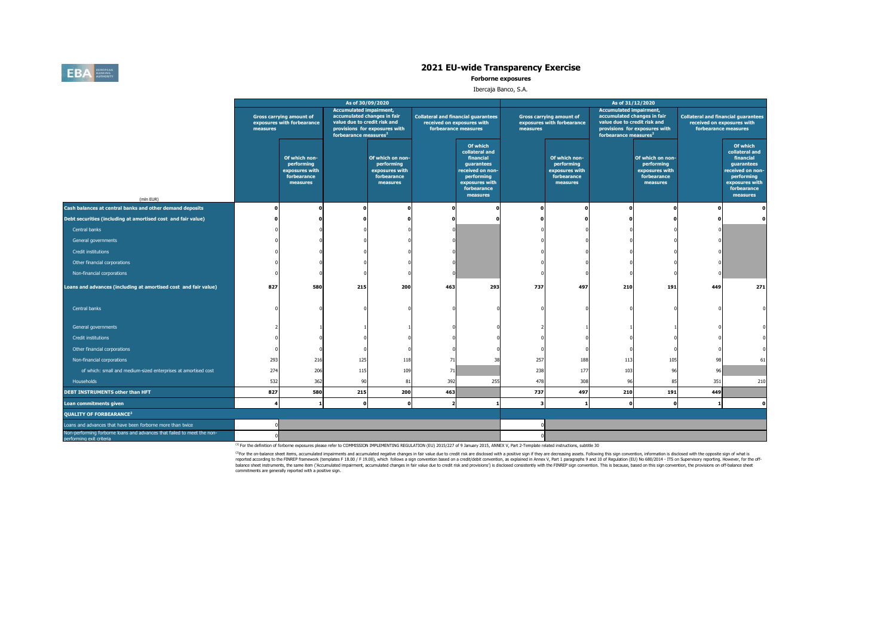# 2021 EU-wide Transparency Exercise

**Forborne exposures**

Ibercaja Banco, S.A.

| (mln EUR) | As of 30/09/2020 | | | | | | As of 31/12/2020 | | | | | |
|---|---|---|---|---|---|---|---|---|---|---|---|---|
| | Gross carrying amount of exposures with forbearance measures | | Accumulated impairment, accumulated changes in fair value due to credit risk and provisions for exposures with forbearance measures[2] | | Collateral and financial guarantees received on exposures with forbearance measures | | Gross carrying amount of exposures with forbearance measures | | Accumulated impairment, accumulated changes in fair value due to credit risk and provisions for exposures with forbearance measures[2] | | Collateral and financial guarantees received on exposures with forbearance measures | |
| | | Of which non-performing exposures with forbearance measures | | Of which on non-performing exposures with forbearance measures | | Of which collateral and financial guarantees received on non-performing exposures with forbearance measures | | Of which non-performing exposures with forbearance measures | | Of which on non-performing exposures with forbearance measures | | Of which collateral and financial guarantees received on non-performing exposures with forbearance measures |
| **Cash balances at central banks and other demand deposits** | **0** | **0** | **0** | **0** | **0** | **0** | **0** | **0** | **0** | **0** | **0** | **0** |
| **Debt securities (including at amortised cost and fair value)** | **0** | **0** | **0** | **0** | **0** | **0** | **0** | **0** | **0** | **0** | **0** | **0** |
| Central banks | 0 | 0 | 0 | 0 | 0 | | 0 | 0 | 0 | 0 | 0 | |
| General governments | 0 | 0 | 0 | 0 | 0 | | 0 | 0 | 0 | 0 | 0 | |
| Credit institutions | 0 | 0 | 0 | 0 | 0 | | 0 | 0 | 0 | 0 | 0 | |
| Other financial corporations | 0 | 0 | 0 | 0 | 0 | | 0 | 0 | 0 | 0 | 0 | |
| Non-financial corporations | 0 | 0 | 0 | 0 | 0 | | 0 | 0 | 0 | 0 | 0 | |
| **Loans and advances (including at amortised cost and fair value)** | **827** | **580** | **215** | **200** | **463** | **293** | **737** | **497** | **210** | **191** | **449** | **271** |
| Central banks | 0 | 0 | 0 | 0 | 0 | 0 | 0 | 0 | 0 | 0 | 0 | 0 |
| General governments | 2 | 1 | 1 | 1 | 0 | 0 | 2 | 1 | 1 | 1 | 0 | 0 |
| Credit institutions | 0 | 0 | 0 | 0 | 0 | 0 | 0 | 0 | 0 | 0 | 0 | 0 |
| Other financial corporations | 0 | 0 | 0 | 0 | 0 | 0 | 0 | 0 | 0 | 0 | 0 | 0 |
| Non-financial corporations | 293 | 216 | 125 | 118 | 71 | 38 | 257 | 188 | 113 | 105 | 98 | 61 |
| of which: small and medium-sized enterprises at amortised cost | 274 | 206 | 115 | 109 | 71 | | 238 | 177 | 103 | 96 | 96 | |
| Households | 532 | 362 | 90 | 81 | 392 | 255 | 478 | 308 | 96 | 85 | 351 | 210 |
| **DEBT INSTRUMENTS other than HFT** | **827** | **580** | **215** | **200** | **463** | | **737** | **497** | **210** | **191** | **449** | |
| **Loan commitments given** | **4** | **1** | **0** | **0** | **2** | **1** | **3** | **1** | **0** | **0** | **1** | **0** |
| **QUALITY OF FORBEARANCE[2]** | | | | | | | | | | | | |
| Loans and advances that have been forborne more than twice | 0 | | | | | | 0 | | | | | |
| Non-performing forborne loans and advances that failed to meet the non-performing exit criteria | 0 | | | | | | 0 | | | | | |

[1] For the definition of forborne exposures please refer to COMMISSION IMPLEMENTING REGULATION (EU) 2015/227 of 9 January 2015, ANNEX V, Part 2-Template related instructions, subtitle 30

[2] For the on-balance sheet items, accumulated impairments and accumulated negative changes in fair value due to credit risk are disclosed with a positive sign if they are decreasing assets. Following this sign convention, information is disclosed with the opposite sign of what is reported according to the FINREP framework (templates F 18.00 / F 19.00), which follows a sign convention based on a credit/debit convention, as explained in Annex V, Part 1 paragraphs 9 and 10 of Regulation (EU) No 680/2014 - ITS on Supervisory reporting. However, for the off-balance sheet instruments, the same item ('Accumulated impairment, accumulated changes in fair value due to credit risk and provisions') is disclosed consistently with the FINREP sign convention. This is because, based on this sign convention, the provisions on off-balance sheet commitments are generally reported with a positive sign.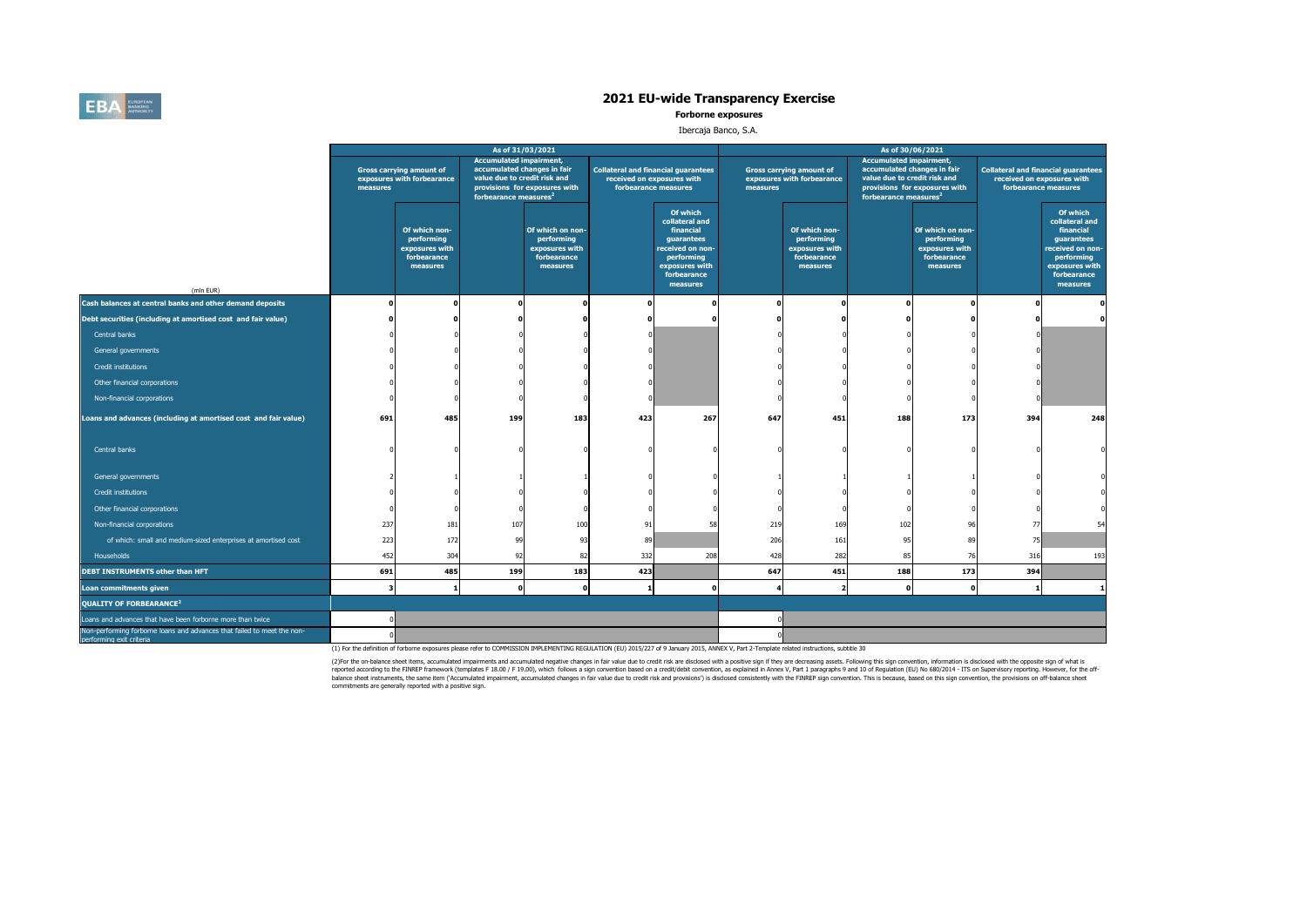# 2021 EU-wide Transparency Exercise

**Forborne exposures**

Ibercaja Banco, S.A.

| (mln EUR) | As of 31/03/2021 | | | | | | As of 30/06/2021 | | | | | |
|---|---|---|---|---|---|---|---|---|---|---|---|---|
| | Gross carrying amount of exposures with forbearance measures | | Accumulated impairment, accumulated changes in fair value due to credit risk and provisions for exposures with forbearance measures[2] | | Collateral and financial guarantees received on exposures with forbearance measures | | Gross carrying amount of exposures with forbearance measures | | Accumulated impairment, accumulated changes in fair value due to credit risk and provisions for exposures with forbearance measures[2] | | Collateral and financial guarantees received on exposures with forbearance measures | |
| | | Of which non-performing exposures with forbearance measures | | Of which on non-performing exposures with forbearance measures | | Of which collateral and financial guarantees received on non-performing exposures with forbearance measures | | Of which non-performing exposures with forbearance measures | | Of which on non-performing exposures with forbearance measures | | Of which collateral and financial guarantees received on non-performing exposures with forbearance measures |
| **Cash balances at central banks and other demand deposits** | **0** | **0** | **0** | **0** | **0** | **0** | **0** | **0** | **0** | **0** | **0** | **0** |
| **Debt securities (including at amortised cost and fair value)** | **0** | **0** | **0** | **0** | **0** | **0** | **0** | **0** | **0** | **0** | **0** | **0** |
| Central banks | 0 | 0 | 0 | 0 | 0 | | 0 | 0 | 0 | 0 | 0 | |
| General governments | 0 | 0 | 0 | 0 | 0 | | 0 | 0 | 0 | 0 | 0 | |
| Credit institutions | 0 | 0 | 0 | 0 | 0 | | 0 | 0 | 0 | 0 | 0 | |
| Other financial corporations | 0 | 0 | 0 | 0 | 0 | | 0 | 0 | 0 | 0 | 0 | |
| Non-financial corporations | 0 | 0 | 0 | 0 | 0 | | 0 | 0 | 0 | 0 | 0 | |
| **Loans and advances (including at amortised cost and fair value)** | **691** | **485** | **199** | **183** | **423** | **267** | **647** | **451** | **188** | **173** | **394** | **248** |
| Central banks | 0 | 0 | 0 | 0 | 0 | 0 | 0 | 0 | 0 | 0 | 0 | 0 |
| General governments | 2 | 1 | 1 | 1 | 0 | 0 | 1 | 1 | 1 | 1 | 0 | 0 |
| Credit institutions | 0 | 0 | 0 | 0 | 0 | 0 | 0 | 0 | 0 | 0 | 0 | 0 |
| Other financial corporations | 0 | 0 | 0 | 0 | 0 | 0 | 0 | 0 | 0 | 0 | 0 | 0 |
| Non-financial corporations | 237 | 181 | 107 | 100 | 91 | 58 | 219 | 169 | 102 | 96 | 77 | 54 |
| of which: small and medium-sized enterprises at amortised cost | 223 | 172 | 99 | 93 | 89 | | 206 | 161 | 95 | 89 | 75 | |
| Households | 452 | 304 | 92 | 82 | 332 | 208 | 428 | 282 | 85 | 76 | 316 | 193 |
| **DEBT INSTRUMENTS other than HFT** | **691** | **485** | **199** | **183** | **423** | | **647** | **451** | **188** | **173** | **394** | |
| **Loan commitments given** | **3** | **1** | **0** | **0** | **1** | **0** | **4** | **2** | **0** | **0** | **1** | **1** |
| **QUALITY OF FORBEARANCE[2]** | | | | | | | | | | | | |
| Loans and advances that have been forborne more than twice | 0 | | | | | | 0 | | | | | |
| Non-performing forborne loans and advances that failed to meet the non-performing exit criteria | 0 | | | | | | 0 | | | | | |

(1) For the definition of forborne exposures please refer to COMMISSION IMPLEMENTING REGULATION (EU) 2015/227 of 9 January 2015, ANNEX V, Part 2-Template related instructions, subtitle 30

(2)For the on-balance sheet items, accumulated impairments and accumulated negative changes in fair value due to credit risk are disclosed with a positive sign if they are decreasing assets. Following this sign convention, information is disclosed with the opposite sign of what is reported according to the FINREP framework (templates F 18.00 / F 19.00), which follows a sign convention based on a credit/debit convention, as explained in Annex V, Part 1 paragraphs 9 and 10 of Regulation (EU) No 680/2014 - ITS on Supervisory reporting. However, for the off-balance sheet instruments, the same item ('Accumulated impairment, accumulated changes in fair value due to credit risk and provisions') is disclosed consistently with the FINREP sign convention. This is because, based on this sign convention, the provisions on off-balance sheet commitments are generally reported with a positive sign.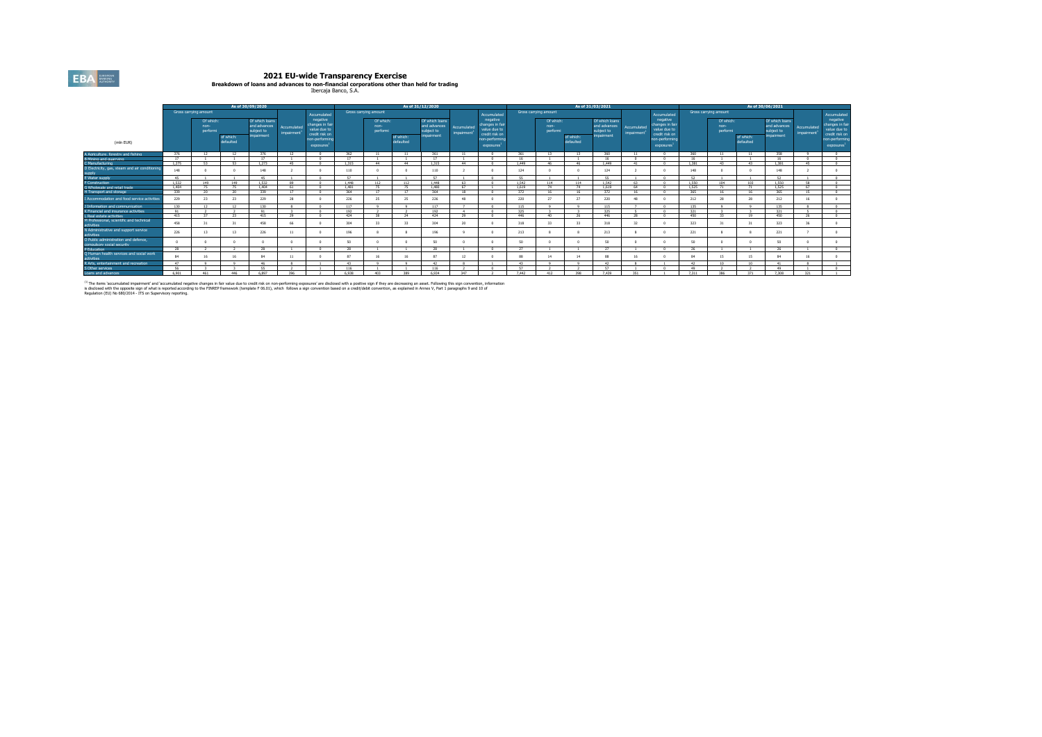# 2021 EU-wide Transparency Exercise

**Breakdown of loans and advances to non-financial corporations other than held for trading**

Ibercaja Banco, S.A.

| (mln EUR) | As of 30/09/2020 | | | | | | As of 31/12/2020 | | | | | | As of 31/03/2021 | | | | | | As of 30/06/2021 | | | | | |
|---|---|---|---|---|---|---|---|---|---|---|---|---|---|---|---|---|---|---|---|---|---|---|---|---|
| | Gross carrying amount | | | | Accumulated impairment[1] | Accumulated negative changes in fair value due to credit risk on non-performing exposures[1] | Gross carrying amount | | | | Accumulated impairment[1] | Accumulated negative changes in fair value due to credit risk on non-performing exposures[1] | Gross carrying amount | | | | Accumulated impairment[1] | Accumulated negative changes in fair value due to credit risk on non-performing exposures[1] | Gross carrying amount | | | | Accumulated impairment[1] | Accumulated negative changes in fair value due to credit risk on non-performing exposures[1] |
| | | Of which: non-performi | of which: defaulted | Of which loans and advances subject to impairment | | | | Of which: non-performi | of which: defaulted | Of which loans and advances subject to impairment | | | | Of which: non-performi | of which: defaulted | Of which loans and advances subject to impairment | | | | Of which: non-performi | of which: defaulted | Of which loans and advances subject to impairment | | |
| A Agriculture, forestry and fishing | 376 | 12 | 12 | 376 | 12 | 0 | 362 | 11 | 11 | 361 | 11 | 0 | 361 | 13 | 13 | 360 | 11 | 0 | 360 | 11 | 11 | 358 | 9 | 0 |
| B Mining and quarrying | 17 | 1 | 1 | 17 | 1 | 0 | 17 | 1 | 1 | 17 | 1 | 0 | 16 | 1 | 1 | 16 | 0 | 0 | 16 | 1 | 1 | 16 | 0 | 0 |
| C Manufacturing | 1,275 | 53 | 53 | 1,275 | 45 | 0 | 1,315 | 44 | 44 | 1,315 | 44 | 0 | 1,449 | 46 | 46 | 1,449 | 41 | 0 | 1,381 | 43 | 43 | 1,381 | 45 | 0 |
| D Electricity, gas, steam and air conditioning supply | 148 | 0 | 0 | 148 | 2 | 0 | 110 | 0 | 0 | 110 | 2 | 0 | 124 | 0 | 0 | 124 | 2 | 0 | 148 | 0 | 0 | 148 | 2 | 0 |
| E Water supply | 45 | 1 | 1 | 45 | 1 | 0 | 57 | 1 | 1 | 57 | 1 | 0 | 55 | 1 | 1 | 55 | 1 | 0 | 52 | 1 | 1 | 52 | 1 | 0 |
| F Construction | 1,532 | 149 | 149 | 1,532 | 69 | 0 | 1,448 | 112 | 112 | 1,448 | 63 | 0 | 1,542 | 114 | 114 | 1,542 | 63 | 0 | 1,550 | 104 | 103 | 1,550 | 58 | 0 |
| G Wholesale and retail trade | 1,404 | 75 | 75 | 1,404 | 61 | 0 | 1,481 | 75 | 75 | 1,480 | 67 | 1 | 1,619 | 74 | 74 | 1,619 | 64 | 0 | 1,525 | 71 | 71 | 1,525 | 67 | 0 |
| H Transport and storage | 339 | 20 | 20 | 339 | 17 | 0 | 364 | 17 | 17 | 364 | 18 | 0 | 372 | 16 | 16 | 372 | 16 | 0 | 365 | 16 | 16 | 365 | 15 | 0 |
| I Accommodation and food service activities | 229 | 23 | 23 | 229 | 28 | 0 | 226 | 25 | 25 | 226 | 46 | 0 | 220 | 27 | 27 | 220 | 48 | 0 | 212 | 28 | 28 | 212 | 16 | 0 |
| J Information and communication | 130 | 12 | 12 | 130 | 8 | 0 | 117 | 9 | 9 | 117 | 7 | 0 | 115 | 9 | 9 | 115 | 7 | 0 | 135 | 9 | 9 | 135 | 8 | 0 |
| K Financial and insurance activities | 91 | 2 | 2 | 91 | 3 | 0 | 192 | 2 | 2 | 192 | 4 | 0 | 225 | 3 | 3 | 225 | 5 | 0 | 321 | 3 | 3 | 321 | 5 | 0 |
| L Real estate activities | 415 | 37 | 23 | 415 | 29 | 0 | 424 | 38 | 24 | 424 | 29 | 0 | 446 | 40 | 26 | 446 | 28 | 0 | 450 | 33 | 19 | 450 | 26 | 0 |
| M Professional, scientific and technical activities | 458 | 31 | 31 | 458 | 66 | 0 | 304 | 33 | 33 | 304 | 20 | 0 | 318 | 33 | 33 | 318 | 32 | 0 | 323 | 31 | 31 | 323 | 36 | 0 |
| N Administrative and support service activities | 226 | 13 | 13 | 226 | 11 | 0 | 196 | 8 | 8 | 196 | 9 | 0 | 213 | 8 | 8 | 213 | 8 | 0 | 221 | 8 | 8 | 221 | 7 | 0 |
| O Public administration and defence, compulsory social security | 0 | 0 | 0 | 0 | 0 | 0 | 50 | 0 | 0 | 50 | 0 | 0 | 50 | 0 | 0 | 50 | 0 | 0 | 50 | 0 | 0 | 50 | 0 | 0 |
| P Education | 28 | 2 | 2 | 28 | 1 | 0 | 28 | 1 | 1 | 28 | 1 | 0 | 27 | 1 | 1 | 27 | 1 | 0 | 26 | 1 | 1 | 26 | 1 | 0 |
| Q Human health services and social work activities | 84 | 16 | 16 | 84 | 11 | 0 | 87 | 16 | 16 | 87 | 12 | 0 | 88 | 14 | 14 | 88 | 16 | 0 | 84 | 15 | 15 | 84 | 16 | 0 |
| R Arts, entertainment and recreation | 47 | 9 | 9 | 46 | 8 | 1 | 43 | 9 | 9 | 42 | 8 | 1 | 43 | 9 | 9 | 42 | 8 | 1 | 42 | 10 | 10 | 41 | 8 | 1 |
| S Other services | 56 | 3 | 3 | 55 | 2 | 1 | 116 | 1 | 1 | 116 | 2 | 0 | 57 | 2 | 2 | 57 | 1 | 0 | 49 | 2 | 2 | 49 | 1 | 0 |
| Loans and advances | 6,901 | 461 | 446 | 6,897 | 396 | 2 | 6,938 | 403 | 389 | 6,934 | 347 | 2 | 7,442 | 412 | 398 | 7,439 | 351 | 1 | 7,311 | 386 | 371 | 7,308 | 321 | 1 |

[1] The items 'accumulated impairment' and 'accumulated negative changes in fair value due to credit risk on non-performing exposures' are disclosed with a positive sign if they are decreasing an asset. Following this sign convention, information is disclosed with the opposite sign of what is reported according to the FINREP framework (template F 06.01), which follows a sign convention based on a credit/debit convention, as explained in Annex V, Part 1 paragraphs 9 and 10 of Regulation (EU) No 680/2014 - ITS on Supervisory reporting.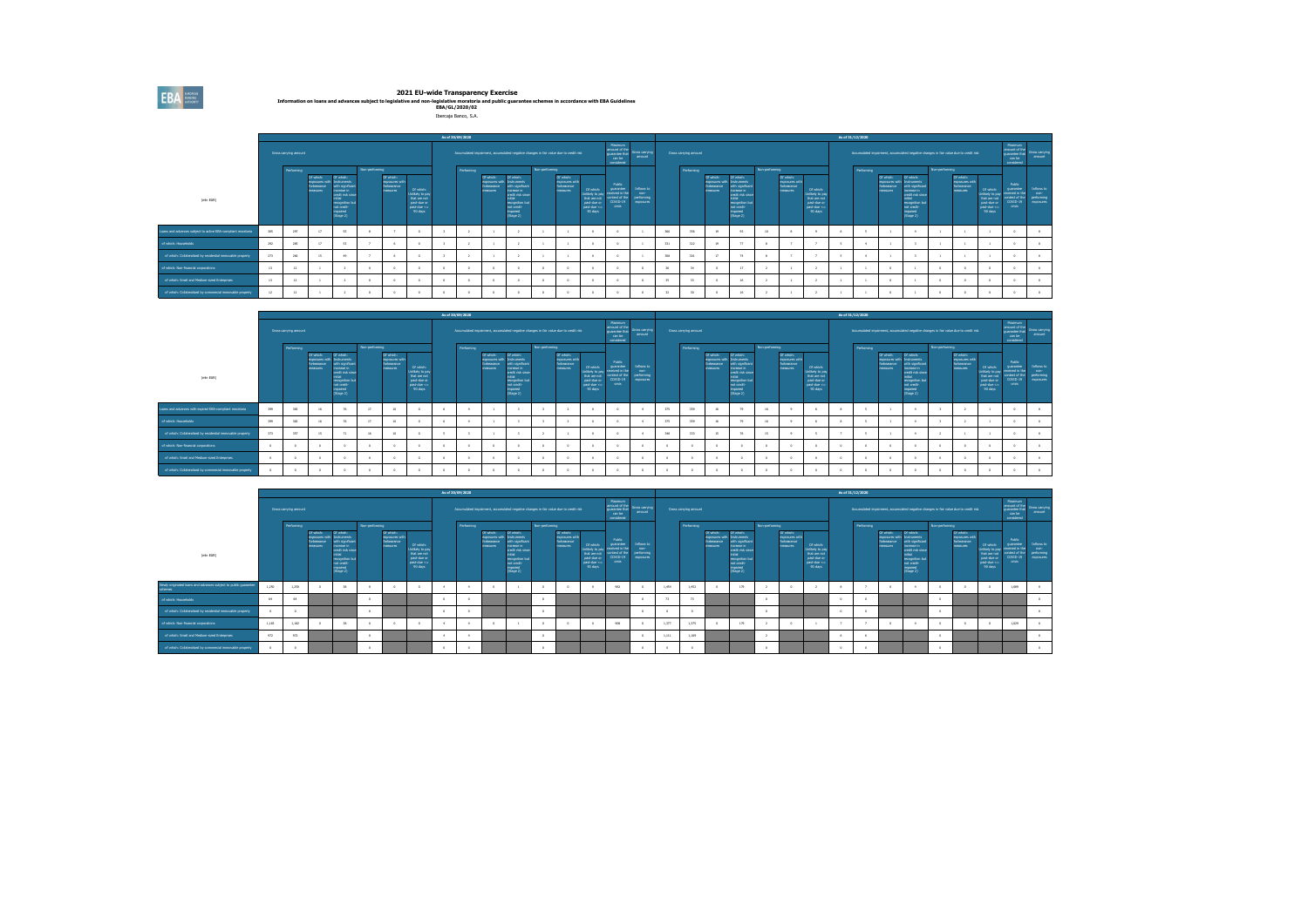# 2021 EU-wide Transparency Exercise

**Information on loans and advances subject to legislative and non-legislative moratoria and public guarantee schemes in accordance with EBA Guidelines EBA/GL/2020/02**

Ibercaja Banco, S.A.

| (mln EUR) | As of 30/09/2020 | | | | | | | | | | | | | | | | As of 31/12/2020 | | | | | | | | | | | | | | | |
|---|---|---|---|---|---|---|---|---|---|---|---|---|---|---|---|---|---|---|---|---|---|---|---|---|---|---|---|---|---|---|---|
| | Gross carrying amount | | | | | | | Accumulated impairment, accumulated negative changes in fair value due to credit risk | | | | | | | Maximum amount of the guarantee that can be considered | Gross carrying amount | Gross carrying amount | | | | | | | Accumulated impairment, accumulated negative changes in fair value due to credit risk | | | | | | | Maximum amount of the guarantee that can be considered | Gross carrying amount |
| | | Performing | | | Non-performing | | | | Performing | | | Non-performing | | | | | | Performing | | | Non-performing | | | | Performing | | | Non-performing | | | | |
| | | | Of which: exposures with forbearance measures | Of which: Instruments with significant increase in credit risk since initial recognition but not credit-impaired (Stage 2) | | Of which: exposures with forbearance measures | Of which: Unlikely to pay that are not past-due or past-due <= 90 days | | | Of which: exposures with forbearance measures | Of which: Instruments with significant increase in credit risk since initial recognition but not credit-impaired (Stage 2) | | Of which: exposures with forbearance measures | Of which: Unlikely to pay that are not past-due or past-due <= 90 days | Public guarantee received in the context of the COVID-19 crisis | Inflows to non-performing exposures | | | Of which: exposures with forbearance measures | Of which: Instruments with significant increase in credit risk since initial recognition but not credit-impaired (Stage 2) | | Of which: exposures with forbearance measures | Of which: Unlikely to pay that are not past-due or past-due <= 90 days | | | Of which: exposures with forbearance measures | Of which: Instruments with significant increase in credit risk since initial recognition but not credit-impaired (Stage 2) | | Of which: exposures with forbearance measures | Of which: Unlikely to pay that are not past-due or past-due <= 90 days | Public guarantee received in the context of the COVID-19 crisis | Inflows to non-performing exposures |
| Loans and advances subject to active EBA-compliant moratoria | 285 | 280 | 17 | 55 | 6 | 7 | 5 | 3 | 2 | 1 | 2 | 1 | 1 | 0 | 0 | 1 | 568 | 556 | 18 | 93 | 10 | 8 | 9 | 6 | 5 | 1 | 4 | 1 | 1 | 1 | 0 | 0 |
| of which: Households | 262 | 249 | 17 | 53 | 7 | 6 | 6 | 3 | 2 | 1 | 2 | 1 | 1 | 0 | 0 | 1 | 511 | 522 | 18 | 77 | 8 | 7 | 7 | 5 | 4 | 1 | 3 | 1 | 1 | 1 | 0 | 0 |
| of which: Collateralised by residential immovable property | 273 | 266 | 16 | 49 | 7 | 6 | 6 | 3 | 2 | 1 | 2 | 1 | 1 | 0 | 0 | 1 | 504 | 516 | 17 | 74 | 8 | 7 | 7 | 5 | 4 | 1 | 3 | 1 | 1 | 1 | 0 | 0 |
| of which: Non-financial corporations | 13 | 13 | 1 | 2 | 0 | 0 | 0 | 0 | 0 | 0 | 0 | 0 | 0 | 0 | 0 | 0 | 56 | 54 | 0 | 17 | 2 | 1 | 2 | 1 | 1 | 0 | 1 | 0 | 0 | 0 | 0 | 0 |
| of which: Small and Medium-sized Enterprises | 13 | 13 | 1 | 2 | 0 | 0 | 0 | 0 | 0 | 0 | 0 | 0 | 0 | 0 | 0 | 0 | 55 | 53 | 0 | 16 | 2 | 1 | 2 | 1 | 1 | 0 | 1 | 0 | 0 | 0 | 0 | 0 |
| of which: Collateralised by commercial immovable property | 12 | 11 | 1 | 2 | 0 | 0 | 0 | 0 | 0 | 0 | 0 | 0 | 0 | 0 | 0 | 0 | 52 | 50 | 0 | 15 | 2 | 1 | 2 | 1 | 1 | 0 | 1 | 0 | 0 | 0 | 0 | 0 |

| (mln EUR) | As of 30/09/2020 | | | | | | | | | | | | | | | | As of 31/12/2020 | | | | | | | | | | | | | | | |
|---|---|---|---|---|---|---|---|---|---|---|---|---|---|---|---|---|---|---|---|---|---|---|---|---|---|---|---|---|---|---|---|
| | Gross carrying amount | | | | | | | Accumulated impairment, accumulated negative changes in fair value due to credit risk | | | | | | | Maximum amount of the guarantee that can be considered | Gross carrying amount | Gross carrying amount | | | | | | | Accumulated impairment, accumulated negative changes in fair value due to credit risk | | | | | | | Maximum amount of the guarantee that can be considered | Gross carrying amount |
| | | Performing | | | Non-performing | | | | Performing | | | Non-performing | | | | | | Performing | | | Non-performing | | | | Performing | | | Non-performing | | | | |
| | | | Of which: exposures with forbearance measures | Of which: Instruments with significant increase in credit risk since initial recognition but not credit-impaired (Stage 2) | | Of which: exposures with forbearance measures | Of which: Unlikely to pay that are not past-due or past-due <= 90 days | | | Of which: exposures with forbearance measures | Of which: Instruments with significant increase in credit risk since initial recognition but not credit-impaired (Stage 2) | | Of which: exposures with forbearance measures | Of which: Unlikely to pay that are not past-due or past-due <= 90 days | Public guarantee received in the context of the COVID-19 crisis | Inflows to non-performing exposures | | | Of which: exposures with forbearance measures | Of which: Instruments with significant increase in credit risk since initial recognition but not credit-impaired (Stage 2) | | Of which: exposures with forbearance measures | Of which: Unlikely to pay that are not past-due or past-due <= 90 days | | | Of which: exposures with forbearance measures | Of which: Instruments with significant increase in credit risk since initial recognition but not credit-impaired (Stage 2) | | Of which: exposures with forbearance measures | Of which: Unlikely to pay that are not past-due or past-due <= 90 days | Public guarantee received in the context of the COVID-19 crisis | Inflows to non-performing exposures |
| Loans and advances with expired EBA-compliant moratoria | 399 | 380 | 16 | 75 | 17 | 16 | 5 | 6 | 4 | 1 | 3 | 3 | 2 | 0 | 0 | 4 | 375 | 359 | 16 | 79 | 16 | 9 | 6 | 8 | 5 | 1 | 4 | 3 | 2 | 1 | 0 | 0 |
| of which: Households | 399 | 380 | 16 | 75 | 17 | 16 | 5 | 6 | 4 | 1 | 3 | 3 | 2 | 0 | 0 | 4 | 375 | 359 | 16 | 79 | 16 | 9 | 6 | 8 | 5 | 1 | 4 | 3 | 2 | 1 | 0 | 0 |
| of which: Collateralised by residential immovable property | 373 | 357 | 15 | 71 | 16 | 16 | 5 | 5 | 3 | 1 | 3 | 2 | 1 | 0 | 0 | 4 | 346 | 333 | 15 | 76 | 15 | 9 | 5 | 7 | 5 | 1 | 4 | 2 | 1 | 1 | 0 | 0 |
| of which: Non-financial corporations | 0 | 0 | 0 | 0 | 0 | 0 | 0 | 0 | 0 | 0 | 0 | 0 | 0 | 0 | 0 | 0 | 0 | 0 | 0 | 0 | 0 | 0 | 0 | 0 | 0 | 0 | 0 | 0 | 0 | 0 | 0 | 0 |
| of which: Small and Medium-sized Enterprises | 0 | 0 | 0 | 0 | 0 | 0 | 0 | 0 | 0 | 0 | 0 | 0 | 0 | 0 | 0 | 0 | 0 | 0 | 0 | 0 | 0 | 0 | 0 | 0 | 0 | 0 | 0 | 0 | 0 | 0 | 0 | 0 |
| of which: Collateralised by commercial immovable property | 0 | 0 | 0 | 0 | 0 | 0 | 0 | 0 | 0 | 0 | 0 | 0 | 0 | 0 | 0 | 0 | 0 | 0 | 0 | 0 | 0 | 0 | 0 | 0 | 0 | 0 | 0 | 0 | 0 | 0 | 0 | 0 |

| (mln EUR) | As of 30/09/2020 | | | | | | | | | | | | | | | | As of 31/12/2020 | | | | | | | | | | | | | | | |
|---|---|---|---|---|---|---|---|---|---|---|---|---|---|---|---|---|---|---|---|---|---|---|---|---|---|---|---|---|---|---|---|
| | Gross carrying amount | | | | | | | Accumulated impairment, accumulated negative changes in fair value due to credit risk | | | | | | | Maximum amount of the guarantee that can be considered | Gross carrying amount | Gross carrying amount | | | | | | | Accumulated impairment, accumulated negative changes in fair value due to credit risk | | | | | | | Maximum amount of the guarantee that can be considered | Gross carrying amount |
| | | Performing | | | Non-performing | | | | Performing | | | Non-performing | | | | | | Performing | | | Non-performing | | | | Performing | | | Non-performing | | | | |
| | | | Of which: exposures with forbearance measures | Of which: Instruments with significant increase in credit risk since initial recognition but not credit-impaired (Stage 2) | | Of which: exposures with forbearance measures | Of which: Unlikely to pay that are not past-due or past-due <= 90 days | | | Of which: exposures with forbearance measures | Of which: Instruments with significant increase in credit risk since initial recognition but not credit-impaired (Stage 2) | | Of which: exposures with forbearance measures | Of which: Unlikely to pay that are not past-due or past-due <= 90 days | Public guarantee received in the context of the COVID-19 crisis | Inflows to non-performing exposures | | | Of which: exposures with forbearance measures | Of which: Instruments with significant increase in credit risk since initial recognition but not credit-impaired (Stage 2) | | Of which: exposures with forbearance measures | Of which: Unlikely to pay that are not past-due or past-due <= 90 days | | | Of which: exposures with forbearance measures | Of which: Instruments with significant increase in credit risk since initial recognition but not credit-impaired (Stage 2) | | Of which: exposures with forbearance measures | Of which: Unlikely to pay that are not past-due or past-due <= 90 days | Public guarantee received in the context of the COVID-19 crisis | Inflows to non-performing exposures |
| Newly originated loans and advances subject to public guarantee schemes | 1,250 | 1,250 | 0 | 36 | 0 | 0 | 0 | 4 | 4 | 0 | 1 | 0 | 0 | 0 | 943 | 0 | 1,454 | 1,452 | 0 | 179 | 2 | 0 | 2 | 8 | 7 | 0 | 0 | 0 | 0 | 0 | 1,069 | 0 |
| of which: Households | 64 | 64 | | | 0 | | | 0 | 0 | | | 0 | | | | 0 | 73 | 73 | | | 0 | | | 0 | 0 | | | 0 | | | | 0 |
| of which: Collateralised by residential immovable property | 0 | 0 | | | 0 | | | 0 | 0 | | | 0 | | | | 0 | 0 | 0 | | | 0 | | | 0 | 0 | | | 0 | | | | 0 |
| of which: Non-financial corporations | 1,185 | 1,185 | 0 | 36 | 0 | 0 | 0 | 4 | 4 | 0 | 1 | 0 | 0 | 0 | 908 | 0 | 1,377 | 1,376 | 0 | 179 | 2 | 0 | 1 | 7 | 7 | 0 | 0 | 0 | 0 | 0 | 1,029 | 0 |
| of which: Small and Medium-sized Enterprises | 972 | 972 | | | 0 | | | 4 | 4 | | | 0 | | | | 0 | 1,111 | 1,109 | | | 2 | | | 6 | 6 | | | 0 | | | | 0 |
| of which: Collateralised by commercial immovable property | 0 | 0 | | | 0 | | | 0 | 0 | | | 0 | | | | 0 | 0 | 0 | | | 0 | | | 0 | 0 | | | 0 | | | | 0 |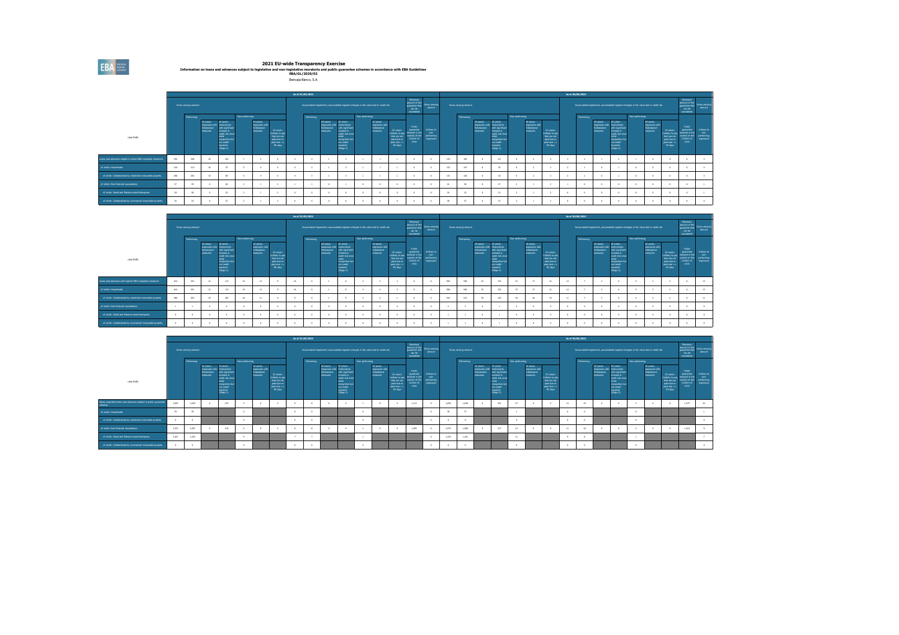# 2021 EU-wide Transparency Exercise

**Information on loans and advances subject to legislative and non-legislative moratoria and public guarantee schemes in accordance with EBA Guidelines EBA/GL/2020/02**

Ibercaja Banco, S.A.

Column key (used in all three tables below):

- **GCA**: Gross carrying amount
- **ACC**: Accumulated impairment, accumulated negative changes in fair value due to credit risk
- **Perf.**: Performing
- **NP**: Non performing
- **Forb.**: Of which: exposures with forbearance measures
- **Stage 2**: Of which: Instruments with significant increase in credit risk since initial recognition but not credit-impaired (Stage 2)
- **UTP**: Of which: Unlikely to pay that are not past-due or past-due <= 90 days
- **Max. guarantee**: Maximum amount of the guarantee that can be considered – Public guarantee received in the context of COVID-19 crisis
- **Inflows to NP**: Gross carrying amount – Inflows to non-performing exposures

The first 16 value columns are "As of 31/03/2021"; the next 16 are "As of 30/06/2021". Blank cells are shaded (not applicable) in the original.

## Table 1: Loans and advances subject to active EBA-compliant moratoria

| (mln EUR) | GCA | GCA Perf. | GCA Perf. Forb. | GCA Perf. Stage 2 | GCA NP | GCA NP Forb. | GCA NP UTP | ACC | ACC Perf. | ACC Perf. Forb. | ACC Perf. Stage 2 | ACC NP | ACC NP Forb. | ACC NP UTP | Max. guarantee | Inflows to NP | GCA | GCA Perf. | GCA Perf. Forb. | GCA Perf. Stage 2 | GCA NP | GCA NP Forb. | GCA NP UTP | ACC | ACC Perf. | ACC Perf. Forb. | ACC Perf. Stage 2 | ACC NP | ACC NP Forb. | ACC NP UTP | Max. guarantee | Inflows to NP |
|---|---|---|---|---|---|---|---|---|---|---|---|---|---|---|---|---|---|---|---|---|---|---|---|---|---|---|---|---|---|---|---|---|
| Loans and advances subject to active EBA-compliant moratoria | 355 | 348 | 16 | 163 | 7 | 0 | 6 | 4 | 4 | 1 | 3 | 1 | 1 | 1 | 0 | 0 | 193 | 186 | 8 | 63 | 8 | 2 | 5 | 3 | 2 | 1 | 1 | 1 | 0 | 0 | 0 | 4 |
| of which: Households | 316 | 312 | 16 | 70 | 5 | 0 | 4 | 4 | 3 | 1 | 2 | 1 | 1 | 1 | 0 | 0 | 152 | 147 | 8 | 35 | 5 | 2 | 3 | 2 | 1 | 0 | 1 | 0 | 0 | 0 | 0 | 3 |
| of which: Collateralised by residential immovable property | 296 | 292 | 15 | 68 | 5 | 0 | 4 | 4 | 3 | 1 | 2 | 1 | 1 | 1 | 0 | 0 | 143 | 138 | 8 | 32 | 5 | 2 | 3 | 2 | 1 | 0 | 1 | 0 | 0 | 0 | 0 | 2 |
| of which: Non-financial corporations | 37 | 35 | 0 | 28 | 2 | 1 | 2 | 1 | 1 | 0 | 1 | 0 | 0 | 0 | 0 | 0 | 41 | 38 | 0 | 27 | 2 | 1 | 2 | 1 | 0 | 0 | 0 | 0 | 0 | 0 | 0 | 1 |
| of which: Small and Medium-sized Enterprises | 36 | 34 | 0 | 22 | 2 | 1 | 2 | 0 | 0 | 0 | 0 | 0 | 0 | 0 | 0 | 0 | 39 | 36 | 0 | 21 | 2 | 1 | 2 | 0 | 0 | 0 | 0 | 0 | 0 | 0 | 0 | 1 |
| of which: Collateralised by commercial immovable property | 35 | 33 | 0 | 27 | 2 | 1 | 2 | 0 | 0 | 0 | 0 | 0 | 0 | 0 | 0 | 0 | 39 | 37 | 0 | 27 | 2 | 1 | 2 | 0 | 0 | 0 | 0 | 0 | 0 | 0 | 0 | 0 |

## Table 2: Loans and advances with expired EBA-compliant moratoria

| (mln EUR) | GCA | GCA Perf. | GCA Perf. Forb. | GCA Perf. Stage 2 | GCA NP | GCA NP Forb. | GCA NP UTP | ACC | ACC Perf. | ACC Perf. Forb. | ACC Perf. Stage 2 | ACC NP | ACC NP Forb. | ACC NP UTP | Max. guarantee | Inflows to NP | GCA | GCA Perf. | GCA Perf. Forb. | GCA Perf. Stage 2 | GCA NP | GCA NP Forb. | GCA NP UTP | ACC | ACC Perf. | ACC Perf. Forb. | ACC Perf. Stage 2 | ACC NP | ACC NP Forb. | ACC NP UTP | Max. guarantee | Inflows to NP |
|---|---|---|---|---|---|---|---|---|---|---|---|---|---|---|---|---|---|---|---|---|---|---|---|---|---|---|---|---|---|---|---|---|
| Loans and advances with expired EBA-compliant moratoria | 410 | 391 | 21 | 113 | 19 | 12 | 9 | 10 | 6 | 1 | 6 | 4 | 3 | 2 | 0 | 0 | 982 | 946 | 52 | 153 | 55 | 17 | 21 | 12 | 7 | 2 | 4 | 5 | 2 | 2 | 0 | 13 |
| of which: Households | 410 | 391 | 21 | 113 | 19 | 12 | 9 | 10 | 6 | 1 | 6 | 4 | 2 | 2 | 0 | 0 | 980 | 946 | 52 | 152 | 55 | 17 | 21 | 12 | 7 | 2 | 4 | 5 | 2 | 2 | 0 | 13 |
| of which: Collateralised by residential immovable property | 380 | 363 | 19 | 105 | 18 | 11 | 9 | 9 | 6 | 1 | 5 | 3 | 3 | 1 | 0 | 0 | 542 | 513 | 50 | 141 | 51 | 16 | 19 | 11 | 7 | 2 | 4 | 4 | 2 | 2 | 0 | 12 |
| of which: Non-financial corporations | 1 | 1 | 0 | 0 | 0 | 0 | 0 | 0 | 0 | 0 | 0 | 0 | 0 | 0 | 0 | 0 | 2 | 1 | 0 | 1 | 0 | 0 | 0 | 0 | 0 | 0 | 0 | 0 | 0 | 0 | 0 | 0 |
| of which: Small and Medium-sized Enterprises | 0 | 0 | 0 | 0 | 0 | 0 | 0 | 0 | 0 | 0 | 0 | 0 | 0 | 0 | 0 | 0 | 1 | 1 | 0 | 1 | 0 | 0 | 0 | 0 | 0 | 0 | 0 | 0 | 0 | 0 | 0 | 0 |
| of which: Collateralised by commercial immovable property | 0 | 0 | 0 | 0 | 0 | 0 | 0 | 0 | 0 | 0 | 0 | 0 | 0 | 0 | 0 | 0 | 1 | 1 | 0 | 1 | 0 | 0 | 0 | 0 | 0 | 0 | 0 | 0 | 0 | 0 | 0 | 0 |

## Table 3: Newly originated loans and advances subject to public guarantee schemes

| (mln EUR) | GCA | GCA Perf. | GCA Perf. Forb. | GCA Perf. Stage 2 | GCA NP | GCA NP Forb. | GCA NP UTP | ACC | ACC Perf. | ACC Perf. Forb. | ACC Perf. Stage 2 | ACC NP | ACC NP Forb. | ACC NP UTP | Max. guarantee | Inflows to NP | GCA | GCA Perf. | GCA Perf. Forb. | GCA Perf. Stage 2 | GCA NP | GCA NP Forb. | GCA NP UTP | ACC | ACC Perf. | ACC Perf. Forb. | ACC Perf. Stage 2 | ACC NP | ACC NP Forb. | ACC NP UTP | Max. guarantee | Inflows to NP |
|---|---|---|---|---|---|---|---|---|---|---|---|---|---|---|---|---|---|---|---|---|---|---|---|---|---|---|---|---|---|---|---|---|
| Newly originated loans and advances subject to public guarantee schemes | 1,654 | 1,648 | 0 | 224 | 5 | 0 | 2 | 9 | 8 | 0 | 4 | 1 | 0 | 0 | 1,313 | 0 | 1,656 | 1,640 | 0 | 232 | 15 | 0 | 5 | 12 | 10 | 0 | 0 | 2 | 0 | 0 | 1,275 | 10 |
| of which: Households | 78 | 78 | | | 0 | | | 0 | 0 | | | 0 | | | | 0 | 78 | 77 | | | 1 | | | 0 | 0 | | | 0 | | | | 1 |
| of which: Collateralised by residential immovable property | 0 | 0 | | | 0 | | | 0 | 0 | | | 0 | | | | 0 | 0 | 0 | | | 0 | | | 0 | 0 | | | 0 | | | | 0 |
| of which: Non-financial corporations | 1,572 | 1,567 | 0 | 219 | 5 | 0 | 2 | 9 | 8 | 0 | 4 | 1 | 0 | 0 | 1,083 | 0 | 1,578 | 1,564 | 0 | 227 | 14 | 0 | 5 | 11 | 10 | 0 | 0 | 2 | 0 | 0 | 1,210 | 9 |
| of which: Small and Medium-sized Enterprises | 1,267 | 1,263 | | | 5 | | | 7 | 7 | | | 1 | | | | 0 | 1,272 | 1,259 | | | 12 | | | 9 | 8 | | | 1 | | | | 7 |
| of which: Collateralised by commercial immovable property | 0 | 0 | | | 0 | | | 0 | 0 | | | 0 | | | | 0 | 0 | 0 | | | 0 | | | 0 | 0 | | | 0 | | | | 0 |